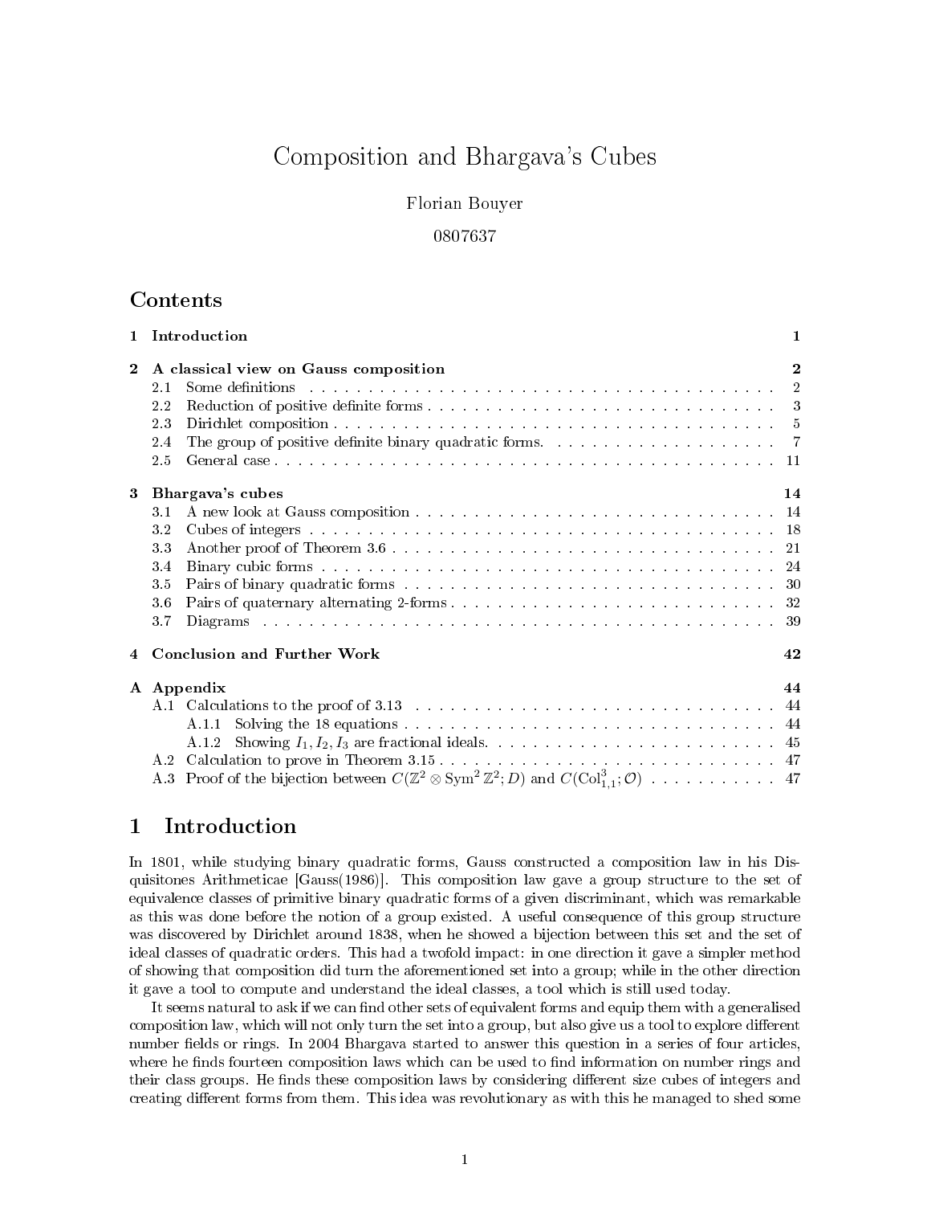# Composition and Bhargava's Cubes

Florian Bouyer

0807637

## Contents

- 1 Introduction — 1
- 2 A classical view on Gauss composition — 2
  - 2.1 Some definitions — 2
  - 2.2 Reduction of positive definite forms — 3
  - 2.3 Dirichlet composition — 5
  - 2.4 The group of positive definite binary quadratic forms. — 7
  - 2.5 General case — 11
- 3 Bhargava's cubes — 14
  - 3.1 A new look at Gauss composition — 14
  - 3.2 Cubes of integers — 18
  - 3.3 Another proof of Theorem 3.6 — 21
  - 3.4 Binary cubic forms — 24
  - 3.5 Pairs of binary quadratic forms — 30
  - 3.6 Pairs of quaternary alternating 2-forms — 32
  - 3.7 Diagrams — 39
- 4 Conclusion and Further Work — 42
- A Appendix — 44
  - A.1 Calculations to the proof of 3.13 — 44
    - A.1.1 Solving the 18 equations — 44
    - A.1.2 Showing $I_1, I_2, I_3$ are fractional ideals. — 45
  - A.2 Calculation to prove in Theorem 3.15 — 47
  - A.3 Proof of the bijection between $C(\mathbb{Z}^2 \otimes \mathrm{Sym}^2\,\mathbb{Z}^2; D)$ and $C(\mathrm{Col}^3_{1,1}; \mathcal{O})$ — 47

## 1 Introduction

In 1801, while studying binary quadratic forms, Gauss constructed a composition law in his Disquisitones Arithmeticae [Gauss(1986)]. This composition law gave a group structure to the set of equivalence classes of primitive binary quadratic forms of a given discriminant, which was remarkable as this was done before the notion of a group existed. A useful consequence of this group structure was discovered by Dirichlet around 1838, when he showed a bijection between this set and the set of ideal classes of quadratic orders. This had a twofold impact: in one direction it gave a simpler method of showing that composition did turn the aforementioned set into a group; while in the other direction it gave a tool to compute and understand the ideal classes, a tool which is still used today.

It seems natural to ask if we can find other sets of equivalent forms and equip them with a generalised composition law, which will not only turn the set into a group, but also give us a tool to explore different number fields or rings. In 2004 Bhargava started to answer this question in a series of four articles, where he finds fourteen composition laws which can be used to find information on number rings and their class groups. He finds these composition laws by considering different size cubes of integers and creating different forms from them. This idea was revolutionary as with this he managed to shed some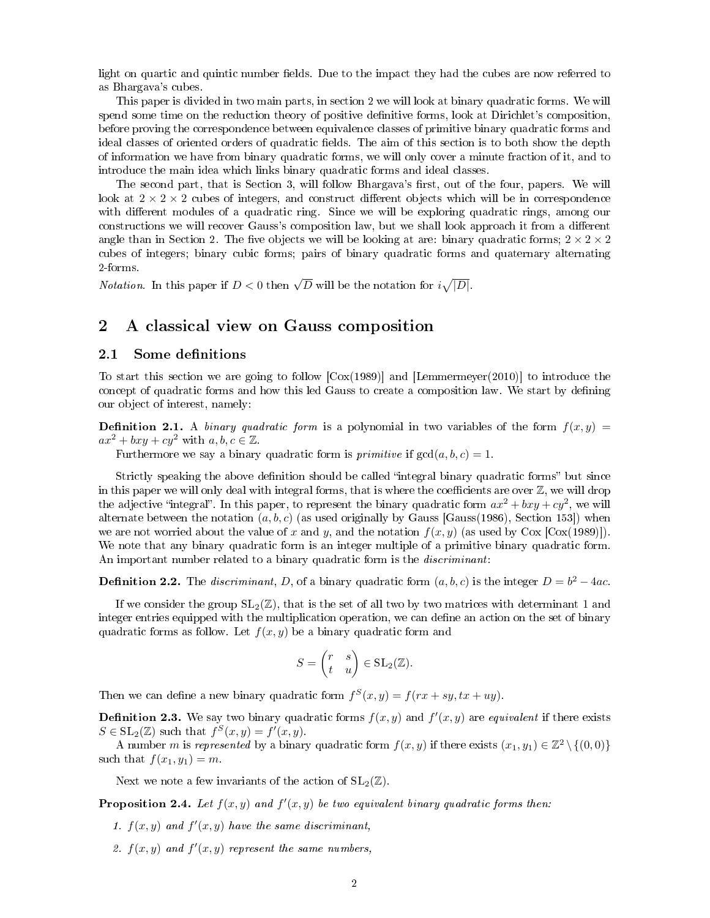light on quartic and quintic number fields. Due to the impact they had the cubes are now referred to as Bhargava's cubes.

This paper is divided in two main parts, in section 2 we will look at binary quadratic forms. We will spend some time on the reduction theory of positive definitive forms, look at Dirichlet's composition, before proving the correspondence between equivalence classes of primitive binary quadratic forms and ideal classes of oriented orders of quadratic fields. The aim of this section is to both show the depth of information we have from binary quadratic forms, we will only cover a minute fraction of it, and to introduce the main idea which links binary quadratic forms and ideal classes.

The second part, that is Section 3, will follow Bhargava's first, out of the four, papers. We will look at $2 \times 2 \times 2$ cubes of integers, and construct different objects which will be in correspondence with different modules of a quadratic ring. Since we will be exploring quadratic rings, among our constructions we will recover Gauss's composition law, but we shall look approach it from a different angle than in Section 2. The five objects we will be looking at are: binary quadratic forms; $2 \times 2 \times 2$ cubes of integers; binary cubic forms; pairs of binary quadratic forms and quaternary alternating 2-forms.

*Notation.* In this paper if $D < 0$ then $\sqrt{D}$ will be the notation for $i\sqrt{|D|}$.

## 2 A classical view on Gauss composition

### 2.1 Some definitions

To start this section we are going to follow [Cox(1989)] and [Lemmermeyer(2010)] to introduce the concept of quadratic forms and how this led Gauss to create a composition law. We start by defining our object of interest, namely:

**Definition 2.1.** A *binary quadratic form* is a polynomial in two variables of the form $f(x, y) = ax^2 + bxy + cy^2$ with $a, b, c \in \mathbb{Z}$.

Furthermore we say a binary quadratic form is *primitive* if $\gcd(a, b, c) = 1$.

Strictly speaking the above definition should be called "integral binary quadratic forms" but since in this paper we will only deal with integral forms, that is where the coefficients are over $\mathbb{Z}$, we will drop the adjective "integral". In this paper, to represent the binary quadratic form $ax^2 + bxy + cy^2$, we will alternate between the notation $(a, b, c)$ (as used originally by Gauss [Gauss(1986), Section 153]) when we are not worried about the value of $x$ and $y$, and the notation $f(x, y)$ (as used by Cox [Cox(1989)]). We note that any binary quadratic form is an integer multiple of a primitive binary quadratic form. An important number related to a binary quadratic form is the *discriminant*:

**Definition 2.2.** The *discriminant*, $D$, of a binary quadratic form $(a, b, c)$ is the integer $D = b^2 - 4ac$.

If we consider the group $\mathrm{SL}_2(\mathbb{Z})$, that is the set of all two by two matrices with determinant 1 and integer entries equipped with the multiplication operation, we can define an action on the set of binary quadratic forms as follow. Let $f(x, y)$ be a binary quadratic form and

$$S = \begin{pmatrix} r & s \\ t & u \end{pmatrix} \in \mathrm{SL}_2(\mathbb{Z}).$$

Then we can define a new binary quadratic form $f^S(x, y) = f(rx + sy, tx + uy)$.

**Definition 2.3.** We say two binary quadratic forms $f(x, y)$ and $f'(x, y)$ are *equivalent* if there exists $S \in \mathrm{SL}_2(\mathbb{Z})$ such that $f^S(x, y) = f'(x, y)$.

A number $m$ is *represented* by a binary quadratic form $f(x, y)$ if there exists $(x_1, y_1) \in \mathbb{Z}^2 \setminus \{(0, 0)\}$ such that $f(x_1, y_1) = m$.

Next we note a few invariants of the action of $\mathrm{SL}_2(\mathbb{Z})$.

**Proposition 2.4.** *Let $f(x, y)$ and $f'(x, y)$ be two equivalent binary quadratic forms then:*

1. *$f(x, y)$ and $f'(x, y)$ have the same discriminant,*
2. *$f(x, y)$ and $f'(x, y)$ represent the same numbers,*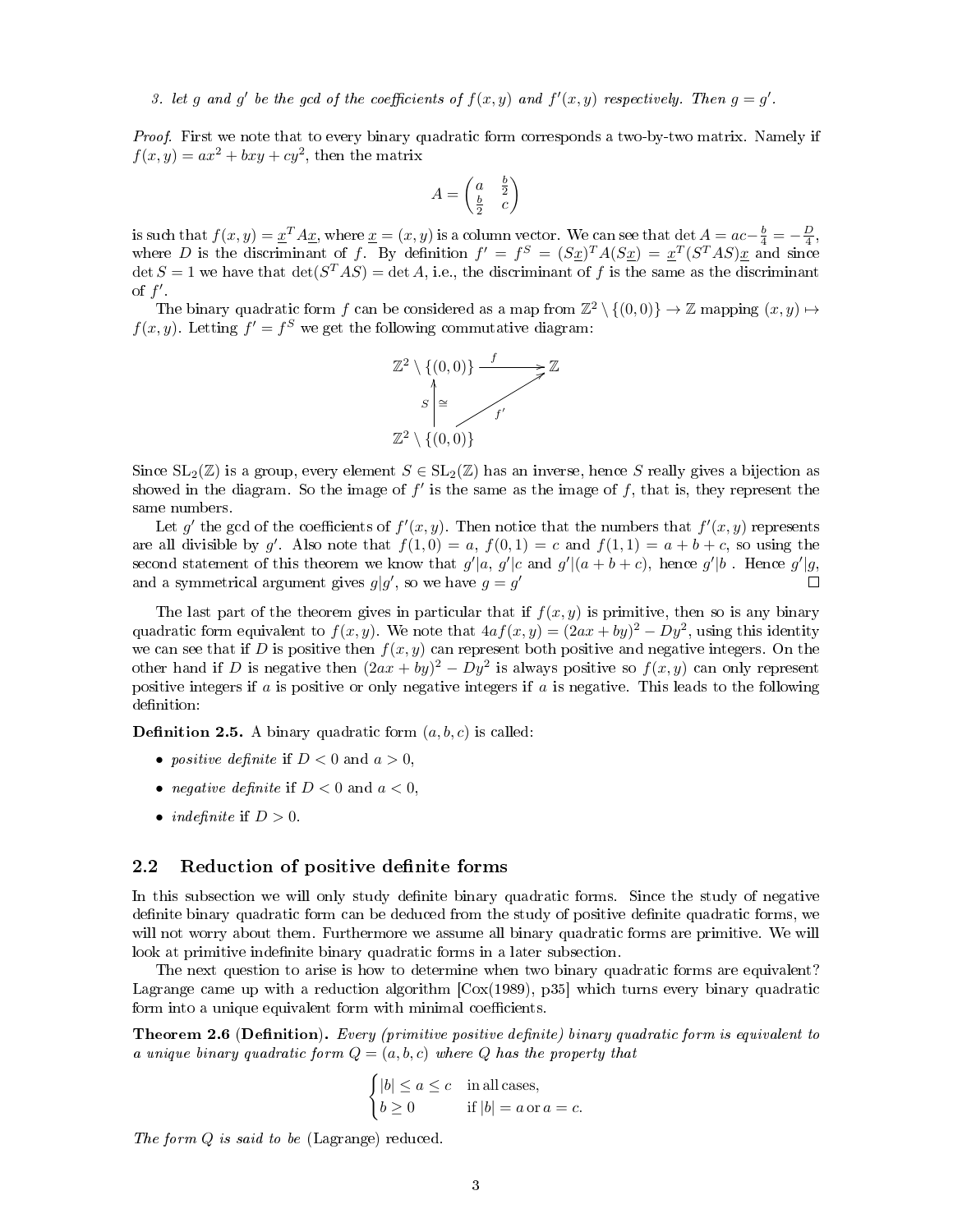*3. let $g$ and $g'$ be the gcd of the coefficients of $f(x,y)$ and $f'(x,y)$ respectively. Then $g = g'$.*

*Proof.* First we note that to every binary quadratic form corresponds a two-by-two matrix. Namely if $f(x,y) = ax^2 + bxy + cy^2$, then the matrix

$$A = \begin{pmatrix} a & \frac{b}{2} \\ \frac{b}{2} & c \end{pmatrix}$$

is such that $f(x,y) = \underline{x}^T A \underline{x}$, where $\underline{x} = (x,y)$ is a column vector. We can see that $\det A = ac - \frac{b}{4} = -\frac{D}{4}$, where $D$ is the discriminant of $f$. By definition $f' = f^S = (S\underline{x})^T A (S\underline{x}) = \underline{x}^T (S^T A S)\underline{x}$ and since $\det S = 1$ we have that $\det(S^T A S) = \det A$, i.e., the discriminant of $f$ is the same as the discriminant of $f'$.

The binary quadratic form $f$ can be considered as a map from $\mathbb{Z}^2 \setminus \{(0,0)\} \to \mathbb{Z}$ mapping $(x,y) \mapsto f(x,y)$. Letting $f' = f^S$ we get the following commutative diagram:

$$\begin{array}{ccc} \mathbb{Z}^2 \setminus \{(0,0)\} & \xrightarrow{\quad f \quad} & \mathbb{Z} \\ S \uparrow \cong & \nearrow_{f'} & \\ \mathbb{Z}^2 \setminus \{(0,0)\} & & \end{array}$$

Since $\mathrm{SL}_2(\mathbb{Z})$ is a group, every element $S \in \mathrm{SL}_2(\mathbb{Z})$ has an inverse, hence $S$ really gives a bijection as showed in the diagram. So the image of $f'$ is the same as the image of $f$, that is, they represent the same numbers.

Let $g'$ the gcd of the coefficients of $f'(x,y)$. Then notice that the numbers that $f'(x,y)$ represents are all divisible by $g'$. Also note that $f(1,0) = a$, $f(0,1) = c$ and $f(1,1) = a + b + c$, so using the second statement of this theorem we know that $g'|a$, $g'|c$ and $g'|(a+b+c)$, hence $g'|b$ . Hence $g'|g$, and a symmetrical argument gives $g|g'$, so we have $g = g'$ ∎

The last part of the theorem gives in particular that if $f(x,y)$ is primitive, then so is any binary quadratic form equivalent to $f(x,y)$. We note that $4af(x,y) = (2ax + by)^2 - Dy^2$, using this identity we can see that if $D$ is positive then $f(x,y)$ can represent both positive and negative integers. On the other hand if $D$ is negative then $(2ax + by)^2 - Dy^2$ is always positive so $f(x,y)$ can only represent positive integers if $a$ is positive or only negative integers if $a$ is negative. This leads to the following definition:

**Definition 2.5.** A binary quadratic form $(a,b,c)$ is called:

- *positive definite* if $D < 0$ and $a > 0$,
- *negative definite* if $D < 0$ and $a < 0$,
- *indefinite* if $D > 0$.

## 2.2 Reduction of positive definite forms

In this subsection we will only study definite binary quadratic forms. Since the study of negative definite binary quadratic form can be deduced from the study of positive definite quadratic forms, we will not worry about them. Furthermore we assume all binary quadratic forms are primitive. We will look at primitive indefinite binary quadratic forms in a later subsection.

The next question to arise is how to determine when two binary quadratic forms are equivalent? Lagrange came up with a reduction algorithm [Cox(1989), p35] which turns every binary quadratic form into a unique equivalent form with minimal coefficients.

**Theorem 2.6 (Definition).** *Every (primitive positive definite) binary quadratic form is equivalent to a unique binary quadratic form $Q = (a,b,c)$ where $Q$ has the property that*

$$\begin{cases} |b| \leq a \leq c & \text{in all cases,} \\ b \geq 0 & \text{if } |b| = a \text{ or } a = c. \end{cases}$$

*The form $Q$ is said to be* (Lagrange) reduced.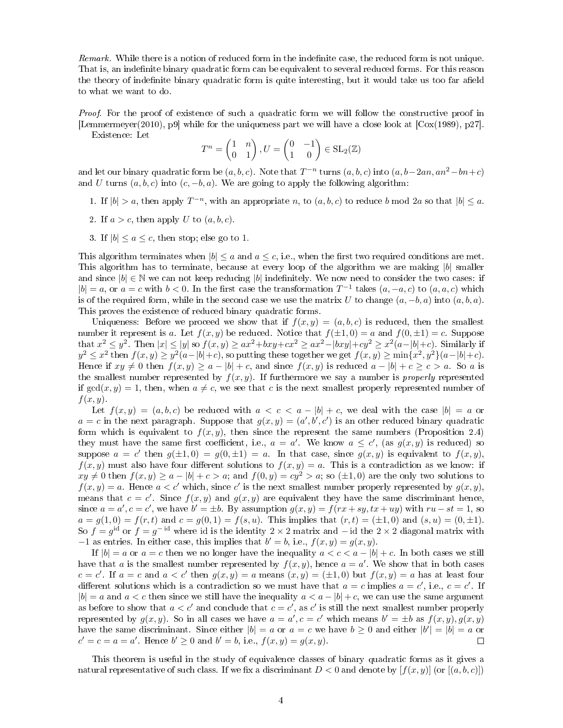*Remark.* While there is a notion of reduced form in the indefinite case, the reduced form is not unique. That is, an indefinite binary quadratic form can be equivalent to several reduced forms. For this reason the theory of indefinite binary quadratic form is quite interesting, but it would take us too far afield to what we want to do.

*Proof.* For the proof of existence of such a quadratic form we will follow the constructive proof in [Lemmermeyer(2010), p9] while for the uniqueness part we will have a close look at [Cox(1989), p27].

Existence: Let

$$T^n = \begin{pmatrix} 1 & n \\ 0 & 1 \end{pmatrix}, U = \begin{pmatrix} 0 & -1 \\ 1 & 0 \end{pmatrix} \in \mathrm{SL}_2(\mathbb{Z})$$

and let our binary quadratic form be $(a, b, c)$. Note that $T^{-n}$ turns $(a, b, c)$ into $(a, b-2an, an^2-bn+c)$ and $U$ turns $(a, b, c)$ into $(c, -b, a)$. We are going to apply the following algorithm:

1. If $|b| > a$, then apply $T^{-n}$, with an appropriate $n$, to $(a, b, c)$ to reduce $b \bmod 2a$ so that $|b| \leq a$.
2. If $a > c$, then apply $U$ to $(a, b, c)$.
3. If $|b| \leq a \leq c$, then stop; else go to 1.

This algorithm terminates when $|b| \leq a$ and $a \leq c$, i.e., when the first two required conditions are met. This algorithm has to terminate, because at every loop of the algorithm we are making $|b|$ smaller and since $|b| \in \mathbb{N}$ we can not keep reducing $|b|$ indefinitely. We now need to consider the two cases: if $|b| = a$, or $a = c$ with $b < 0$. In the first case the transformation $T^{-1}$ takes $(a, -a, c)$ to $(a, a, c)$ which is of the required form, while in the second case we use the matrix $U$ to change $(a, -b, a)$ into $(a, b, a)$. This proves the existence of reduced binary quadratic forms.

Uniqueness: Before we proceed we show that if $f(x, y) = (a, b, c)$ is reduced, then the smallest number it represent is $a$. Let $f(x, y)$ be reduced. Notice that $f(\pm1, 0) = a$ and $f(0, \pm1) = c$. Suppose that $x^2 \leq y^2$. Then $|x| \leq |y|$ so $f(x, y) \geq ax^2+bxy+cx^2 \geq ax^2-|bxy|+cy^2 \geq x^2(a-|b|+c)$. Similarly if $y^2 \leq x^2$ then $f(x, y) \geq y^2(a-|b|+c)$, so putting these together we get $f(x, y) \geq \min\{x^2, y^2\}(a-|b|+c)$. Hence if $xy \neq 0$ then $f(x, y) \geq a - |b| + c$, and since $f(x, y)$ is reduced $a - |b| + c \geq c > a$. So $a$ is the smallest number represented by $f(x, y)$. If furthermore we say a number is *properly* represented if $\gcd(x, y) = 1$, then, when $a \neq c$, we see that $c$ is the next smallest properly represented number of $f(x, y)$.

Let $f(x, y) = (a, b, c)$ be reduced with $a < c < a - |b| + c$, we deal with the case $|b| = a$ or $a = c$ in the next paragraph. Suppose that $g(x, y) = (a', b', c')$ is an other reduced binary quadratic form which is equivalent to $f(x, y)$, then since the represent the same numbers (Proposition 2.4) they must have the same first coefficient, i.e., $a = a'$. We know $a \leq c'$, (as $g(x, y)$ is reduced) so suppose $a = c'$ then $g(\pm1, 0) = g(0, \pm1) = a$. In that case, since $g(x, y)$ is equivalent to $f(x, y)$, $f(x, y)$ must also have four different solutions to $f(x, y) = a$. This is a contradiction as we know: if $xy \neq 0$ then $f(x, y) \geq a - |b| + c > a$; and $f(0, y) = cy^2 > a$; so $(\pm1, 0)$ are the only two solutions to $f(x, y) = a$. Hence $a < c'$ which, since $c'$ is the next smallest number properly represented by $g(x, y)$, means that $c = c'$. Since $f(x, y)$ and $g(x, y)$ are equivalent they have the same discriminant hence, since $a = a', c = c'$, we have $b' = \pm b$. By assumption $g(x, y) = f(rx + sy, tx + uy)$ with $ru - st = 1$, so $a = g(1, 0) = f(r, t)$ and $c = g(0, 1) = f(s, u)$. This implies that $(r, t) = (\pm1, 0)$ and $(s, u) = (0, \pm1)$. So $f = g^{\mathrm{id}}$ or $f = g^{-\mathrm{id}}$ where id is the identity $2 \times 2$ matrix and $-$id the $2 \times 2$ diagonal matrix with $-1$ as entries. In either case, this implies that $b' = b$, i.e., $f(x, y) = g(x, y)$.

If $|b| = a$ or $a = c$ then we no longer have the inequality $a < c < a - |b| + c$. In both cases we still have that $a$ is the smallest number represented by $f(x, y)$, hence $a = a'$. We show that in both cases $c = c'$. If $a = c$ and $a < c'$ then $g(x, y) = a$ means $(x, y) = (\pm1, 0)$ but $f(x, y) = a$ has at least four different solutions which is a contradiction so we must have that $a = c$ implies $a = c'$, i.e., $c = c'$. If $|b| = a$ and $a < c$ then since we still have the inequality $a < a - |b| + c$, we can use the same argument as before to show that $a < c'$ and conclude that $c = c'$, as $c'$ is still the next smallest number properly represented by $g(x, y)$. So in all cases we have $a = a', c = c'$ which means $b' = \pm b$ as $f(x, y), g(x, y)$ have the same discriminant. Since either $|b| = a$ or $a = c$ we have $b \geq 0$ and either $|b'| = |b| = a$ or $c' = c = a = a'$. Hence $b' \geq 0$ and $b' = b$, i.e., $f(x, y) = g(x, y)$. □

This theorem is useful in the study of equivalence classes of binary quadratic forms as it gives a natural representative of such class. If we fix a discriminant $D < 0$ and denote by $[f(x, y)]$ (or $[(a, b, c)]$)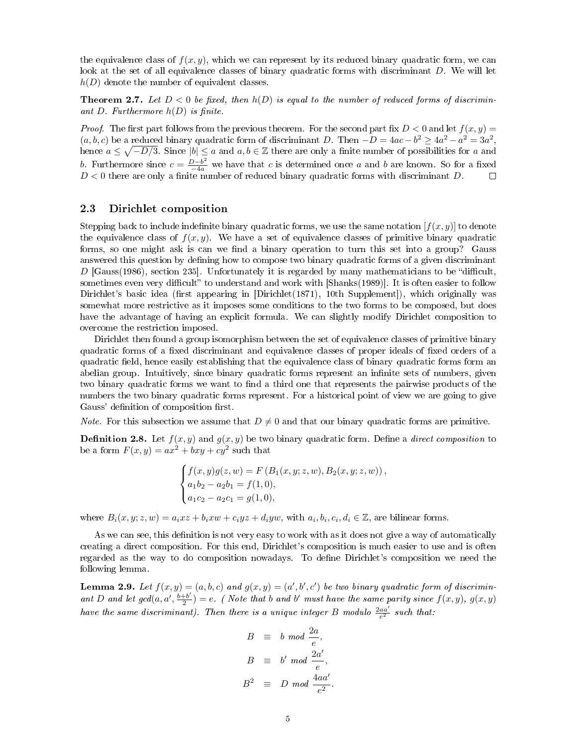the equivalence class of $f(x, y)$, which we can represent by its reduced binary quadratic form, we can look at the set of all equivalence classes of binary quadratic forms with discriminant $D$. We will let $h(D)$ denote the number of equivalent classes.

**Theorem 2.7.** *Let $D < 0$ be fixed, then $h(D)$ is equal to the number of reduced forms of discriminant $D$. Furthermore $h(D)$ is finite.*

*Proof.* The first part follows from the previous theorem. For the second part fix $D < 0$ and let $f(x, y) = (a, b, c)$ be a reduced binary quadratic form of discriminant $D$. Then $-D = 4ac - b^2 \geq 4a^2 - a^2 = 3a^2$, hence $a \leq \sqrt{-D/3}$. Since $|b| \leq a$ and $a, b \in \mathbb{Z}$ there are only a finite number of possibilities for $a$ and $b$. Furthermore since $c = \frac{D-b^2}{-4a}$ we have that $c$ is determined once $a$ and $b$ are known. So for a fixed $D < 0$ there are only a finite number of reduced binary quadratic forms with discriminant $D$. □

## 2.3 Dirichlet composition

Stepping back to include indefinite binary quadratic forms, we use the same notation $[f(x, y)]$ to denote the equivalence class of $f(x, y)$. We have a set of equivalence classes of primitive binary quadratic forms, so one might ask is can we find a binary operation to turn this set into a group? Gauss answered this question by defining how to compose two binary quadratic forms of a given discriminant $D$ [Gauss(1986), section 235]. Unfortunately it is regarded by many mathematicians to be "difficult, sometimes even very difficult" to understand and work with [Shanks(1989)]. It is often easier to follow Dirichlet's basic idea (first appearing in [Dirichlet(1871), 10th Supplement]), which originally was somewhat more restrictive as it imposes some conditions to the two forms to be composed, but does have the advantage of having an explicit formula. We can slightly modify Dirichlet composition to overcome the restriction imposed.

Dirichlet then found a group isomorphism between the set of equivalence classes of primitive binary quadratic forms of a fixed discriminant and equivalence classes of proper ideals of fixed orders of a quadratic field, hence easily establishing that the equivalence class of binary quadratic forms form an abelian group. Intuitively, since binary quadratic forms represent an infinite sets of numbers, given two binary quadratic forms we want to find a third one that represents the pairwise products of the numbers the two binary quadratic forms represent. For a historical point of view we are going to give Gauss' definition of composition first.

*Note.* For this subsection we assume that $D \neq 0$ and that our binary quadratic forms are primitive.

**Definition 2.8.** Let $f(x, y)$ and $g(x, y)$ be two binary quadratic form. Define a *direct composition* to be a form $F(x, y) = ax^2 + bxy + cy^2$ such that

$$\begin{cases} f(x,y)g(z,w) = F\left(B_1(x,y;z,w), B_2(x,y;z,w)\right), \\ a_1b_2 - a_2b_1 = f(1,0), \\ a_1c_2 - a_2c_1 = g(1,0), \end{cases}$$

where $B_i(x, y; z, w) = a_ixz + b_ixw + c_iyz + d_iyw$, with $a_i, b_i, c_i, d_i \in \mathbb{Z}$, are bilinear forms.

As we can see, this definition is not very easy to work with as it does not give a way of automatically creating a direct composition. For this end, Dirichlet's composition is much easier to use and is often regarded as the way to do composition nowadays. To define Dirichlet's composition we need the following lemma.

**Lemma 2.9.** *Let $f(x, y) = (a, b, c)$ and $g(x, y) = (a', b', c')$ be two binary quadratic form of discriminant $D$ and let $gcd(a, a', \frac{b+b'}{2}) = e$. ( Note that $b$ and $b'$ must have the same parity since $f(x, y)$, $g(x, y)$ have the same discriminant). Then there is a unique integer $B$ modulo $\frac{2aa'}{e^2}$ such that:*

$$\begin{aligned} B &\equiv b \ mod \ \frac{2a}{e}, \\ B &\equiv b' \ mod \ \frac{2a'}{e}, \\ B^2 &\equiv D \ mod \ \frac{4aa'}{e^2}. \end{aligned}$$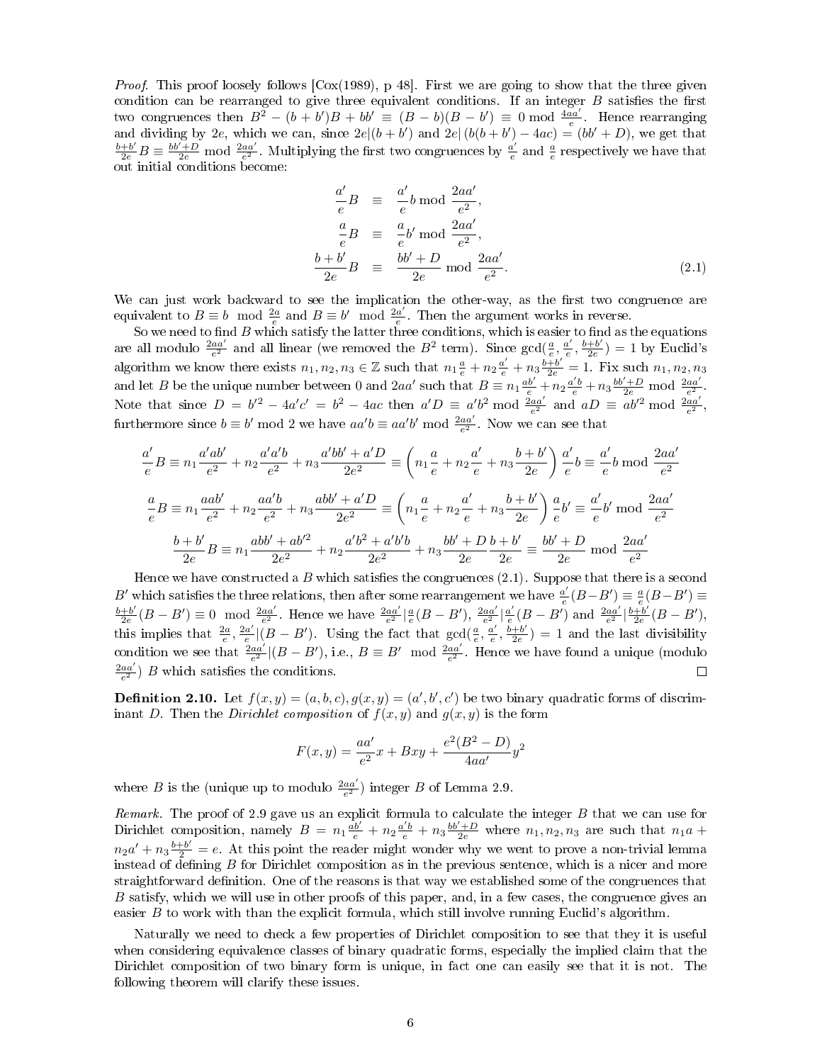*Proof.* This proof loosely follows [Cox(1989), p 48]. First we are going to show that the three given condition can be rearranged to give three equivalent conditions. If an integer $B$ satisfies the first two congruences then $B^2 - (b+b')B + bb' \equiv (B-b)(B-b') \equiv 0 \bmod \frac{4aa'}{e}$. Hence rearranging and dividing by $2e$, which we can, since $2e|(b+b')$ and $2e|\left(b(b+b')-4ac\right) = (bb'+D)$, we get that $\frac{b+b'}{2e}B \equiv \frac{bb'+D}{2e} \bmod \frac{2aa'}{e^2}$. Multiplying the first two congruences by $\frac{a'}{e}$ and $\frac{a}{e}$ respectively we have that out initial conditions become:

$$\begin{aligned} \frac{a'}{e}B &\equiv \frac{a'}{e}b \bmod \frac{2aa'}{e^2}, \\ \frac{a}{e}B &\equiv \frac{a}{e}b' \bmod \frac{2aa'}{e^2}, \\ \frac{b+b'}{2e}B &\equiv \frac{bb'+D}{2e} \bmod \frac{2aa'}{e^2}. \end{aligned} \tag{2.1}$$

We can just work backward to see the implication the other-way, as the first two congruence are equivalent to $B \equiv b \mod \frac{2a}{e}$ and $B \equiv b' \mod \frac{2a'}{e}$. Then the argument works in reverse.

So we need to find $B$ which satisfy the latter three conditions, which is easier to find as the equations are all modulo $\frac{2aa'}{e^2}$ and all linear (we removed the $B^2$ term). Since $\gcd(\frac{a}{e}, \frac{a'}{e}, \frac{b+b'}{2e}) = 1$ by Euclid's algorithm we know there exists $n_1, n_2, n_3 \in \mathbb{Z}$ such that $n_1\frac{a}{e} + n_2\frac{a'}{e} + n_3\frac{b+b'}{2e} = 1$. Fix such $n_1, n_2, n_3$ and let $B$ be the unique number between 0 and $2aa'$ such that $B \equiv n_1\frac{ab'}{e} + n_2\frac{a'b}{e} + n_3\frac{bb'+D}{2e} \bmod \frac{2aa'}{e^2}$. Note that since $D = b'^2 - 4a'c' = b^2 - 4ac$ then $a'D \equiv a'b^2 \bmod \frac{2aa'}{e^2}$ and $aD \equiv ab'^2 \bmod \frac{2aa'}{e^2}$, furthermore since $b \equiv b' \bmod 2$ we have $aa'b \equiv aa'b' \bmod \frac{2aa'}{e^2}$. Now we can see that

$$\frac{a'}{e}B \equiv n_1\frac{a'ab'}{e^2} + n_2\frac{a'a'b}{e^2} + n_3\frac{a'bb'+a'D}{2e^2} \equiv \left(n_1\frac{a}{e} + n_2\frac{a'}{e} + n_3\frac{b+b'}{2e}\right)\frac{a'}{e}b \equiv \frac{a'}{e}b \bmod \frac{2aa'}{e^2}$$

$$\frac{a}{e}B \equiv n_1\frac{aab'}{e^2} + n_2\frac{aa'b}{e^2} + n_3\frac{abb'+a'D}{2e^2} \equiv \left(n_1\frac{a}{e} + n_2\frac{a'}{e} + n_3\frac{b+b'}{2e}\right)\frac{a}{e}b' \equiv \frac{a'}{e}b' \bmod \frac{2aa'}{e^2}$$

$$\frac{b+b'}{2e}B \equiv n_1\frac{abb'+ab'^2}{2e^2} + n_2\frac{a'b^2+a'b'b}{2e^2} + n_3\frac{bb'+D}{2e}\frac{b+b'}{2e} \equiv \frac{bb'+D}{2e} \bmod \frac{2aa'}{e^2}$$

Hence we have constructed a $B$ which satisfies the congruences (2.1). Suppose that there is a second $B'$ which satisfies the three relations, then after some rearrangement we have $\frac{a'}{e}(B-B') \equiv \frac{a}{e}(B-B') \equiv \frac{b+b'}{2e}(B-B') \equiv 0 \mod \frac{2aa'}{e^2}$. Hence we have $\frac{2aa'}{e^2}|\frac{a}{e}(B-B')$, $\frac{2aa'}{e^2}|\frac{a'}{e}(B-B')$ and $\frac{2aa'}{e^2}|\frac{b+b'}{2e}(B-B')$, this implies that $\frac{2a}{e}, \frac{2a'}{e}|(B-B')$. Using the fact that $\gcd(\frac{a}{e}, \frac{a'}{e}, \frac{b+b'}{2e}) = 1$ and the last divisibility condition we see that $\frac{2aa'}{e^2}|(B-B')$, i.e., $B \equiv B' \mod \frac{2aa'}{e^2}$. Hence we have found a unique (modulo $\frac{2aa'}{e^2}$) $B$ which satisfies the conditions. ∎

**Definition 2.10.** Let $f(x,y) = (a,b,c), g(x,y) = (a',b',c')$ be two binary quadratic forms of discriminant $D$. Then the *Dirichlet composition* of $f(x,y)$ and $g(x,y)$ is the form

$$F(x,y) = \frac{aa'}{e^2}x + Bxy + \frac{e^2(B^2-D)}{4aa'}y^2$$

where $B$ is the (unique up to modulo $\frac{2aa'}{e^2}$) integer $B$ of Lemma 2.9.

*Remark.* The proof of 2.9 gave us an explicit formula to calculate the integer $B$ that we can use for Dirichlet composition, namely $B = n_1\frac{ab'}{e} + n_2\frac{a'b}{e} + n_3\frac{bb'+D}{2e}$ where $n_1, n_2, n_3$ are such that $n_1a + n_2a' + n_3\frac{b+b'}{2} = e$. At this point the reader might wonder why we went to prove a non-trivial lemma instead of defining $B$ for Dirichlet composition as in the previous sentence, which is a nicer and more straightforward definition. One of the reasons is that way we established some of the congruences that $B$ satisfy, which we will use in other proofs of this paper, and, in a few cases, the congruence gives an easier $B$ to work with than the explicit formula, which still involve running Euclid's algorithm.

Naturally we need to check a few properties of Dirichlet composition to see that they it is useful when considering equivalence classes of binary quadratic forms, especially the implied claim that the Dirichlet composition of two binary form is unique, in fact one can easily see that it is not. The following theorem will clarify these issues.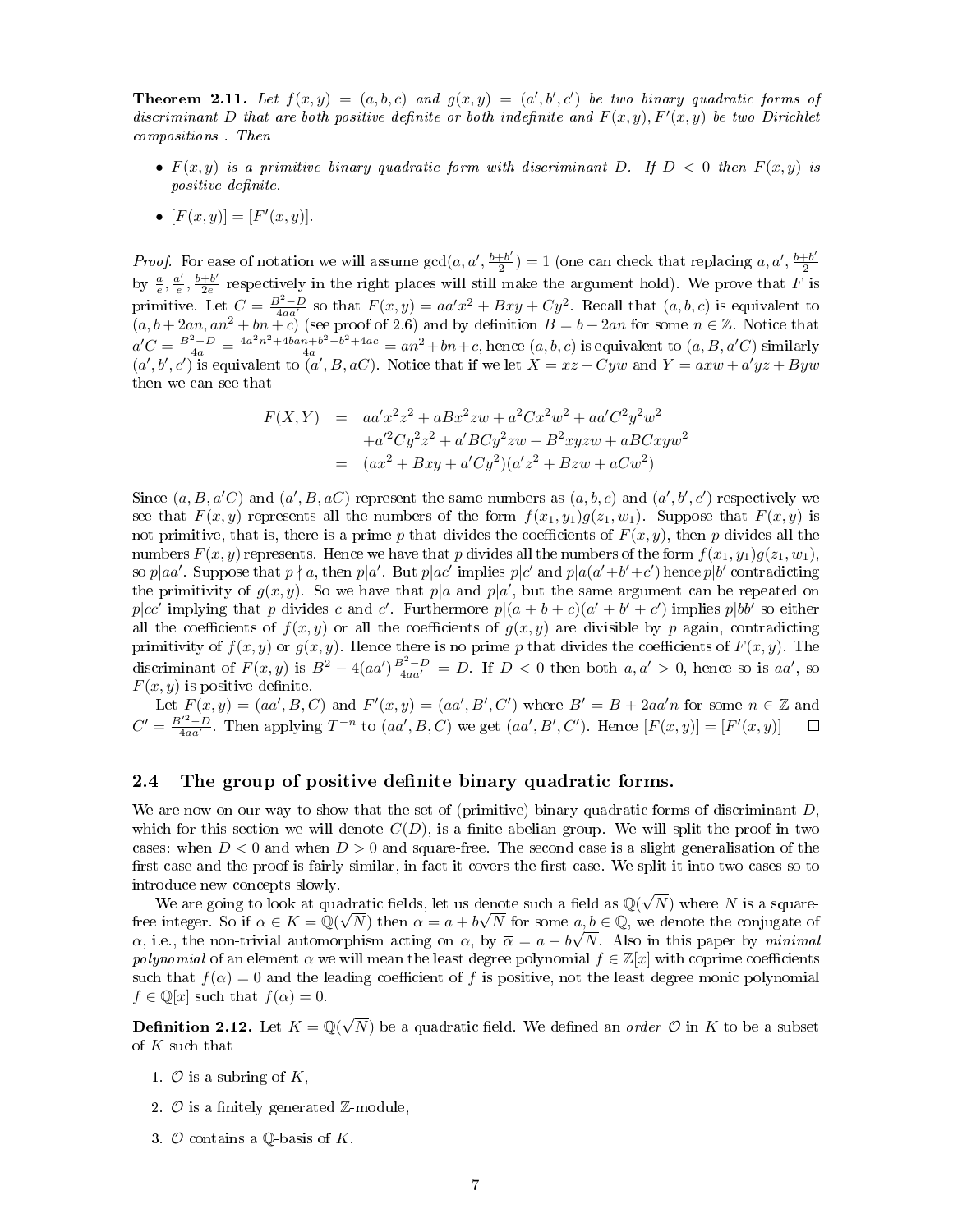**Theorem 2.11.** *Let $f(x,y) = (a,b,c)$ and $g(x,y) = (a',b',c')$ be two binary quadratic forms of discriminant $D$ that are both positive definite or both indefinite and $F(x,y), F'(x,y)$ be two Dirichlet compositions . Then*

- *$F(x,y)$ is a primitive binary quadratic form with discriminant $D$. If $D < 0$ then $F(x,y)$ is positive definite.*
- *$[F(x,y)] = [F'(x,y)]$.*

*Proof.* For ease of notation we will assume $\gcd(a, a', \frac{b+b'}{2}) = 1$ (one can check that replacing $a, a', \frac{b+b'}{2}$ by $\frac{a}{e}, \frac{a'}{e}, \frac{b+b'}{2e}$ respectively in the right places will still make the argument hold). We prove that $F$ is primitive. Let $C = \frac{B^2-D}{4aa'}$ so that $F(x,y) = aa'x^2 + Bxy + Cy^2$. Recall that $(a,b,c)$ is equivalent to $(a, b+2an, an^2+bn+c)$ (see proof of 2.6) and by definition $B = b + 2an$ for some $n \in \mathbb{Z}$. Notice that $a'C = \frac{B^2-D}{4a} = \frac{4a^2n^2+4ban+b^2-b^2+4ac}{4a} = an^2+bn+c$, hence $(a,b,c)$ is equivalent to $(a, B, a'C)$ similarly $(a',b',c')$ is equivalent to $(a', B, aC)$. Notice that if we let $X = xz - Cyw$ and $Y = axw + a'yz + Byw$ then we can see that

$$
\begin{aligned}
F(X,Y) &= aa'x^2z^2 + aBx^2zw + a^2Cx^2w^2 + aa'C^2y^2w^2 \\
&\quad + a'^2Cy^2z^2 + a'BCy^2zw + B^2xyzw + aBCxyw^2 \\
&= (ax^2 + Bxy + a'Cy^2)(a'z^2 + Bzw + aCw^2)
\end{aligned}
$$

Since $(a, B, a'C)$ and $(a', B, aC)$ represent the same numbers as $(a,b,c)$ and $(a',b',c')$ respectively we see that $F(x,y)$ represents all the numbers of the form $f(x_1,y_1)g(z_1,w_1)$. Suppose that $F(x,y)$ is not primitive, that is, there is a prime $p$ that divides the coefficients of $F(x,y)$, then $p$ divides all the numbers $F(x,y)$ represents. Hence we have that $p$ divides all the numbers of the form $f(x_1,y_1)g(z_1,w_1)$, so $p | aa'$. Suppose that $p \nmid a$, then $p | a'$. But $p | ac'$ implies $p | c'$ and $p | a(a'+b'+c')$ hence $p | b'$ contradicting the primitivity of $g(x,y)$. So we have that $p | a$ and $p | a'$, but the same argument can be repeated on $p | cc'$ implying that $p$ divides $c$ and $c'$. Furthermore $p | (a+b+c)(a'+b'+c')$ implies $p | bb'$ so either all the coefficients of $f(x,y)$ or all the coefficients of $g(x,y)$ are divisible by $p$ again, contradicting primitivity of $f(x,y)$ or $g(x,y)$. Hence there is no prime $p$ that divides the coefficients of $F(x,y)$. The discriminant of $F(x,y)$ is $B^2 - 4(aa')\frac{B^2-D}{4aa'} = D$. If $D < 0$ then both $a, a' > 0$, hence so is $aa'$, so $F(x,y)$ is positive definite.

Let $F(x,y) = (aa', B, C)$ and $F'(x,y) = (aa', B', C')$ where $B' = B + 2aa'n$ for some $n \in \mathbb{Z}$ and $C' = \frac{B'^2-D}{4aa'}$. Then applying $T^{-n}$ to $(aa', B, C)$ we get $(aa', B', C')$. Hence $[F(x,y)] = [F'(x,y)]$ $\square$

## 2.4 The group of positive definite binary quadratic forms.

We are now on our way to show that the set of (primitive) binary quadratic forms of discriminant $D$, which for this section we will denote $C(D)$, is a finite abelian group. We will split the proof in two cases: when $D < 0$ and when $D > 0$ and square-free. The second case is a slight generalisation of the first case and the proof is fairly similar, in fact it covers the first case. We split it into two cases so to introduce new concepts slowly.

We are going to look at quadratic fields, let us denote such a field as $\mathbb{Q}(\sqrt{N})$ where $N$ is a square-free integer. So if $\alpha \in K = \mathbb{Q}(\sqrt{N})$ then $\alpha = a + b\sqrt{N}$ for some $a, b \in \mathbb{Q}$, we denote the conjugate of $\alpha$, i.e., the non-trivial automorphism acting on $\alpha$, by $\overline{\alpha} = a - b\sqrt{N}$. Also in this paper by *minimal polynomial* of an element $\alpha$ we will mean the least degree polynomial $f \in \mathbb{Z}[x]$ with coprime coefficients such that $f(\alpha) = 0$ and the leading coefficient of $f$ is positive, not the least degree monic polynomial $f \in \mathbb{Q}[x]$ such that $f(\alpha) = 0$.

**Definition 2.12.** Let $K = \mathbb{Q}(\sqrt{N})$ be a quadratic field. We defined an *order* $\mathcal{O}$ in $K$ to be a subset of $K$ such that

1. $\mathcal{O}$ is a subring of $K$,
2. $\mathcal{O}$ is a finitely generated $\mathbb{Z}$-module,
3. $\mathcal{O}$ contains a $\mathbb{Q}$-basis of $K$.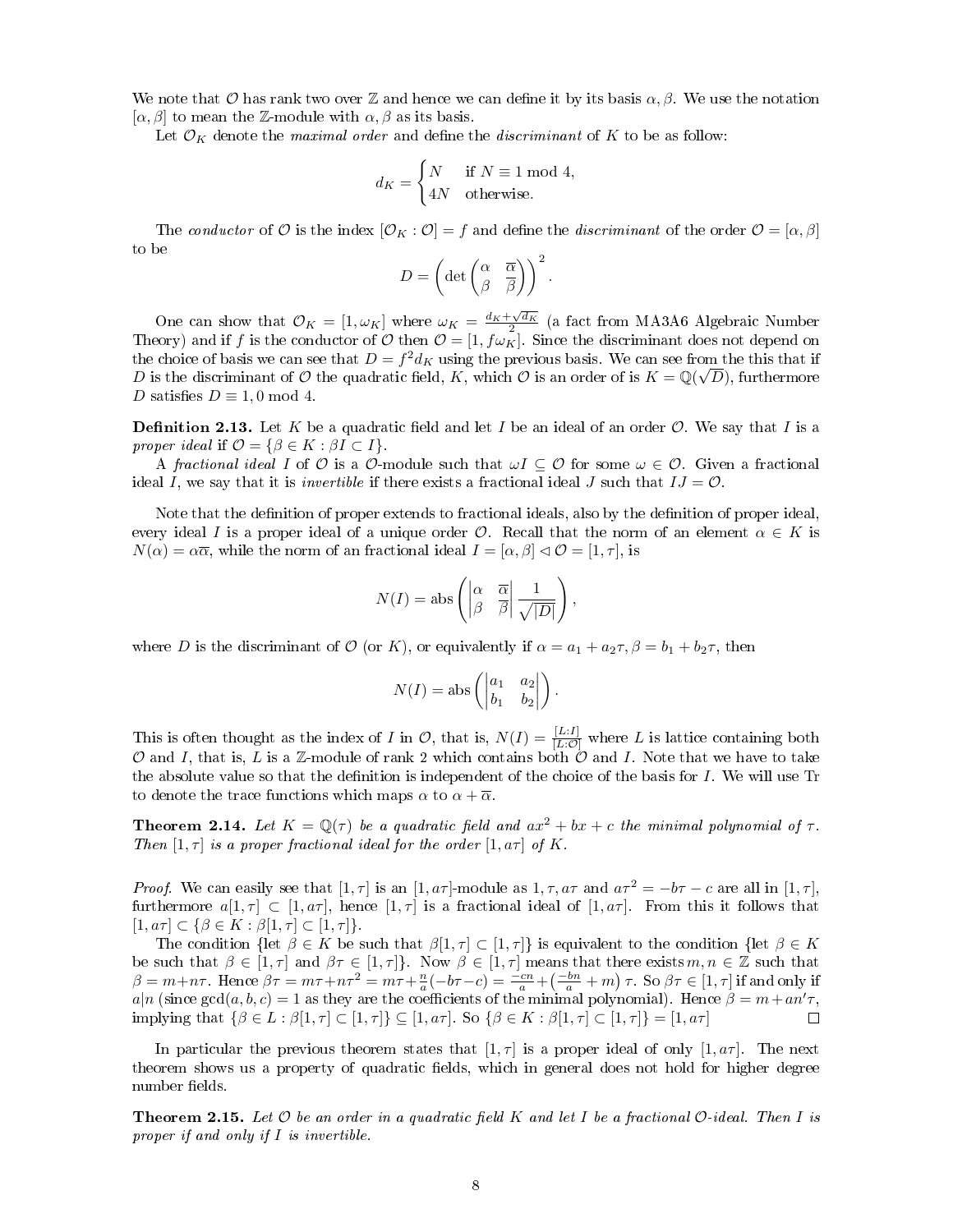We note that $\mathcal{O}$ has rank two over $\mathbb{Z}$ and hence we can define it by its basis $\alpha, \beta$. We use the notation $[\alpha, \beta]$ to mean the $\mathbb{Z}$-module with $\alpha, \beta$ as its basis.

Let $\mathcal{O}_K$ denote the *maximal order* and define the *discriminant* of $K$ to be as follow:

$$d_K = \begin{cases} N & \text{if } N \equiv 1 \bmod 4, \\ 4N & \text{otherwise.} \end{cases}$$

The *conductor* of $\mathcal{O}$ is the index $[\mathcal{O}_K : \mathcal{O}] = f$ and define the *discriminant* of the order $\mathcal{O} = [\alpha, \beta]$ to be

$$D = \left( \det \begin{pmatrix} \alpha & \overline{\alpha} \\ \beta & \overline{\beta} \end{pmatrix} \right)^2.$$

One can show that $\mathcal{O}_K = [1, \omega_K]$ where $\omega_K = \frac{d_K + \sqrt{d_K}}{2}$ (a fact from MA3A6 Algebraic Number Theory) and if $f$ is the conductor of $\mathcal{O}$ then $\mathcal{O} = [1, f\omega_K]$. Since the discriminant does not depend on the choice of basis we can see that $D = f^2 d_K$ using the previous basis. We can see from the this that if $D$ is the discriminant of $\mathcal{O}$ the quadratic field, $K$, which $\mathcal{O}$ is an order of is $K = \mathbb{Q}(\sqrt{D})$, furthermore $D$ satisfies $D \equiv 1, 0 \bmod 4$.

**Definition 2.13.** Let $K$ be a quadratic field and let $I$ be an ideal of an order $\mathcal{O}$. We say that $I$ is a *proper ideal* if $\mathcal{O} = \{\beta \in K : \beta I \subset I\}$.

A *fractional ideal* $I$ of $\mathcal{O}$ is a $\mathcal{O}$-module such that $\omega I \subseteq \mathcal{O}$ for some $\omega \in \mathcal{O}$. Given a fractional ideal $I$, we say that it is *invertible* if there exists a fractional ideal $J$ such that $IJ = \mathcal{O}$.

Note that the definition of proper extends to fractional ideals, also by the definition of proper ideal, every ideal $I$ is a proper ideal of a unique order $\mathcal{O}$. Recall that the norm of an element $\alpha \in K$ is $N(\alpha) = \alpha\overline{\alpha}$, while the norm of an fractional ideal $I = [\alpha, \beta] \lhd \mathcal{O} = [1, \tau]$, is

$$N(I) = \text{abs}\left( \begin{vmatrix} \alpha & \overline{\alpha} \\ \beta & \overline{\beta} \end{vmatrix} \frac{1}{\sqrt{|D|}} \right),$$

where $D$ is the discriminant of $\mathcal{O}$ (or $K$), or equivalently if $\alpha = a_1 + a_2\tau, \beta = b_1 + b_2\tau$, then

$$N(I) = \text{abs}\left( \begin{vmatrix} a_1 & a_2 \\ b_1 & b_2 \end{vmatrix} \right).$$

This is often thought as the index of $I$ in $\mathcal{O}$, that is, $N(I) = \frac{[L:I]}{[L:\mathcal{O}]}$ where $L$ is lattice containing both $\mathcal{O}$ and $I$, that is, $L$ is a $\mathbb{Z}$-module of rank 2 which contains both $\mathcal{O}$ and $I$. Note that we have to take the absolute value so that the definition is independent of the choice of the basis for $I$. We will use Tr to denote the trace functions which maps $\alpha$ to $\alpha + \overline{\alpha}$.

**Theorem 2.14.** *Let $K = \mathbb{Q}(\tau)$ be a quadratic field and $ax^2 + bx + c$ the minimal polynomial of $\tau$. Then $[1, \tau]$ is a proper fractional ideal for the order $[1, a\tau]$ of $K$.*

*Proof.* We can easily see that $[1, \tau]$ is an $[1, a\tau]$-module as $1, \tau, a\tau$ and $a\tau^2 = -b\tau - c$ are all in $[1, \tau]$, furthermore $a[1, \tau] \subset [1, a\tau]$, hence $[1, \tau]$ is a fractional ideal of $[1, a\tau]$. From this it follows that $[1, a\tau] \subset \{\beta \in K : \beta[1, \tau] \subset [1, \tau]\}$.

The condition {let $\beta \in K$ be such that $\beta[1, \tau] \subset [1, \tau]$} is equivalent to the condition {let $\beta \in K$ be such that $\beta \in [1, \tau]$ and $\beta\tau \in [1, \tau]$}. Now $\beta \in [1, \tau]$ means that there exists $m, n \in \mathbb{Z}$ such that $\beta = m + n\tau$. Hence $\beta\tau = m\tau + n\tau^2 = m\tau + \frac{n}{a}(-b\tau - c) = \frac{-cn}{a} + \left(\frac{-bn}{a} + m\right)\tau$. So $\beta\tau \in [1, \tau]$ if and only if $a|n$ (since $\gcd(a, b, c) = 1$ as they are the coefficients of the minimal polynomial). Hence $\beta = m + an'\tau$, implying that $\{\beta \in L : \beta[1, \tau] \subset [1, \tau]\} \subseteq [1, a\tau]$. So $\{\beta \in K : \beta[1, \tau] \subset [1, \tau]\} = [1, a\tau]$ $\square$

In particular the previous theorem states that $[1, \tau]$ is a proper ideal of only $[1, a\tau]$. The next theorem shows us a property of quadratic fields, which in general does not hold for higher degree number fields.

**Theorem 2.15.** *Let $\mathcal{O}$ be an order in a quadratic field $K$ and let $I$ be a fractional $\mathcal{O}$-ideal. Then $I$ is proper if and only if $I$ is invertible.*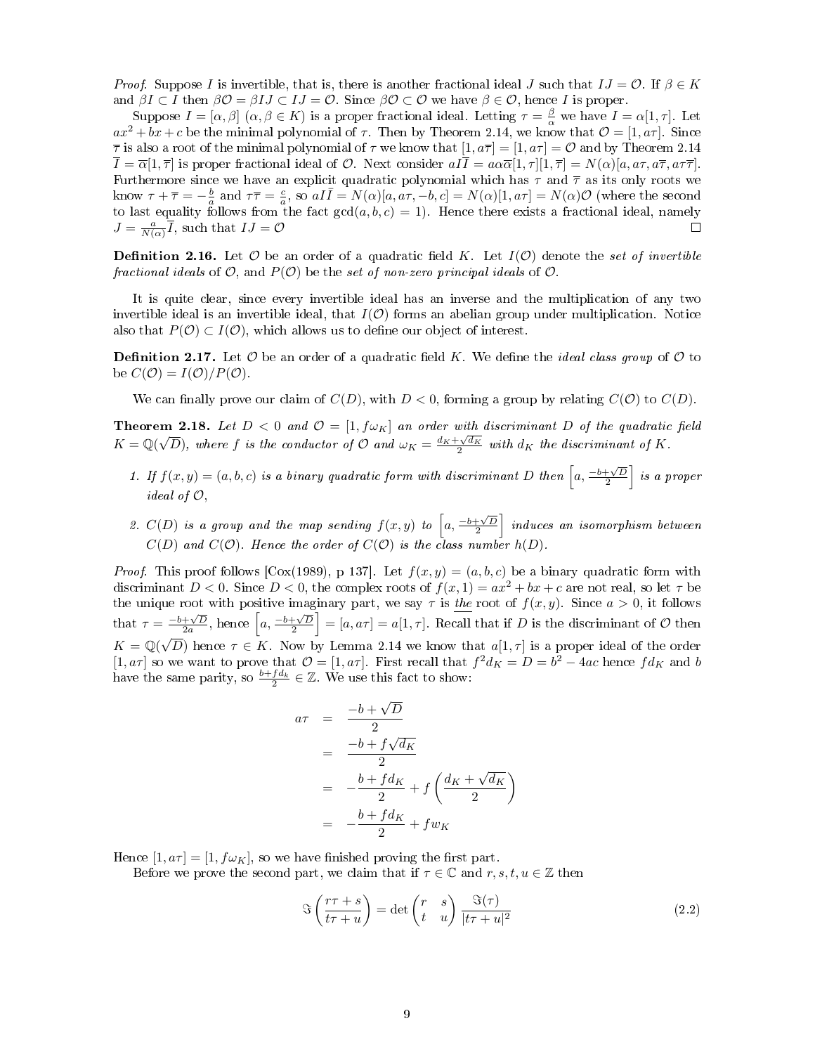*Proof.* Suppose $I$ is invertible, that is, there is another fractional ideal $J$ such that $IJ = \mathcal{O}$. If $\beta \in K$ and $\beta I \subset I$ then $\beta\mathcal{O} = \beta IJ \subset IJ = \mathcal{O}$. Since $\beta\mathcal{O} \subset \mathcal{O}$ we have $\beta \in \mathcal{O}$, hence $I$ is proper.

Suppose $I = [\alpha, \beta]$ $(\alpha, \beta \in K)$ is a proper fractional ideal. Letting $\tau = \frac{\beta}{\alpha}$ we have $I = \alpha[1, \tau]$. Let $ax^2 + bx + c$ be the minimal polynomial of $\tau$. Then by Theorem 2.14, we know that $\mathcal{O} = [1, a\tau]$. Since $\overline{\tau}$ is also a root of the minimal polynomial of $\tau$ we know that $[1, a\overline{\tau}] = [1, a\tau] = \mathcal{O}$ and by Theorem 2.14 $\overline{I} = \overline{\alpha}[1, \overline{\tau}]$ is proper fractional ideal of $\mathcal{O}$. Next consider $aI\overline{I} = a\alpha\overline{\alpha}[1, \tau][1, \overline{\tau}] = N(\alpha)[a, a\tau, a\overline{\tau}, a\tau\overline{\tau}]$. Furthermore since we have an explicit quadratic polynomial which has $\tau$ and $\overline{\tau}$ as its only roots we know $\tau + \overline{\tau} = -\frac{b}{a}$ and $\tau\overline{\tau} = \frac{c}{a}$, so $aI\overline{I} = N(\alpha)[a, a\tau, -b, c] = N(\alpha)[1, a\tau] = N(\alpha)\mathcal{O}$ (where the second to last equality follows from the fact $\gcd(a, b, c) = 1$). Hence there exists a fractional ideal, namely $J = \frac{a}{N(\alpha)}\overline{I}$, such that $IJ = \mathcal{O}$ ∎

**Definition 2.16.** Let $\mathcal{O}$ be an order of a quadratic field $K$. Let $I(\mathcal{O})$ denote the *set of invertible fractional ideals* of $\mathcal{O}$, and $P(\mathcal{O})$ be the *set of non-zero principal ideals* of $\mathcal{O}$.

It is quite clear, since every invertible ideal has an inverse and the multiplication of any two invertible ideal is an invertible ideal, that $I(\mathcal{O})$ forms an abelian group under multiplication. Notice also that $P(\mathcal{O}) \subset I(\mathcal{O})$, which allows us to define our object of interest.

**Definition 2.17.** Let $\mathcal{O}$ be an order of a quadratic field $K$. We define the *ideal class group* of $\mathcal{O}$ to be $C(\mathcal{O}) = I(\mathcal{O})/P(\mathcal{O})$.

We can finally prove our claim of $C(D)$, with $D < 0$, forming a group by relating $C(\mathcal{O})$ to $C(D)$.

**Theorem 2.18.** *Let $D < 0$ and $\mathcal{O} = [1, f\omega_K]$ an order with discriminant $D$ of the quadratic field $K = \mathbb{Q}(\sqrt{D})$, where $f$ is the conductor of $\mathcal{O}$ and $\omega_K = \frac{d_K + \sqrt{d_K}}{2}$ with $d_K$ the discriminant of $K$.*

1. *If $f(x, y) = (a, b, c)$ is a binary quadratic form with discriminant $D$ then $\left[a, \frac{-b+\sqrt{D}}{2}\right]$ is a proper ideal of $\mathcal{O}$,*
2. *$C(D)$ is a group and the map sending $f(x, y)$ to $\left[a, \frac{-b+\sqrt{D}}{2}\right]$ induces an isomorphism between $C(D)$ and $C(\mathcal{O})$. Hence the order of $C(\mathcal{O})$ is the class number $h(D)$.*

*Proof.* This proof follows [Cox(1989), p 137]. Let $f(x, y) = (a, b, c)$ be a binary quadratic form with discriminant $D < 0$. Since $D < 0$, the complex roots of $f(x, 1) = ax^2 + bx + c$ are not real, so let $\tau$ be the unique root with positive imaginary part, we say $\tau$ is *the* root of $f(x, y)$. Since $a > 0$, it follows that $\tau = \frac{-b+\sqrt{D}}{2a}$, hence $\left[a, \frac{-b+\sqrt{D}}{2}\right] = [a, a\tau] = a[1, \tau]$. Recall that if $D$ is the discriminant of $\mathcal{O}$ then $K = \mathbb{Q}(\sqrt{D})$ hence $\tau \in K$. Now by Lemma 2.14 we know that $a[1, \tau]$ is a proper ideal of the order $[1, a\tau]$ so we want to prove that $\mathcal{O} = [1, a\tau]$. First recall that $f^2 d_K = D = b^2 - 4ac$ hence $fd_K$ and $b$ have the same parity, so $\frac{b + fd_k}{2} \in \mathbb{Z}$. We use this fact to show:

$$
\begin{aligned}
a\tau &= \frac{-b + \sqrt{D}}{2} \\
&= \frac{-b + f\sqrt{d_K}}{2} \\
&= -\frac{b + fd_K}{2} + f\left(\frac{d_K + \sqrt{d_K}}{2}\right) \\
&= -\frac{b + fd_K}{2} + fw_K
\end{aligned}
$$

Hence $[1, a\tau] = [1, f\omega_K]$, so we have finished proving the first part.

Before we prove the second part, we claim that if $\tau \in \mathbb{C}$ and $r, s, t, u \in \mathbb{Z}$ then

$$
\Im\left(\frac{r\tau + s}{t\tau + u}\right) = \det\begin{pmatrix} r & s \\ t & u \end{pmatrix} \frac{\Im(\tau)}{|t\tau + u|^2} \tag{2.2}
$$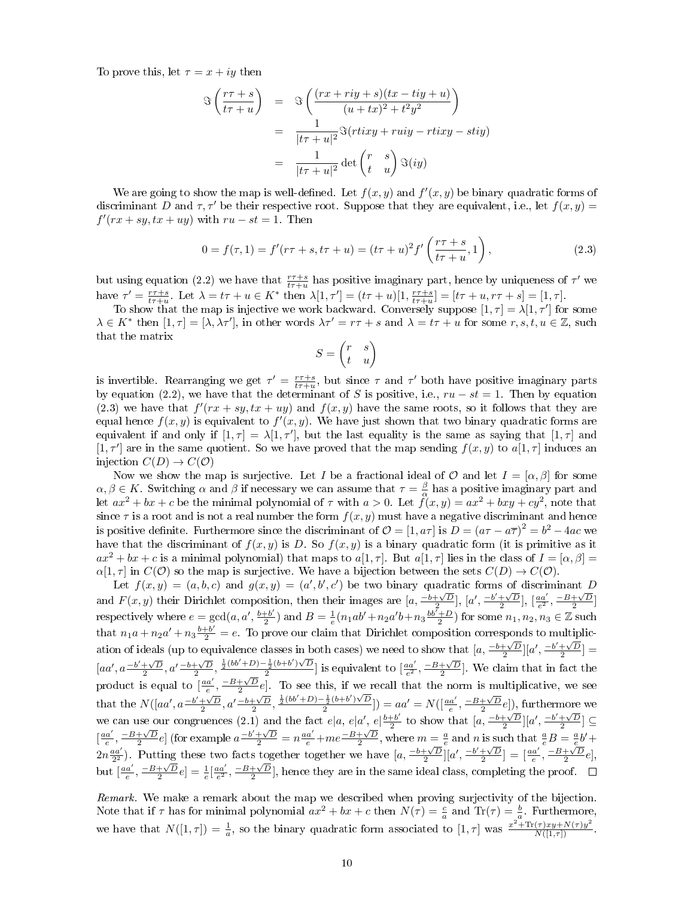To prove this, let $\tau = x + iy$ then

$$
\begin{aligned}
\Im\left(\frac{r\tau+s}{t\tau+u}\right) &= \Im\left(\frac{(rx+riy+s)(tx-tiy+u)}{(u+tx)^2+t^2y^2}\right) \\
&= \frac{1}{|t\tau+u|^2}\Im(rtixy+ruiy-rtixy-stiy) \\
&= \frac{1}{|t\tau+u|^2}\det\begin{pmatrix} r & s \\ t & u\end{pmatrix}\Im(iy)
\end{aligned}
$$

We are going to show the map is well-defined. Let $f(x,y)$ and $f'(x,y)$ be binary quadratic forms of discriminant $D$ and $\tau, \tau'$ be their respective root. Suppose that they are equivalent, i.e., let $f(x,y) = f'(rx+sy, tx+uy)$ with $ru - st = 1$. Then

$$
0 = f(\tau, 1) = f'(r\tau+s, t\tau+u) = (t\tau+u)^2 f'\left(\frac{r\tau+s}{t\tau+u}, 1\right), \tag{2.3}
$$

but using equation (2.2) we have that $\frac{r\tau+s}{t\tau+u}$ has positive imaginary part, hence by uniqueness of $\tau'$ we have $\tau' = \frac{r\tau+s}{t\tau+u}$. Let $\lambda = t\tau+u \in K^*$ then $\lambda[1,\tau'] = (t\tau+u)[1, \frac{r\tau+s}{t\tau+u}] = [t\tau+u, r\tau+s] = [1,\tau]$.

To show that the map is injective we work backward. Conversely suppose $[1,\tau] = \lambda[1,\tau']$ for some $\lambda \in K^*$ then $[1,\tau] = [\lambda, \lambda\tau']$, in other words $\lambda\tau' = r\tau+s$ and $\lambda = t\tau+u$ for some $r,s,t,u \in \mathbb{Z}$, such that the matrix

$$
S = \begin{pmatrix} r & s \\ t & u \end{pmatrix}
$$

is invertible. Rearranging we get $\tau' = \frac{r\tau+s}{t\tau+u}$, but since $\tau$ and $\tau'$ both have positive imaginary parts by equation (2.2), we have that the determinant of $S$ is positive, i.e., $ru - st = 1$. Then by equation (2.3) we have that $f'(rx+sy, tx+uy)$ and $f(x,y)$ have the same roots, so it follows that they are equal hence $f(x,y)$ is equivalent to $f'(x,y)$. We have just shown that two binary quadratic forms are equivalent if and only if $[1,\tau] = \lambda[1,\tau']$, but the last equality is the same as saying that $[1,\tau]$ and $[1,\tau']$ are in the same quotient. So we have proved that the map sending $f(x,y)$ to $a[1,\tau]$ induces an injection $C(D) \to C(\mathcal{O})$

Now we show the map is surjective. Let $I$ be a fractional ideal of $\mathcal{O}$ and let $I = [\alpha, \beta]$ for some $\alpha, \beta \in K$. Switching $\alpha$ and $\beta$ if necessary we can assume that $\tau = \frac{\beta}{\alpha}$ has a positive imaginary part and let $ax^2+bx+c$ be the minimal polynomial of $\tau$ with $a > 0$. Let $f(x,y) = ax^2+bxy+cy^2$, note that since $\tau$ is a root and is not a real number the form $f(x,y)$ must have a negative discriminant and hence is positive definite. Furthermore since the discriminant of $\mathcal{O} = [1, a\tau]$ is $D = (a\tau - a\overline{\tau})^2 = b^2 - 4ac$ we have that the discriminant of $f(x,y)$ is $D$. So $f(x,y)$ is a binary quadratic form (it is primitive as it $ax^2+bx+c$ is a minimal polynomial) that maps to $a[1,\tau]$. But $a[1,\tau]$ lies in the class of $I = [\alpha,\beta] = \alpha[1,\tau]$ in $C(\mathcal{O})$ so the map is surjective. We have a bijection between the sets $C(D) \to C(\mathcal{O})$.

Let $f(x,y) = (a,b,c)$ and $g(x,y) = (a',b',c')$ be two binary quadratic forms of discriminant $D$ and $F(x,y)$ their Dirichlet composition, then their images are $[a, \frac{-b+\sqrt{D}}{2}]$, $[a', \frac{-b'+\sqrt{D}}{2}]$, $[\frac{aa'}{e^2}, \frac{-B+\sqrt{D}}{2}]$ respectively where $e = \gcd(a, a', \frac{b+b'}{2})$ and $B = \frac{1}{e}(n_1ab' + n_2a'b + n_3\frac{bb'+D}{2})$ for some $n_1, n_2, n_3 \in \mathbb{Z}$ such that $n_1a + n_2a' + n_3\frac{b+b'}{2} = e$. To prove our claim that Dirichlet composition corresponds to multiplication of ideals (up to equivalence classes in both cases) we need to show that $[a, \frac{-b+\sqrt{D}}{2}][a', \frac{-b'+\sqrt{D}}{2}] = [aa', a\frac{-b'+\sqrt{D}}{2}, a'\frac{-b+\sqrt{D}}{2}, \frac{\frac{1}{2}(bb'+D)-\frac{1}{2}(b+b')\sqrt{D}}{2}]$ is equivalent to $[\frac{aa'}{e^2}, \frac{-B+\sqrt{D}}{2}]$. We claim that in fact the product is equal to $[\frac{aa'}{e}, \frac{-B+\sqrt{D}}{2}e]$. To see this, if we recall that the norm is multiplicative, we see that the $N([aa', a\frac{-b'+\sqrt{D}}{2}, a'\frac{-b+\sqrt{D}}{2}, \frac{\frac{1}{2}(bb'+D)-\frac{1}{2}(b+b')\sqrt{D}}{2}]) = aa' = N([\frac{aa'}{e}, \frac{-B+\sqrt{D}}{2}e])$, furthermore we we can use our congruences (2.1) and the fact $e|a$, $e|a'$, $e|\frac{b+b'}{2}$ to show that $[a, \frac{-b+\sqrt{D}}{2}][a', \frac{-b'+\sqrt{D}}{2}] \subseteq [\frac{aa'}{e}, \frac{-B+\sqrt{D}}{2}e]$ (for example $a\frac{-b'+\sqrt{D}}{2} = n\frac{aa'}{e} + me\frac{-B+\sqrt{D}}{2}$, where $m = \frac{a}{e}$ and $n$ is such that $\frac{a}{e}B = \frac{a}{e}b' + 2n\frac{aa'}{2^2}$). Putting these two facts together together we have $[a, \frac{-b+\sqrt{D}}{2}][a', \frac{-b'+\sqrt{D}}{2}] = [\frac{aa'}{e}, \frac{-B+\sqrt{D}}{2}e]$, but $[\frac{aa'}{e}, \frac{-B+\sqrt{D}}{2}e] = \frac{1}{e}[\frac{aa'}{e^2}, \frac{-B+\sqrt{D}}{2}]$, hence they are in the same ideal class, completing the proof. □

*Remark.* We make a remark about the map we described when proving surjectivity of the bijection. Note that if $\tau$ has for minimal polynomial $ax^2+bx+c$ then $N(\tau) = \frac{c}{a}$ and $\mathrm{Tr}(\tau) = \frac{b}{a}$. Furthermore, we have that $N([1,\tau]) = \frac{1}{a}$, so the binary quadratic form associated to $[1,\tau]$ was $\frac{x^2+\mathrm{Tr}(\tau)xy+N(\tau)y^2}{N([1,\tau])}$.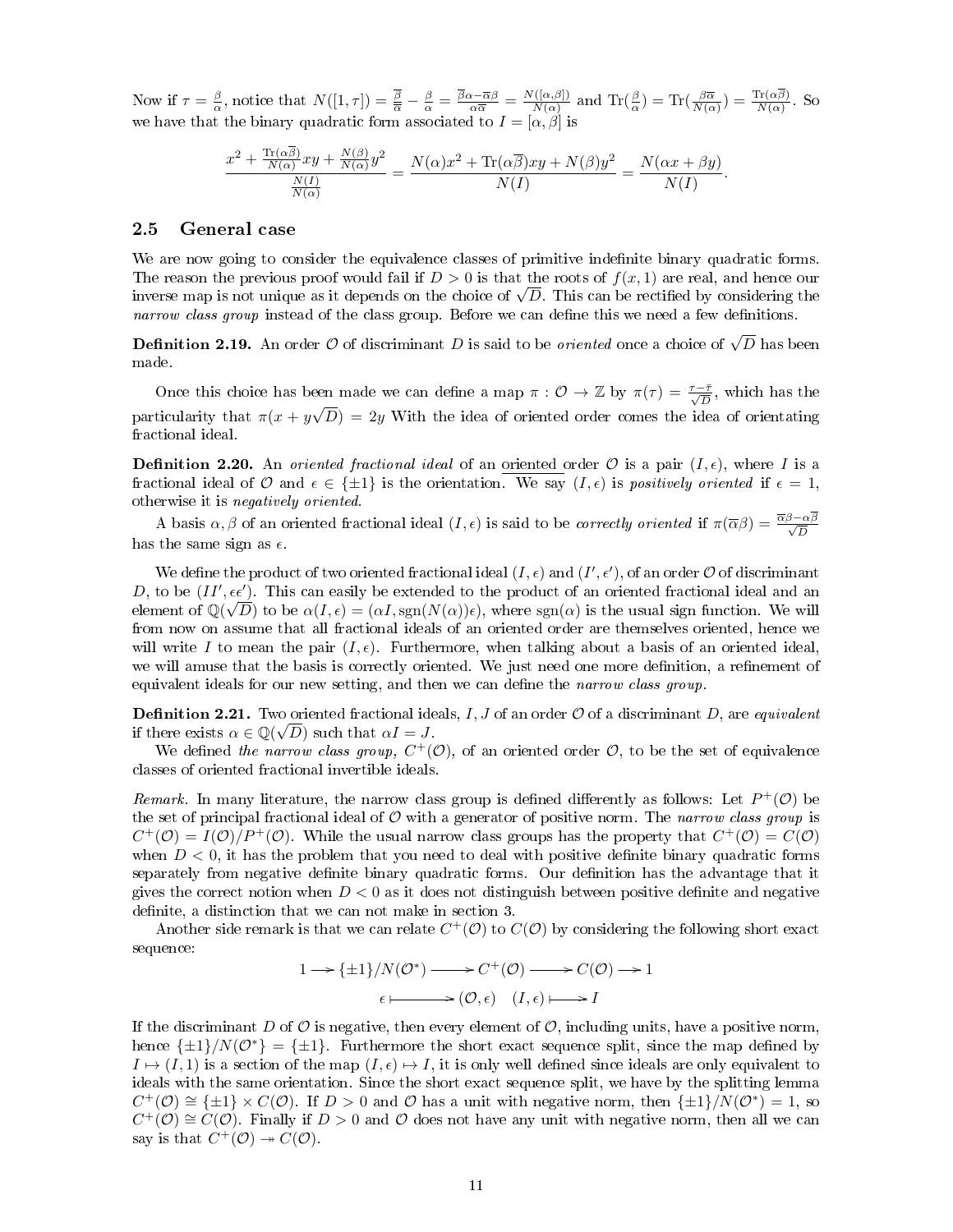Now if $\tau = \frac{\beta}{\alpha}$, notice that $N([1,\tau]) = \frac{\overline{\beta}}{\overline{\alpha}} - \frac{\beta}{\alpha} = \frac{\overline{\beta}\alpha - \overline{\alpha}\beta}{\alpha\overline{\alpha}} = \frac{N([\alpha,\beta])}{N(\alpha)}$ and $\text{Tr}(\frac{\beta}{\alpha}) = \text{Tr}(\frac{\beta\overline{\alpha}}{N(\alpha)}) = \frac{\text{Tr}(\alpha\overline{\beta})}{N(\alpha)}$. So we have that the binary quadratic form associated to $I = [\alpha, \beta]$ is

$$\frac{x^2 + \frac{\text{Tr}(\alpha\overline{\beta})}{N(\alpha)}xy + \frac{N(\beta)}{N(\alpha)}y^2}{\frac{N(I)}{N(\alpha)}} = \frac{N(\alpha)x^2 + \text{Tr}(\alpha\overline{\beta})xy + N(\beta)y^2}{N(I)} = \frac{N(\alpha x + \beta y)}{N(I)}.$$

## 2.5 General case

We are now going to consider the equivalence classes of primitive indefinite binary quadratic forms. The reason the previous proof would fail if $D > 0$ is that the roots of $f(x,1)$ are real, and hence our inverse map is not unique as it depends on the choice of $\sqrt{D}$. This can be rectified by considering the *narrow class group* instead of the class group. Before we can define this we need a few definitions.

**Definition 2.19.** An order $\mathcal{O}$ of discriminant $D$ is said to be *oriented* once a choice of $\sqrt{D}$ has been made.

Once this choice has been made we can define a map $\pi : \mathcal{O} \to \mathbb{Z}$ by $\pi(\tau) = \frac{\tau - \bar{\tau}}{\sqrt{D}}$, which has the particularity that $\pi(x + y\sqrt{D}) = 2y$ With the idea of oriented order comes the idea of orientating fractional ideal.

**Definition 2.20.** An *oriented fractional ideal* of an oriented order $\mathcal{O}$ is a pair $(I, \epsilon)$, where $I$ is a fractional ideal of $\mathcal{O}$ and $\epsilon \in \{\pm 1\}$ is the orientation. We say $(I, \epsilon)$ is *positively oriented* if $\epsilon = 1$, otherwise it is *negatively oriented*.

A basis $\alpha, \beta$ of an oriented fractional ideal $(I, \epsilon)$ is said to be *correctly oriented* if $\pi(\overline{\alpha}\beta) = \frac{\overline{\alpha}\beta - \alpha\overline{\beta}}{\sqrt{D}}$ has the same sign as $\epsilon$.

We define the product of two oriented fractional ideal $(I, \epsilon)$ and $(I', \epsilon')$, of an order $\mathcal{O}$ of discriminant $D$, to be $(II', \epsilon\epsilon')$. This can easily be extended to the product of an oriented fractional ideal and an element of $\mathbb{Q}(\sqrt{D})$ to be $\alpha(I, \epsilon) = (\alpha I, \text{sgn}(N(\alpha))\epsilon)$, where $\text{sgn}(\alpha)$ is the usual sign function. We will from now on assume that all fractional ideals of an oriented order are themselves oriented, hence we will write $I$ to mean the pair $(I, \epsilon)$. Furthermore, when talking about a basis of an oriented ideal, we will amuse that the basis is correctly oriented. We just need one more definition, a refinement of equivalent ideals for our new setting, and then we can define the *narrow class group*.

**Definition 2.21.** Two oriented fractional ideals, $I, J$ of an order $\mathcal{O}$ of a discriminant $D$, are *equivalent* if there exists $\alpha \in \mathbb{Q}(\sqrt{D})$ such that $\alpha I = J$.

We defined *the narrow class group, $C^+(\mathcal{O})$,* of an oriented order $\mathcal{O}$, to be the set of equivalence classes of oriented fractional invertible ideals.

*Remark.* In many literature, the narrow class group is defined differently as follows: Let $P^+(\mathcal{O})$ be the set of principal fractional ideal of $\mathcal{O}$ with a generator of positive norm. The *narrow class group* is $C^+(\mathcal{O}) = I(\mathcal{O})/P^+(\mathcal{O})$. While the usual narrow class groups has the property that $C^+(\mathcal{O}) = C(\mathcal{O})$ when $D < 0$, it has the problem that you need to deal with positive definite binary quadratic forms separately from negative definite binary quadratic forms. Our definition has the advantage that it gives the correct notion when $D < 0$ as it does not distinguish between positive definite and negative definite, a distinction that we can not make in section 3.

Another side remark is that we can relate $C^+(\mathcal{O})$ to $C(\mathcal{O})$ by considering the following short exact sequence:

$$\begin{array}{ccccccc} 1 \longrightarrow & \{\pm 1\}/N(\mathcal{O}^*) & \longrightarrow & C^+(\mathcal{O}) & \longrightarrow & C(\mathcal{O}) & \longrightarrow 1 \\ & \epsilon & \longmapsto & (\mathcal{O}, \epsilon) \quad (I, \epsilon) & \longmapsto & I & \end{array}$$

If the discriminant $D$ of $\mathcal{O}$ is negative, then every element of $\mathcal{O}$, including units, have a positive norm, hence $\{\pm 1\}/N(\mathcal{O}^*) = \{\pm 1\}$. Furthermore the short exact sequence split, since the map defined by $I \mapsto (I, 1)$ is a section of the map $(I, \epsilon) \mapsto I$, it is only well defined since ideals are only equivalent to ideals with the same orientation. Since the short exact sequence split, we have by the splitting lemma $C^+(\mathcal{O}) \cong \{\pm 1\} \times C(\mathcal{O})$. If $D > 0$ and $\mathcal{O}$ has a unit with negative norm, then $\{\pm 1\}/N(\mathcal{O}^*) = 1$, so $C^+(\mathcal{O}) \cong C(\mathcal{O})$. Finally if $D > 0$ and $\mathcal{O}$ does not have any unit with negative norm, then all we can say is that $C^+(\mathcal{O}) \twoheadrightarrow C(\mathcal{O})$.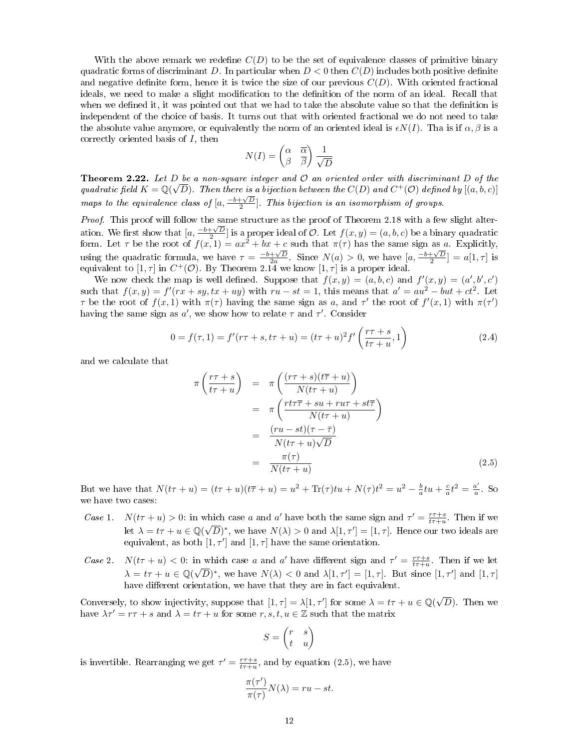With the above remark we redefine $C(D)$ to be the set of equivalence classes of primitive binary quadratic forms of discriminant $D$. In particular when $D < 0$ then $C(D)$ includes both positive definite and negative definite form, hence it is twice the size of our previous $C(D)$. With oriented fractional ideals, we need to make a slight modification to the definition of the norm of an ideal. Recall that when we defined it, it was pointed out that we had to take the absolute value so that the definition is independent of the choice of basis. It turns out that with oriented fractional we do not need to take the absolute value anymore, or equivalently the norm of an oriented ideal is $\epsilon N(I)$. Tha is if $\alpha, \beta$ is a correctly oriented basis of $I$, then

$$N(I) = \begin{pmatrix} \alpha & \overline{\alpha} \\ \beta & \overline{\beta} \end{pmatrix} \frac{1}{\sqrt{D}}$$

**Theorem 2.22.** *Let $D$ be a non-square integer and $\mathcal{O}$ an oriented order with discriminant $D$ of the quadratic field $K = \mathbb{Q}(\sqrt{D})$. Then there is a bijection between the $C(D)$ and $C^+(\mathcal{O})$ defined by $[(a, b, c)]$ maps to the equivalence class of $[a, \frac{-b+\sqrt{D}}{2}]$. This bijection is an isomorphism of groups.*

*Proof.* This proof will follow the same structure as the proof of Theorem 2.18 with a few slight alteration. We first show that $[a, \frac{-b+\sqrt{D}}{2}]$ is a proper ideal of $\mathcal{O}$. Let $f(x, y) = (a, b, c)$ be a binary quadratic form. Let $\tau$ be the root of $f(x, 1) = ax^2 + bx + c$ such that $\pi(\tau)$ has the same sign as $a$. Explicitly, using the quadratic formula, we have $\tau = \frac{-b+\sqrt{D}}{2a}$. Since $N(a) > 0$, we have $[a, \frac{-b+\sqrt{D}}{2}] = a[1, \tau]$ is equivalent to $[1, \tau]$ in $C^+(\mathcal{O})$. By Theorem 2.14 we know $[1, \tau]$ is a proper ideal.

We now check the map is well defined. Suppose that $f(x, y) = (a, b, c)$ and $f'(x, y) = (a', b', c')$ such that $f(x, y) = f'(rx + sy, tx + uy)$ with $ru - st = 1$, this means that $a' = au^2 - but + ct^2$. Let $\tau$ be the root of $f(x, 1)$ with $\pi(\tau)$ having the same sign as $a$, and $\tau'$ the root of $f'(x, 1)$ with $\pi(\tau')$ having the same sign as $a'$, we show how to relate $\tau$ and $\tau'$. Consider

$$0 = f(\tau, 1) = f'(r\tau + s, t\tau + u) = (t\tau + u)^2 f'\left(\frac{r\tau + s}{t\tau + u}, 1\right) \tag{2.4}$$

and we calculate that

$$\begin{aligned}
\pi\left(\frac{r\tau + s}{t\tau + u}\right) &= \pi\left(\frac{(r\tau + s)(t\overline{\tau} + u)}{N(t\tau + u)}\right) \\
&= \pi\left(\frac{rt\tau\overline{\tau} + su + ru\tau + st\overline{\tau}}{N(t\tau + u)}\right) \\
&= \frac{(ru - st)(\tau - \overline{\tau})}{N(t\tau + u)\sqrt{D}} \\
&= \frac{\pi(\tau)}{N(t\tau + u)}
\end{aligned} \tag{2.5}$$

But we have that $N(t\tau + u) = (t\tau + u)(t\overline{\tau} + u) = u^2 + \mathrm{Tr}(\tau)tu + N(\tau)t^2 = u^2 - \frac{b}{a}tu + \frac{c}{a}t^2 = \frac{a'}{a}$. So we have two cases:

*Case* 1. $N(t\tau + u) > 0$: in which case $a$ and $a'$ have both the same sign and $\tau' = \frac{r\tau+s}{t\tau+u}$. Then if we let $\lambda = t\tau + u \in \mathbb{Q}(\sqrt{D})^*$, we have $N(\lambda) > 0$ and $\lambda[1, \tau'] = [1, \tau]$. Hence our two ideals are equivalent, as both $[1, \tau']$ and $[1, \tau]$ have the same orientation.

*Case* 2. $N(t\tau + u) < 0$: in which case $a$ and $a'$ have different sign and $\tau' = \frac{r\tau+s}{t\tau+u}$. Then if we let $\lambda = t\tau + u \in \mathbb{Q}(\sqrt{D})^*$, we have $N(\lambda) < 0$ and $\lambda[1, \tau'] = [1, \tau]$. But since $[1, \tau']$ and $[1, \tau]$ have different orientation, we have that they are in fact equivalent.

Conversely, to show injectivity, suppose that $[1, \tau] = \lambda[1, \tau']$ for some $\lambda = t\tau + u \in \mathbb{Q}(\sqrt{D})$. Then we have $\lambda\tau' = r\tau + s$ and $\lambda = t\tau + u$ for some $r, s, t, u \in \mathbb{Z}$ such that the matrix

$$S = \begin{pmatrix} r & s \\ t & u \end{pmatrix}$$

is invertible. Rearranging we get $\tau' = \frac{r\tau+s}{t\tau+u}$, and by equation (2.5), we have

$$\frac{\pi(\tau')}{\pi(\tau)} N(\lambda) = ru - st.$$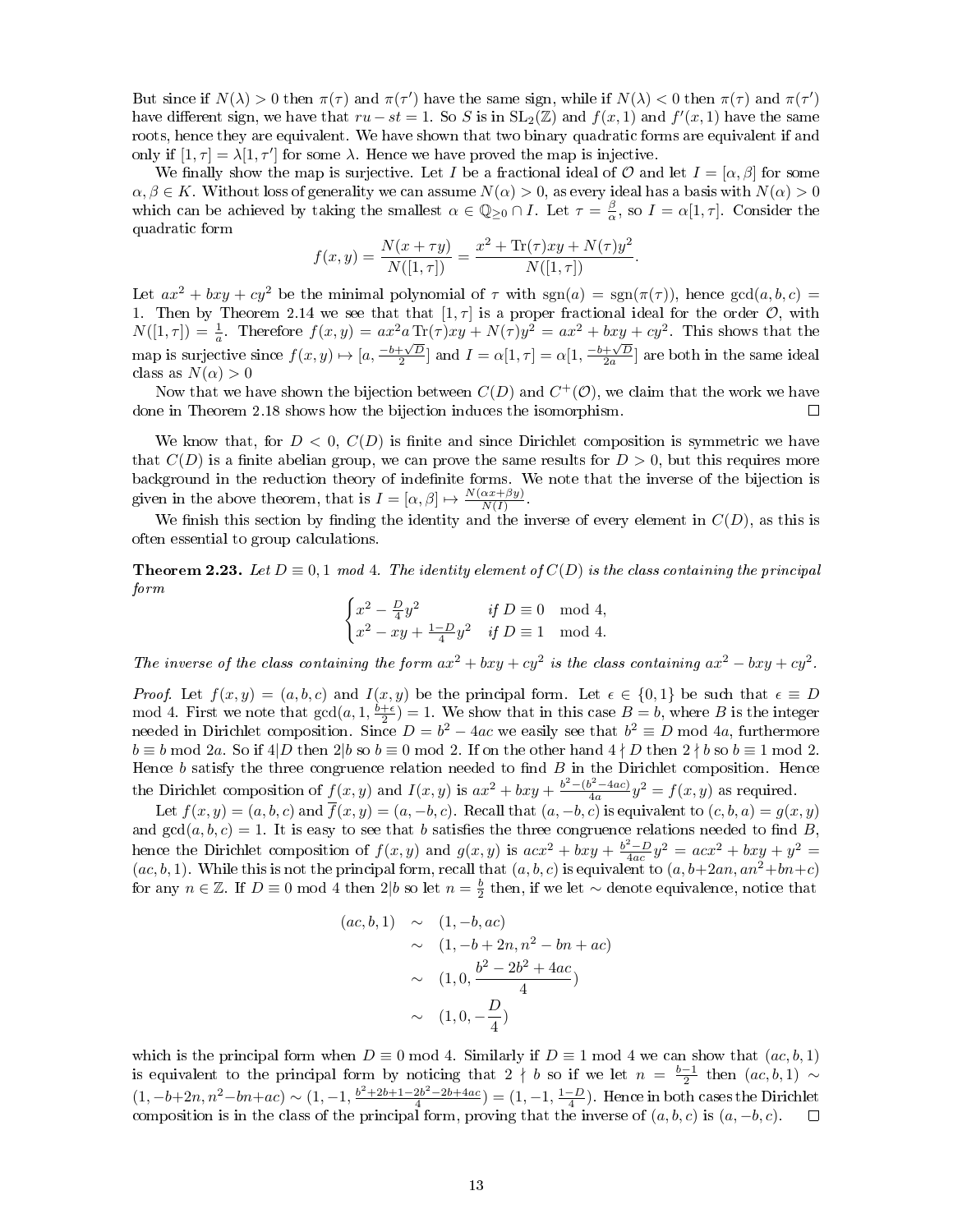But since if $N(\lambda) > 0$ then $\pi(\tau)$ and $\pi(\tau')$ have the same sign, while if $N(\lambda) < 0$ then $\pi(\tau)$ and $\pi(\tau')$ have different sign, we have that $ru - st = 1$. So $S$ is in $\mathrm{SL}_2(\mathbb{Z})$ and $f(x,1)$ and $f'(x,1)$ have the same roots, hence they are equivalent. We have shown that two binary quadratic forms are equivalent if and only if $[1,\tau] = \lambda[1,\tau']$ for some $\lambda$. Hence we have proved the map is injective.

We finally show the map is surjective. Let $I$ be a fractional ideal of $\mathcal{O}$ and let $I = [\alpha, \beta]$ for some $\alpha, \beta \in K$. Without loss of generality we can assume $N(\alpha) > 0$, as every ideal has a basis with $N(\alpha) > 0$ which can be achieved by taking the smallest $\alpha \in \mathbb{Q}_{\geq 0} \cap I$. Let $\tau = \frac{\beta}{\alpha}$, so $I = \alpha[1,\tau]$. Consider the quadratic form

$$f(x,y) = \frac{N(x+\tau y)}{N([1,\tau])} = \frac{x^2 + \mathrm{Tr}(\tau)xy + N(\tau)y^2}{N([1,\tau])}.$$

Let $ax^2 + bxy + cy^2$ be the minimal polynomial of $\tau$ with $\mathrm{sgn}(a) = \mathrm{sgn}(\pi(\tau))$, hence $\gcd(a,b,c) = 1$. Then by Theorem 2.14 we see that that $[1,\tau]$ is a proper fractional ideal for the order $\mathcal{O}$, with $N([1,\tau]) = \frac{1}{a}$. Therefore $f(x,y) = ax^2 a\,\mathrm{Tr}(\tau)xy + N(\tau)y^2 = ax^2 + bxy + cy^2$. This shows that the map is surjective since $f(x,y) \mapsto [a, \frac{-b+\sqrt{D}}{2}]$ and $I = \alpha[1,\tau] = \alpha[1, \frac{-b+\sqrt{D}}{2a}]$ are both in the same ideal class as $N(\alpha) > 0$

Now that we have shown the bijection between $C(D)$ and $C^+(\mathcal{O})$, we claim that the work we have done in Theorem 2.18 shows how the bijection induces the isomorphism. $\square$

We know that, for $D < 0$, $C(D)$ is finite and since Dirichlet composition is symmetric we have that $C(D)$ is a finite abelian group, we can prove the same results for $D > 0$, but this requires more background in the reduction theory of indefinite forms. We note that the inverse of the bijection is given in the above theorem, that is $I = [\alpha, \beta] \mapsto \frac{N(\alpha x + \beta y)}{N(I)}$.

We finish this section by finding the identity and the inverse of every element in $C(D)$, as this is often essential to group calculations.

**Theorem 2.23.** *Let $D \equiv 0, 1 \mod 4$. The identity element of $C(D)$ is the class containing the principal form*

$$\begin{cases} x^2 - \frac{D}{4}y^2 & \text{if } D \equiv 0 \mod 4, \\ x^2 - xy + \frac{1-D}{4}y^2 & \text{if } D \equiv 1 \mod 4. \end{cases}$$

*The inverse of the class containing the form $ax^2 + bxy + cy^2$ is the class containing $ax^2 - bxy + cy^2$.*

*Proof.* Let $f(x,y) = (a,b,c)$ and $I(x,y)$ be the principal form. Let $\epsilon \in \{0,1\}$ be such that $\epsilon \equiv D \mod 4$. First we note that $\gcd(a, 1, \frac{b+\epsilon}{2}) = 1$. We show that in this case $B = b$, where $B$ is the integer needed in Dirichlet composition. Since $D = b^2 - 4ac$ we easily see that $b^2 \equiv D \mod 4a$, furthermore $b \equiv b \mod 2a$. So if $4|D$ then $2|b$ so $b \equiv 0 \mod 2$. If on the other hand $4 \nmid D$ then $2 \nmid b$ so $b \equiv 1 \mod 2$. Hence $b$ satisfy the three congruence relation needed to find $B$ in the Dirichlet composition. Hence the Dirichlet composition of $f(x,y)$ and $I(x,y)$ is $ax^2 + bxy + \frac{b^2-(b^2-4ac)}{4a}y^2 = f(x,y)$ as required.

Let $f(x,y) = (a,b,c)$ and $\overline{f}(x,y) = (a,-b,c)$. Recall that $(a,-b,c)$ is equivalent to $(c,b,a) = g(x,y)$ and $\gcd(a,b,c) = 1$. It is easy to see that $b$ satisfies the three congruence relations needed to find $B$, hence the Dirichlet composition of $f(x,y)$ and $g(x,y)$ is $acx^2 + bxy + \frac{b^2-D}{4ac}y^2 = acx^2 + bxy + y^2 = (ac, b, 1)$. While this is not the principal form, recall that $(a,b,c)$ is equivalent to $(a, b+2an, an^2+bn+c)$ for any $n \in \mathbb{Z}$. If $D \equiv 0 \mod 4$ then $2|b$ so let $n = \frac{b}{2}$ then, if we let $\sim$ denote equivalence, notice that

$$\begin{aligned} (ac, b, 1) &\sim (1, -b, ac) \\ &\sim (1, -b+2n, n^2 - bn + ac) \\ &\sim (1, 0, \frac{b^2 - 2b^2 + 4ac}{4}) \\ &\sim (1, 0, -\frac{D}{4}) \end{aligned}$$

which is the principal form when $D \equiv 0 \mod 4$. Similarly if $D \equiv 1 \mod 4$ we can show that $(ac, b, 1)$ is equivalent to the principal form by noticing that $2 \nmid b$ so if we let $n = \frac{b-1}{2}$ then $(ac, b, 1) \sim (1, -b+2n, n^2-bn+ac) \sim (1, -1, \frac{b^2+2b+1-2b^2-2b+4ac}{4}) = (1, -1, \frac{1-D}{4})$. Hence in both cases the Dirichlet composition is in the class of the principal form, proving that the inverse of $(a,b,c)$ is $(a,-b,c)$. $\square$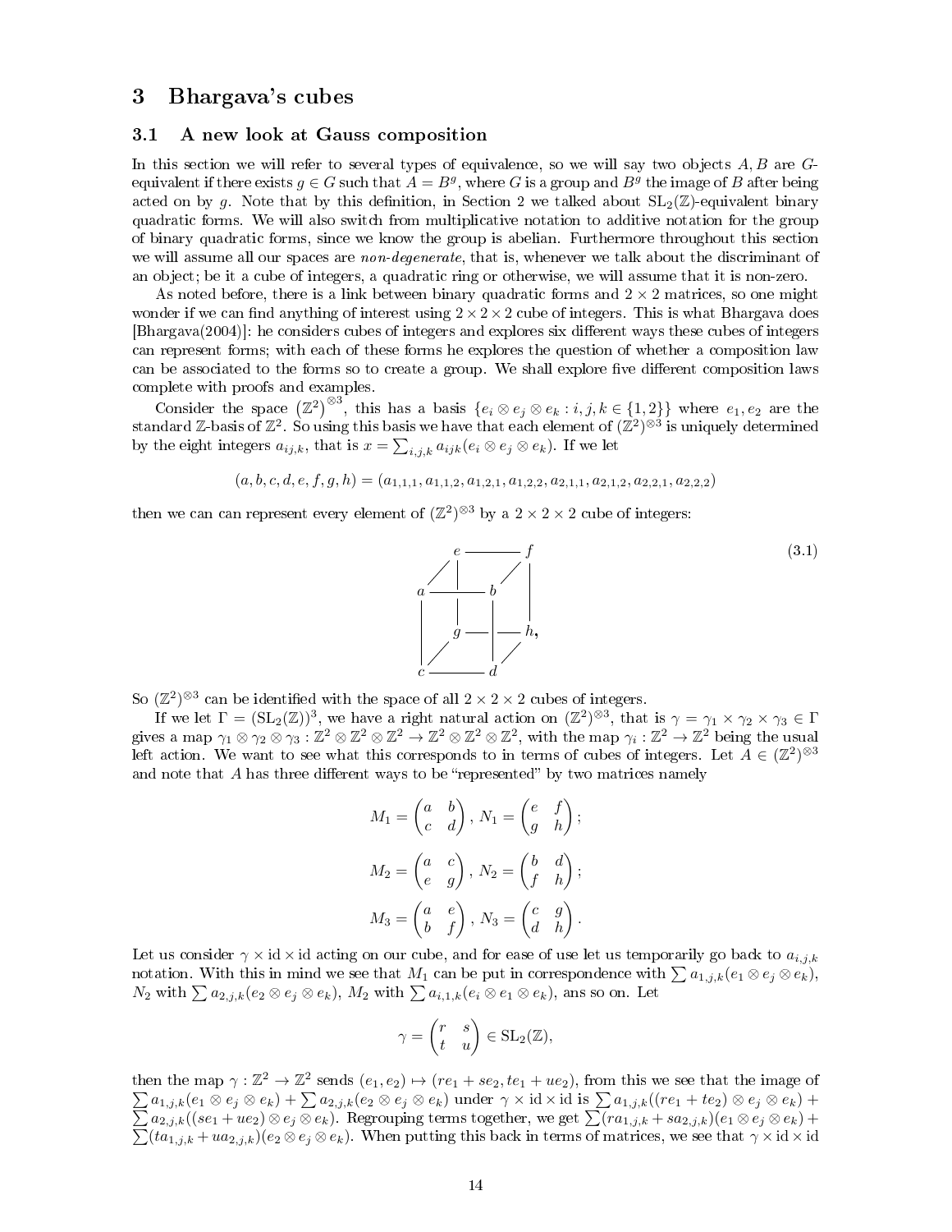# 3 Bhargava's cubes

## 3.1 A new look at Gauss composition

In this section we will refer to several types of equivalence, so we will say two objects $A, B$ are $G$-equivalent if there exists $g \in G$ such that $A = B^g$, where $G$ is a group and $B^g$ the image of $B$ after being acted on by $g$. Note that by this definition, in Section 2 we talked about $\mathrm{SL}_2(\mathbb{Z})$-equivalent binary quadratic forms. We will also switch from multiplicative notation to additive notation for the group of binary quadratic forms, since we know the group is abelian. Furthermore throughout this section we will assume all our spaces are *non-degenerate*, that is, whenever we talk about the discriminant of an object; be it a cube of integers, a quadratic ring or otherwise, we will assume that it is non-zero.

As noted before, there is a link between binary quadratic forms and $2 \times 2$ matrices, so one might wonder if we can find anything of interest using $2 \times 2 \times 2$ cube of integers. This is what Bhargava does [Bhargava(2004)]: he considers cubes of integers and explores six different ways these cubes of integers can represent forms; with each of these forms he explores the question of whether a composition law can be associated to the forms so to create a group. We shall explore five different composition laws complete with proofs and examples.

Consider the space $\left(\mathbb{Z}^2\right)^{\otimes 3}$, this has a basis $\{e_i \otimes e_j \otimes e_k : i, j, k \in \{1, 2\}\}$ where $e_1, e_2$ are the standard $\mathbb{Z}$-basis of $\mathbb{Z}^2$. So using this basis we have that each element of $(\mathbb{Z}^2)^{\otimes 3}$ is uniquely determined by the eight integers $a_{ij,k}$, that is $x = \sum_{i,j,k} a_{ijk}(e_i \otimes e_j \otimes e_k)$. If we let

$$(a, b, c, d, e, f, g, h) = (a_{1,1,1}, a_{1,1,2}, a_{1,2,1}, a_{1,2,2}, a_{2,1,1}, a_{2,1,2}, a_{2,2,1}, a_{2,2,2})$$

then we can can represent every element of $(\mathbb{Z}^2)^{\otimes 3}$ by a $2 \times 2 \times 2$ cube of integers:

```
        e ------- f
       /|        /|
      a ------- b |
      | |       | |
      | g ------|-- h,
      |/        |/
      c ------- d
```
(3.1)

So $(\mathbb{Z}^2)^{\otimes 3}$ can be identified with the space of all $2 \times 2 \times 2$ cubes of integers.

If we let $\Gamma = (\mathrm{SL}_2(\mathbb{Z}))^3$, we have a right natural action on $(\mathbb{Z}^2)^{\otimes 3}$, that is $\gamma = \gamma_1 \times \gamma_2 \times \gamma_3 \in \Gamma$ gives a map $\gamma_1 \otimes \gamma_2 \otimes \gamma_3 : \mathbb{Z}^2 \otimes \mathbb{Z}^2 \otimes \mathbb{Z}^2 \to \mathbb{Z}^2 \otimes \mathbb{Z}^2 \otimes \mathbb{Z}^2$, with the map $\gamma_i : \mathbb{Z}^2 \to \mathbb{Z}^2$ being the usual left action. We want to see what this corresponds to in terms of cubes of integers. Let $A \in (\mathbb{Z}^2)^{\otimes 3}$ and note that $A$ has three different ways to be "represented" by two matrices namely

$$M_1 = \begin{pmatrix} a & b \\ c & d \end{pmatrix},\ N_1 = \begin{pmatrix} e & f \\ g & h \end{pmatrix};$$

$$M_2 = \begin{pmatrix} a & c \\ e & g \end{pmatrix},\ N_2 = \begin{pmatrix} b & d \\ f & h \end{pmatrix};$$

$$M_3 = \begin{pmatrix} a & e \\ b & f \end{pmatrix},\ N_3 = \begin{pmatrix} c & g \\ d & h \end{pmatrix}.$$

Let us consider $\gamma \times \mathrm{id} \times \mathrm{id}$ acting on our cube, and for ease of use let us temporarily go back to $a_{i,j,k}$ notation. With this in mind we see that $M_1$ can be put in correspondence with $\sum a_{1,j,k}(e_1 \otimes e_j \otimes e_k)$, $N_2$ with $\sum a_{2,j,k}(e_2 \otimes e_j \otimes e_k)$, $M_2$ with $\sum a_{i,1,k}(e_i \otimes e_1 \otimes e_k)$, ans so on. Let

$$\gamma = \begin{pmatrix} r & s \\ t & u \end{pmatrix} \in \mathrm{SL}_2(\mathbb{Z}),$$

then the map $\gamma : \mathbb{Z}^2 \to \mathbb{Z}^2$ sends $(e_1, e_2) \mapsto (re_1 + se_2, te_1 + ue_2)$, from this we see that the image of $\sum a_{1,j,k}(e_1 \otimes e_j \otimes e_k) + \sum a_{2,j,k}(e_2 \otimes e_j \otimes e_k)$ under $\gamma \times \mathrm{id} \times \mathrm{id}$ is $\sum a_{1,j,k}((re_1 + te_2) \otimes e_j \otimes e_k) + \sum a_{2,j,k}((se_1 + ue_2) \otimes e_j \otimes e_k)$. Regrouping terms together, we get $\sum (ra_{1,j,k} + sa_{2,j,k})(e_1 \otimes e_j \otimes e_k) + \sum (ta_{1,j,k} + ua_{2,j,k})(e_2 \otimes e_j \otimes e_k)$. When putting this back in terms of matrices, we see that $\gamma \times \mathrm{id} \times \mathrm{id}$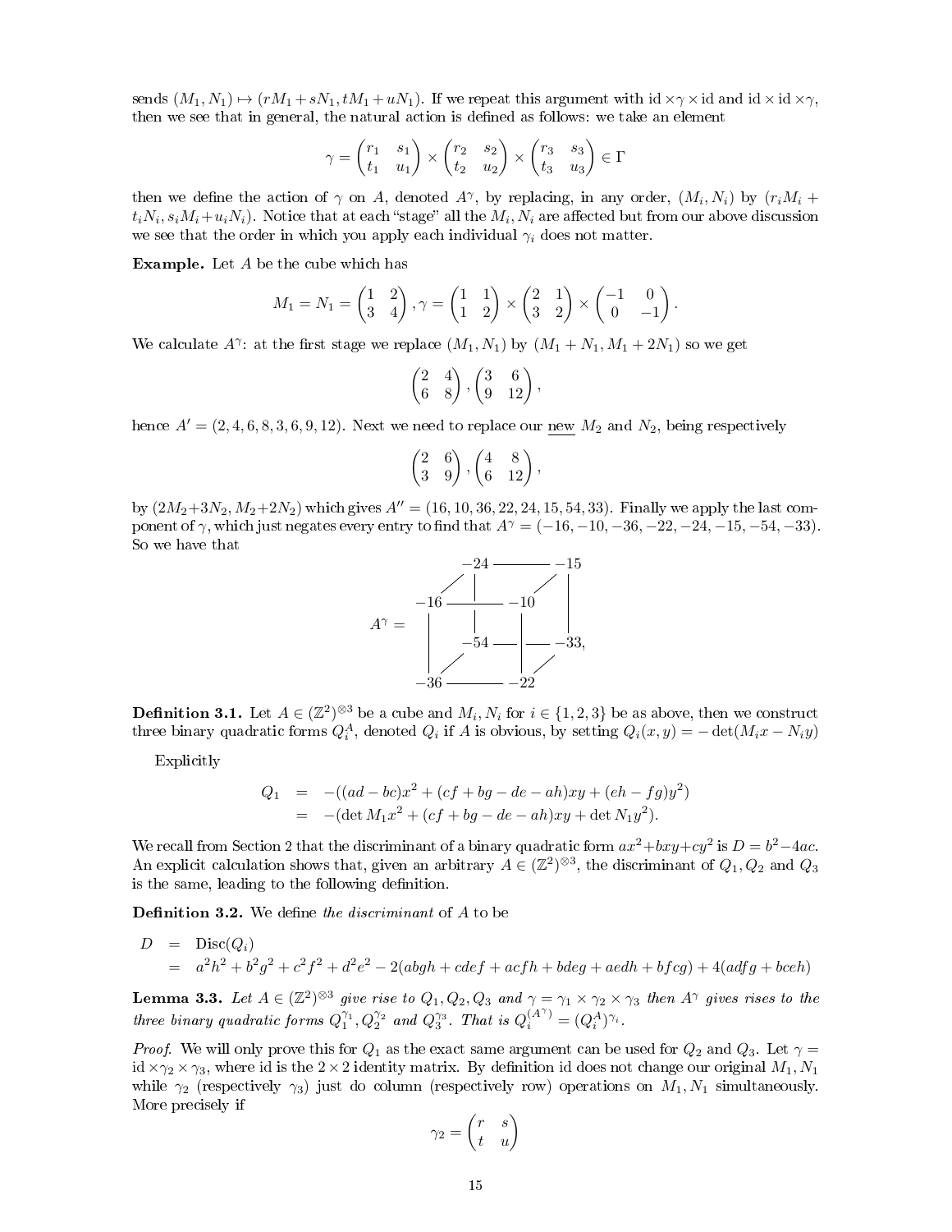sends $(M_1, N_1) \mapsto (rM_1 + sN_1, tM_1 + uN_1)$. If we repeat this argument with $\mathrm{id} \times \gamma \times \mathrm{id}$ and $\mathrm{id} \times \mathrm{id} \times \gamma$, then we see that in general, the natural action is defined as follows: we take an element

$$\gamma = \begin{pmatrix} r_1 & s_1 \\ t_1 & u_1 \end{pmatrix} \times \begin{pmatrix} r_2 & s_2 \\ t_2 & u_2 \end{pmatrix} \times \begin{pmatrix} r_3 & s_3 \\ t_3 & u_3 \end{pmatrix} \in \Gamma$$

then we define the action of $\gamma$ on $A$, denoted $A^\gamma$, by replacing, in any order, $(M_i, N_i)$ by $(r_i M_i + t_i N_i, s_i M_i + u_i N_i)$. Notice that at each "stage" all the $M_i, N_i$ are affected but from our above discussion we see that the order in which you apply each individual $\gamma_i$ does not matter.

**Example.** Let $A$ be the cube which has

$$M_1 = N_1 = \begin{pmatrix} 1 & 2 \\ 3 & 4 \end{pmatrix}, \gamma = \begin{pmatrix} 1 & 1 \\ 1 & 2 \end{pmatrix} \times \begin{pmatrix} 2 & 1 \\ 3 & 2 \end{pmatrix} \times \begin{pmatrix} -1 & 0 \\ 0 & -1 \end{pmatrix}.$$

We calculate $A^\gamma$: at the first stage we replace $(M_1, N_1)$ by $(M_1 + N_1, M_1 + 2N_1)$ so we get

$$\begin{pmatrix} 2 & 4 \\ 6 & 8 \end{pmatrix}, \begin{pmatrix} 3 & 6 \\ 9 & 12 \end{pmatrix},$$

hence $A' = (2, 4, 6, 8, 3, 6, 9, 12)$. Next we need to replace our <u>new</u> $M_2$ and $N_2$, being respectively

$$\begin{pmatrix} 2 & 6 \\ 3 & 9 \end{pmatrix}, \begin{pmatrix} 4 & 8 \\ 6 & 12 \end{pmatrix},$$

by $(2M_2+3N_2, M_2+2N_2)$ which gives $A'' = (16, 10, 36, 22, 24, 15, 54, 33)$. Finally we apply the last component of $\gamma$, which just negates every entry to find that $A^\gamma = (-16, -10, -36, -22, -24, -15, -54, -33)$. So we have that

$$A^\gamma = \begin{array}{ccccc} & -24 & \text{———} & -15 & \\ -16 & \text{———} & -10 & & \\ & -54 & \text{———} & -33, & \\ -36 & \text{———} & -22 & & \end{array}$$

**Definition 3.1.** Let $A \in (\mathbb{Z}^2)^{\otimes 3}$ be a cube and $M_i, N_i$ for $i \in \{1, 2, 3\}$ be as above, then we construct three binary quadratic forms $Q_i^A$, denoted $Q_i$ if $A$ is obvious, by setting $Q_i(x, y) = -\det(M_i x - N_i y)$

Explicitly

$$\begin{aligned} Q_1 &= -((ad - bc)x^2 + (cf + bg - de - ah)xy + (eh - fg)y^2) \\ &= -(\det M_1 x^2 + (cf + bg - de - ah)xy + \det N_1 y^2). \end{aligned}$$

We recall from Section 2 that the discriminant of a binary quadratic form $ax^2+bxy+cy^2$ is $D = b^2-4ac$. An explicit calculation shows that, given an arbitrary $A \in (\mathbb{Z}^2)^{\otimes 3}$, the discriminant of $Q_1, Q_2$ and $Q_3$ is the same, leading to the following definition.

**Definition 3.2.** We define *the discriminant* of $A$ to be

$$\begin{aligned} D &= \mathrm{Disc}(Q_i) \\ &= a^2h^2 + b^2g^2 + c^2f^2 + d^2e^2 - 2(abgh + cdef + acfh + bdeg + aedh + bfcg) + 4(adfg + bceh) \end{aligned}$$

**Lemma 3.3.** *Let $A \in (\mathbb{Z}^2)^{\otimes 3}$ give rise to $Q_1, Q_2, Q_3$ and $\gamma = \gamma_1 \times \gamma_2 \times \gamma_3$ then $A^\gamma$ gives rises to the three binary quadratic forms $Q_1^{\gamma_1}, Q_2^{\gamma_2}$ and $Q_3^{\gamma_3}$. That is $Q_i^{(A^\gamma)} = (Q_i^A)^{\gamma_i}$.*

*Proof.* We will only prove this for $Q_1$ as the exact same argument can be used for $Q_2$ and $Q_3$. Let $\gamma = \mathrm{id} \times \gamma_2 \times \gamma_3$, where id is the $2 \times 2$ identity matrix. By definition id does not change our original $M_1, N_1$ while $\gamma_2$ (respectively $\gamma_3$) just do column (respectively row) operations on $M_1, N_1$ simultaneously. More precisely if

$$\gamma_2 = \begin{pmatrix} r & s \\ t & u \end{pmatrix}$$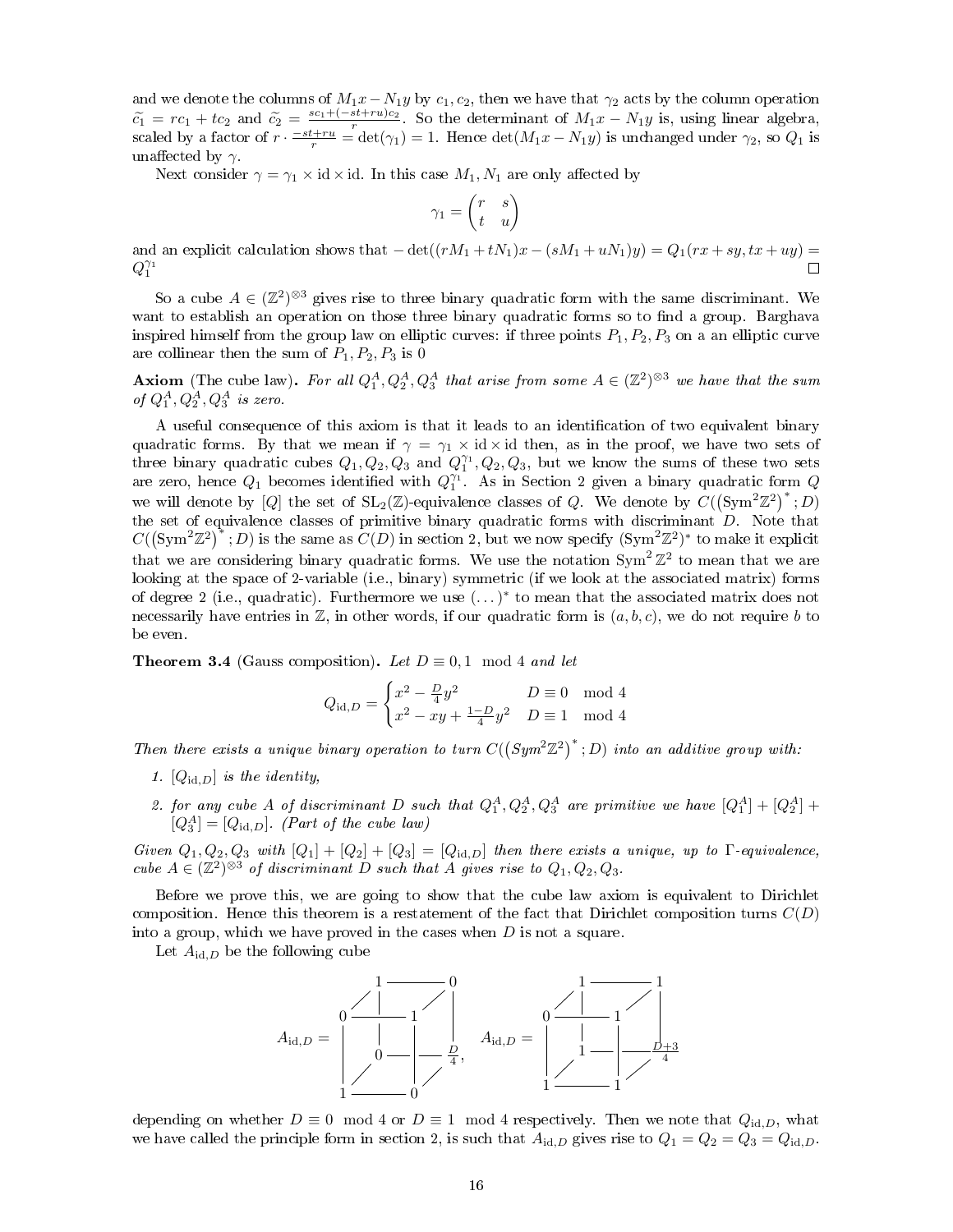and we denote the columns of $M_1x - N_1y$ by $c_1, c_2$, then we have that $\gamma_2$ acts by the column operation $\tilde{c_1} = rc_1 + tc_2$ and $\tilde{c_2} = \frac{sc_1 + (-st+ru)c_2}{r}$. So the determinant of $M_1x - N_1y$ is, using linear algebra, scaled by a factor of $r \cdot \frac{-st+ru}{r} = \det(\gamma_1) = 1$. Hence $\det(M_1x - N_1y)$ is unchanged under $\gamma_2$, so $Q_1$ is unaffected by $\gamma$.

Next consider $\gamma = \gamma_1 \times \mathrm{id} \times \mathrm{id}$. In this case $M_1, N_1$ are only affected by

$$\gamma_1 = \begin{pmatrix} r & s \\ t & u \end{pmatrix}$$

and an explicit calculation shows that $-\det((rM_1 + tN_1)x - (sM_1 + uN_1)y) = Q_1(rx+sy, tx+uy) = Q_1^{\gamma_1}$ $\square$

So a cube $A \in (\mathbb{Z}^2)^{\otimes 3}$ gives rise to three binary quadratic form with the same discriminant. We want to establish an operation on those three binary quadratic forms so to find a group. Barghava inspired himself from the group law on elliptic curves: if three points $P_1, P_2, P_3$ on a an elliptic curve are collinear then the sum of $P_1, P_2, P_3$ is 0

**Axiom** (The cube law). *For all $Q_1^A, Q_2^A, Q_3^A$ that arise from some $A \in (\mathbb{Z}^2)^{\otimes 3}$ we have that the sum of $Q_1^A, Q_2^A, Q_3^A$ is zero.*

A useful consequence of this axiom is that it leads to an identification of two equivalent binary quadratic forms. By that we mean if $\gamma = \gamma_1 \times \mathrm{id} \times \mathrm{id}$ then, as in the proof, we have two sets of three binary quadratic cubes $Q_1, Q_2, Q_3$ and $Q_1^{\gamma_1}, Q_2, Q_3$, but we know the sums of these two sets are zero, hence $Q_1$ becomes identified with $Q_1^{\gamma_1}$. As in Section 2 given a binary quadratic form $Q$ we will denote by $[Q]$ the set of $\mathrm{SL}_2(\mathbb{Z})$-equivalence classes of $Q$. We denote by $C((\mathrm{Sym}^2\mathbb{Z}^2)^*; D)$ the set of equivalence classes of primitive binary quadratic forms with discriminant $D$. Note that $C((\mathrm{Sym}^2\mathbb{Z}^2)^*; D)$ is the same as $C(D)$ in section 2, but we now specify $(\mathrm{Sym}^2\mathbb{Z}^2)^*$ to make it explicit that we are considering binary quadratic forms. We use the notation $\mathrm{Sym}^2\mathbb{Z}^2$ to mean that we are looking at the space of 2-variable (i.e., binary) symmetric (if we look at the associated matrix) forms of degree 2 (i.e., quadratic). Furthermore we use $(\dots)^*$ to mean that the associated matrix does not necessarily have entries in $\mathbb{Z}$, in other words, if our quadratic form is $(a, b, c)$, we do not require $b$ to be even.

**Theorem 3.4** (Gauss composition). *Let $D \equiv 0, 1 \mod 4$ and let*

$$Q_{\mathrm{id},D} = \begin{cases} x^2 - \frac{D}{4}y^2 & D \equiv 0 \mod 4 \\ x^2 - xy + \frac{1-D}{4}y^2 & D \equiv 1 \mod 4 \end{cases}$$

*Then there exists a unique binary operation to turn $C((Sym^2\mathbb{Z}^2)^*; D)$ into an additive group with:*

1. *$[Q_{\mathrm{id},D}]$ is the identity,*
2. *for any cube $A$ of discriminant $D$ such that $Q_1^A, Q_2^A, Q_3^A$ are primitive we have $[Q_1^A] + [Q_2^A] + [Q_3^A] = [Q_{\mathrm{id},D}]$. (Part of the cube law)*

*Given $Q_1, Q_2, Q_3$ with $[Q_1] + [Q_2] + [Q_3] = [Q_{\mathrm{id},D}]$ then there exists a unique, up to $\Gamma$-equivalence, cube $A \in (\mathbb{Z}^2)^{\otimes 3}$ of discriminant $D$ such that $A$ gives rise to $Q_1, Q_2, Q_3$.*

Before we prove this, we are going to show that the cube law axiom is equivalent to Dirichlet composition. Hence this theorem is a restatement of the fact that Dirichlet composition turns $C(D)$ into a group, which we have proved in the cases when $D$ is not a square.

Let $A_{\mathrm{id},D}$ be the following cube

$$A_{\mathrm{id},D} = \begin{array}{c} \text{front face: } \begin{matrix} 0 & 1 \\ 1 & 0 \end{matrix}, \quad \text{back face: } \begin{matrix} 1 & 0 \\ 0 & \frac{D}{4} \end{matrix} \end{array}, \qquad A_{\mathrm{id},D} = \begin{array}{c} \text{front face: } \begin{matrix} 0 & 1 \\ 1 & 1 \end{matrix}, \quad \text{back face: } \begin{matrix} 1 & 1 \\ 1 & \frac{D+3}{4} \end{matrix} \end{array}$$

depending on whether $D \equiv 0 \mod 4$ or $D \equiv 1 \mod 4$ respectively. Then we note that $Q_{\mathrm{id},D}$, what we have called the principle form in section 2, is such that $A_{\mathrm{id},D}$ gives rise to $Q_1 = Q_2 = Q_3 = Q_{\mathrm{id},D}$.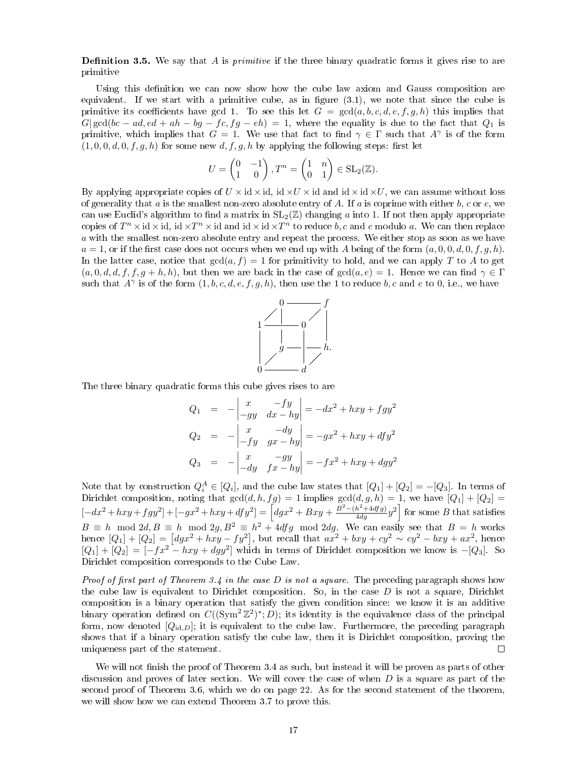**Definition 3.5.** We say that $A$ is *primitive* if the three binary quadratic forms it gives rise to are primitive

Using this definition we can now show how the cube law axiom and Gauss composition are equivalent. If we start with a primitive cube, as in figure (3.1), we note that since the cube is primitive its coefficients have gcd 1. To see this let $G = \gcd(a, b, c, d, e, f, g, h)$ this implies that $G | \gcd(bc - ad, ed + ah - bg - fc, fg - eh) = 1$, where the equality is due to the fact that $Q_1$ is primitive, which implies that $G = 1$. We use that fact to find $\gamma \in \Gamma$ such that $A^\gamma$ is of the form $(1, 0, 0, d, 0, f, g, h)$ for some new $d, f, g, h$ by applying the following steps: first let

$$U = \begin{pmatrix} 0 & -1 \\ 1 & 0 \end{pmatrix}, T^n = \begin{pmatrix} 1 & n \\ 0 & 1 \end{pmatrix} \in \mathrm{SL}_2(\mathbb{Z}).$$

By applying appropriate copies of $U \times \mathrm{id} \times \mathrm{id}$, $\mathrm{id} \times U \times \mathrm{id}$ and $\mathrm{id} \times \mathrm{id} \times U$, we can assume without loss of generality that $a$ is the smallest non-zero absolute entry of $A$. If $a$ is coprime with either $b$, $c$ or $e$, we can use Euclid's algorithm to find a matrix in $\mathrm{SL}_2(\mathbb{Z})$ changing $a$ into 1. If not then apply appropriate copies of $T^n \times \mathrm{id} \times \mathrm{id}$, $\mathrm{id} \times T^n \times \mathrm{id}$ and $\mathrm{id} \times \mathrm{id} \times T^n$ to reduce $b$, $c$ and $e$ modulo $a$. We can then replace $a$ with the smallest non-zero absolute entry and repeat the process. We either stop as soon as we have $a = 1$, or if the first case does not occurs when we end up with $A$ being of the form $(a, 0, 0, d, 0, f, g, h)$. In the latter case, notice that $\gcd(a, f) = 1$ for primitivity to hold, and we can apply $T$ to $A$ to get $(a, 0, d, d, f, f, g + h, h)$, but then we are back in the case of $\gcd(a, e) = 1$. Hence we can find $\gamma \in \Gamma$ such that $A^\gamma$ is of the form $(1, b, c, d, e, f, g, h)$, then use the 1 to reduce $b$, $c$ and $e$ to 0, i.e., we have

$$\begin{array}{ccccc} & 0 & \text{———} & f & \\ 1 & \text{———} & 0 & & \\ & g & \text{———} & h. & \\ 0 & \text{———} & d & & \end{array}$$

The three binary quadratic forms this cube gives rises to are

$$\begin{aligned}
Q_1 &= -\begin{vmatrix} x & -fy \\ -gy & dx - hy \end{vmatrix} = -dx^2 + hxy + fgy^2 \\
Q_2 &= -\begin{vmatrix} x & -dy \\ -fy & gx - hy \end{vmatrix} = -gx^2 + hxy + dfy^2 \\
Q_3 &= -\begin{vmatrix} x & -gy \\ -dy & fx - hy \end{vmatrix} = -fx^2 + hxy + dgy^2
\end{aligned}$$

Note that by construction $Q_i^A \in [Q_i]$, and the cube law states that $[Q_1] + [Q_2] = -[Q_3]$. In terms of Dirichlet composition, noting that $\gcd(d, h, fg) = 1$ implies $\gcd(d, g, h) = 1$, we have $[Q_1] + [Q_2] = [-dx^2 + hxy + fgy^2] + [-gx^2 + hxy + dfy^2] = \left[dgx^2 + Bxy + \frac{B^2 - (h^2 + 4dfg)}{4dg} y^2\right]$ for some $B$ that satisfies $B \equiv h \mod 2d$, $B \equiv h \mod 2g$, $B^2 \equiv h^2 + 4dfg \mod 2dg$. We can easily see that $B = h$ works hence $[Q_1] + [Q_2] = \left[dgx^2 + hxy - fy^2\right]$, but recall that $ax^2 + bxy + cy^2 \sim cy^2 - bxy + ax^2$, hence $[Q_1] + [Q_2] = [-fx^2 - hxy + dgy^2]$ which in terms of Dirichlet composition we know is $-[Q_3]$. So Dirichlet composition corresponds to the Cube Law.

*Proof of first part of Theorem 3.4 in the case D is not a square.* The preceding paragraph shows how the cube law is equivalent to Dirichlet composition. So, in the case $D$ is not a square, Dirichlet composition is a binary operation that satisfy the given condition since: we know it is an additive binary operation defined on $C((\mathrm{Sym}^2 \mathbb{Z}^2)^*; D)$; its identity is the equivalence class of the principal form, now denoted $[Q_{\mathrm{id},D}]$; it is equivalent to the cube law. Furthermore, the preceding paragraph shows that if a binary operation satisfy the cube law, then it is Dirichlet composition, proving the uniqueness part of the statement. □

We will not finish the proof of Theorem 3.4 as such, but instead it will be proven as parts of other discussion and proves of later section. We will cover the case of when $D$ is a square as part of the second proof of Theorem 3.6, which we do on page 22. As for the second statement of the theorem, we will show how we can extend Theorem 3.7 to prove this.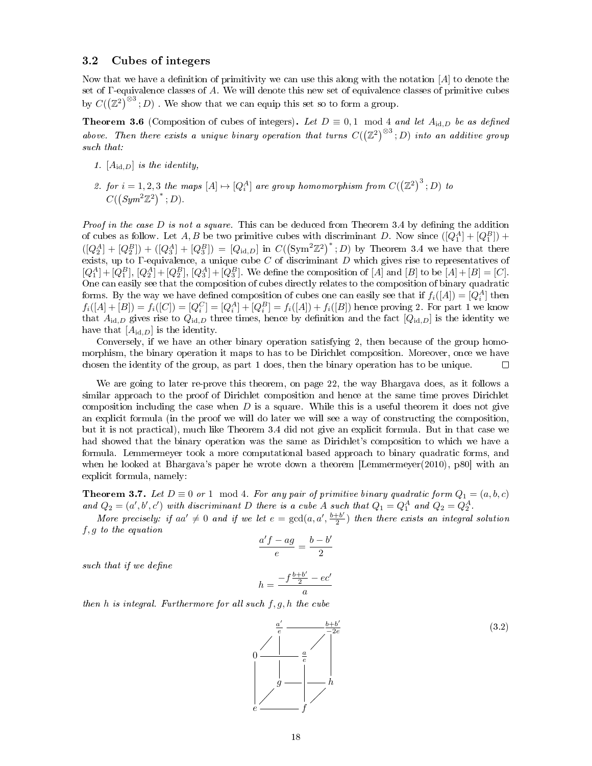### 3.2 Cubes of integers

Now that we have a definition of primitivity we can use this along with the notation $[A]$ to denote the set of $\Gamma$-equivalence classes of $A$. We will denote this new set of equivalence classes of primitive cubes by $C((\mathbb{Z}^2)^{\otimes 3}; D)$ . We show that we can equip this set so to form a group.

**Theorem 3.6** (Composition of cubes of integers)**.** *Let $D \equiv 0, 1 \mod 4$ and let $A_{\text{id},D}$ be as defined above. Then there exists a unique binary operation that turns $C((\mathbb{Z}^2)^{\otimes 3}; D)$ into an additive group such that:*

1. *$[A_{\text{id},D}]$ is the identity,*
2. *for $i = 1, 2, 3$ the maps $[A] \mapsto [Q_i^A]$ are group homomorphism from $C((\mathbb{Z}^2)^3; D)$ to $C((Sym^2\mathbb{Z}^2)^*; D)$.*

*Proof in the case $D$ is not a square.* This can be deduced from Theorem 3.4 by defining the addition of cubes as follow. Let $A, B$ be two primitive cubes with discriminant $D$. Now since $([Q_1^A] + [Q_1^B]) + ([Q_2^A] + [Q_2^B]) + ([Q_3^A] + [Q_3^B]) = [Q_{\text{id},D}]$ in $C((\text{Sym}^2\mathbb{Z}^2)^*; D)$ by Theorem 3.4 we have that there exists, up to $\Gamma$-equivalence, a unique cube $C$ of discriminant $D$ which gives rise to representatives of $[Q_1^A]+[Q_1^B]$, $[Q_2^A]+[Q_2^B]$, $[Q_3^A]+[Q_3^B]$. We define the composition of $[A]$ and $[B]$ to be $[A]+[B] = [C]$. One can easily see that the composition of cubes directly relates to the composition of binary quadratic forms. By the way we have defined composition of cubes one can easily see that if $f_i([A]) = [Q_i^A]$ then $f_i([A]+[B]) = f_i([C]) = [Q_i^C] = [Q_i^A] + [Q_i^B] = f_i([A]) + f_i([B])$ hence proving 2. For part 1 we know that $A_{\text{id},D}$ gives rise to $Q_{\text{id},D}$ three times, hence by definition and the fact $[Q_{\text{id},D}]$ is the identity we have that $[A_{\text{id},D}]$ is the identity.

Conversely, if we have an other binary operation satisfying 2, then because of the group homomorphism, the binary operation it maps to has to be Dirichlet composition. Moreover, once we have chosen the identity of the group, as part 1 does, then the binary operation has to be unique. □

We are going to later re-prove this theorem, on page 22, the way Bhargava does, as it follows a similar approach to the proof of Dirichlet composition and hence at the same time proves Dirichlet composition including the case when $D$ is a square. While this is a useful theorem it does not give an explicit formula (in the proof we will do later we will see a way of constructing the composition, but it is not practical), much like Theorem 3.4 did not give an explicit formula. But in that case we had showed that the binary operation was the same as Dirichlet's composition to which we have a formula. Lemmermeyer took a more computational based approach to binary quadratic forms, and when he looked at Bhargava's paper he wrote down a theorem [Lemmermeyer(2010), p80] with an explicit formula, namely:

**Theorem 3.7.** *Let $D \equiv 0$ or $1 \mod 4$. For any pair of primitive binary quadratic form $Q_1 = (a, b, c)$ and $Q_2 = (a', b', c')$ with discriminant $D$ there is a cube $A$ such that $Q_1 = Q_1^A$ and $Q_2 = Q_2^A$.*

*More precisely: if $aa' \neq 0$ and if we let $e = \gcd(a, a', \frac{b+b'}{2})$ then there exists an integral solution $f, g$ to the equation*

$$\frac{a'f - ag}{e} = \frac{b - b'}{2}$$

*such that if we define*

$$h = \frac{-f\frac{b+b'}{2} - ec'}{a}$$

*then $h$ is integral. Furthermore for all such $f, g, h$ the cube*

$$\begin{array}{ccccccc}
 & & \frac{a'}{e} & \text{———} & \frac{b+b'}{-2e} & & \\
 & \diagup & | & & \diagup & | & \\
0 & \text{———} & \frac{a}{e} & & & | & \\
| & & | & & & | & \\
| & & g & \text{———} & & h & \\
| & \diagup & & & \diagup & & \\
e & \text{———} & f & & & &
\end{array} \tag{3.2}$$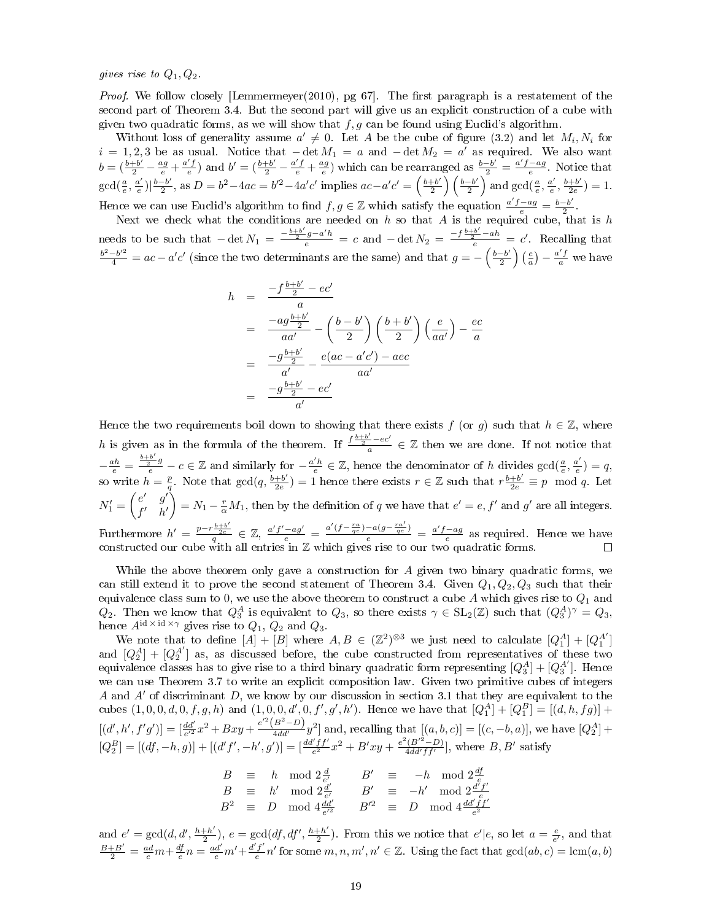*gives rise to* $Q_1, Q_2$.

*Proof.* We follow closely [Lemmermeyer(2010), pg 67]. The first paragraph is a restatement of the second part of Theorem 3.4. But the second part will give us an explicit construction of a cube with given two quadratic forms, as we will show that $f, g$ can be found using Euclid's algorithm.

Without loss of generality assume $a' \neq 0$. Let $A$ be the cube of figure (3.2) and let $M_i, N_i$ for $i = 1,2,3$ be as usual. Notice that $-\det M_1 = a$ and $-\det M_2 = a'$ as required. We also want $b = (\frac{b+b'}{2} - \frac{ag}{e} + \frac{a'f}{e})$ and $b' = (\frac{b+b'}{2} - \frac{a'f}{e} + \frac{ag}{e})$ which can be rearranged as $\frac{b-b'}{2} = \frac{a'f - ag}{e}$. Notice that $\gcd(\frac{a}{e}, \frac{a'}{e}) | \frac{b-b'}{2}$, as $D = b^2 - 4ac = b'^2 - 4a'c'$ implies $ac - a'c' = \left(\frac{b+b'}{2}\right)\left(\frac{b-b'}{2}\right)$ and $\gcd(\frac{a}{e}, \frac{a'}{e}, \frac{b+b'}{2e}) = 1$. Hence we can use Euclid's algorithm to find $f, g \in \mathbb{Z}$ which satisfy the equation $\frac{a'f-ag}{e} = \frac{b-b'}{2}$.

Next we check what the conditions are needed on $h$ so that $A$ is the required cube, that is $h$ needs to be such that $-\det N_1 = \frac{-\frac{b+b'}{2}g - a'h}{e} = c$ and $-\det N_2 = \frac{-f\frac{b+b'}{2} - ah}{e} = c'$. Recalling that $\frac{b^2 - b'^2}{4} = ac - a'c'$ (since the two determinants are the same) and that $g = -\left(\frac{b-b'}{2}\right)\left(\frac{e}{a}\right) - \frac{a'f}{a}$ we have

$$
\begin{aligned}
h &= \frac{-f\frac{b+b'}{2} - ec'}{a} \\
&= \frac{-ag\frac{b+b'}{2}}{aa'} - \left(\frac{b-b'}{2}\right)\left(\frac{b+b'}{2}\right)\left(\frac{e}{aa'}\right) - \frac{ec}{a} \\
&= \frac{-g\frac{b+b'}{2}}{a'} - \frac{e(ac - a'c') - aec}{aa'} \\
&= \frac{-g\frac{b+b'}{2} - ec'}{a'}
\end{aligned}
$$

Hence the two requirements boil down to showing that there exists $f$ (or $g$) such that $h \in \mathbb{Z}$, where $h$ is given as in the formula of the theorem. If $\frac{f\frac{b+b'}{2} - ec'}{a} \in \mathbb{Z}$ then we are done. If not notice that $-\frac{ah}{e} = \frac{\frac{b+b'}{2}g}{e} - c \in \mathbb{Z}$ and similarly for $-\frac{a'h}{e} \in \mathbb{Z}$, hence the denominator of $h$ divides $\gcd(\frac{a}{e}, \frac{a'}{e}) = q$, so write $h = \frac{p}{q}$. Note that $\gcd(q, \frac{b+b'}{2e}) = 1$ hence there exists $r \in \mathbb{Z}$ such that $r\frac{b+b'}{2e} \equiv p \mod q$. Let $N_1' = \begin{pmatrix} e' & g' \\ f' & h' \end{pmatrix} = N_1 - \frac{r}{\alpha} M_1$, then by the definition of $q$ we have that $e' = e$, $f'$ and $g'$ are all integers. Furthermore $h' = \frac{p - r\frac{b+b'}{2e}}{q} \in \mathbb{Z}$, $\frac{a'f' - ag'}{e} = \frac{a'(f - \frac{ra}{qe}) - a(g - \frac{ra'}{qe})}{e} = \frac{a'f - ag}{e}$ as required. Hence we have constructed our cube with all entries in $\mathbb{Z}$ which gives rise to our two quadratic forms. $\square$

While the above theorem only gave a construction for $A$ given two binary quadratic forms, we can still extend it to prove the second statement of Theorem 3.4. Given $Q_1, Q_2, Q_3$ such that their equivalence class sum to 0, we use the above theorem to construct a cube $A$ which gives rise to $Q_1$ and $Q_2$. Then we know that $Q_3^A$ is equivalent to $Q_3$, so there exists $\gamma \in \mathrm{SL}_2(\mathbb{Z})$ such that $(Q_3^A)^\gamma = Q_3$, hence $A^{\mathrm{id} \times \mathrm{id} \times \gamma}$ gives rise to $Q_1$, $Q_2$ and $Q_3$.

We note that to define $[A] + [B]$ where $A, B \in (\mathbb{Z}^2)^{\otimes 3}$ we just need to calculate $[Q_1^A] + [Q_1^{A'}]$ and $[Q_2^A] + [Q_2^{A'}]$ as, as discussed before, the cube constructed from representatives of these two equivalence classes has to give rise to a third binary quadratic form representing $[Q_3^A] + [Q_3^{A'}]$. Hence we can use Theorem 3.7 to write an explicit composition law. Given two primitive cubes of integers $A$ and $A'$ of discriminant $D$, we know by our discussion in section 3.1 that they are equivalent to the cubes $(1,0,0,d,0,f,g,h)$ and $(1,0,0,d',0,f',g',h')$. Hence we have that $[Q_1^A] + [Q_1^B] = [(d,h,fg)] + [(d',h',f'g')] = [\frac{dd'}{e'^2}x^2 + Bxy + \frac{e'^2(B^2-D)}{4dd'}y^2]$ and, recalling that $[(a,b,c)] = [(c,-b,a)]$, we have $[Q_2^A] + [Q_2^B] = [(df,-h,g)] + [(d'f',-h',g')] = [\frac{dd'ff'}{e^2}x^2 + B'xy + \frac{e^2(B'^2-D)}{4dd'ff'}]$, where $B, B'$ satisfy

$$
\begin{aligned}
B &\equiv h \mod 2\frac{d}{e'} & \qquad B' &\equiv -h \mod 2\frac{df}{e} \\
B &\equiv h' \mod 2\frac{d'}{e'} & \qquad B' &\equiv -h' \mod 2\frac{d'f'}{e} \\
B^2 &\equiv D \mod 4\frac{dd'}{e'^2} & \qquad B'^2 &\equiv D \mod 4\frac{dd'ff'}{e^2}
\end{aligned}
$$

and $e' = \gcd(d, d', \frac{h+h'}{2})$, $e = \gcd(df, df', \frac{h+h'}{2})$. From this we notice that $e'|e$, so let $a = \frac{e}{e'}$, and that $\frac{B+B'}{2} = \frac{ad}{e}m + \frac{df}{e}n = \frac{ad'}{e}m' + \frac{d'f'}{e}n'$ for some $m, n, m', n' \in \mathbb{Z}$. Using the fact that $\gcd(ab, c) = \mathrm{lcm}(a, b)$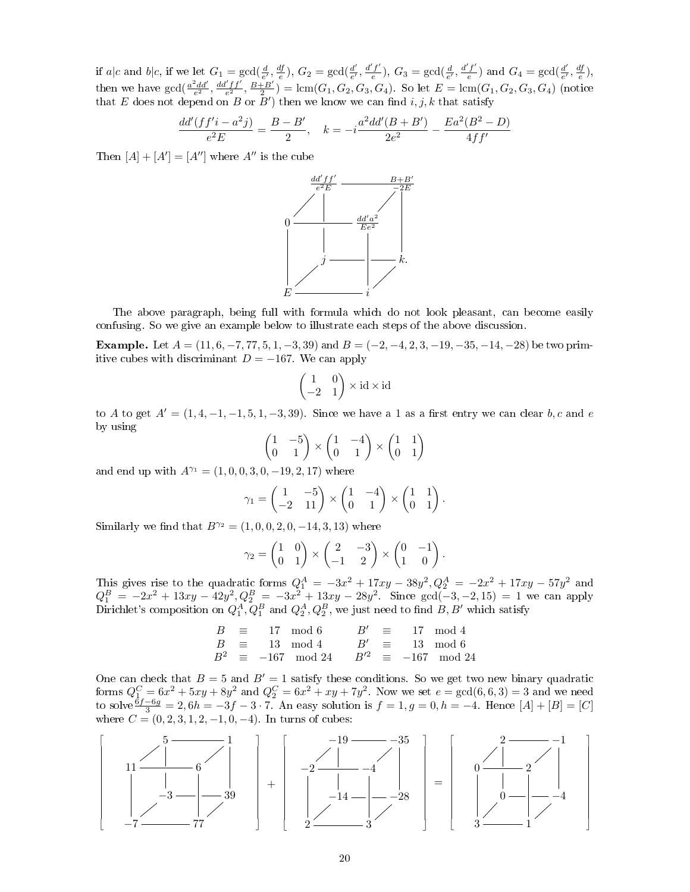if $a|c$ and $b|c$, if we let $G_1 = \gcd(\frac{d}{e'}, \frac{df}{e})$, $G_2 = \gcd(\frac{d'}{e'}, \frac{d'f'}{e})$, $G_3 = \gcd(\frac{d}{e'}, \frac{d'f'}{e})$ and $G_4 = \gcd(\frac{d'}{e'}, \frac{df}{e})$, then we have $\gcd(\frac{a^2dd'}{e^2}, \frac{dd'ff'}{e^2}, \frac{B+B'}{2}) = \operatorname{lcm}(G_1, G_2, G_3, G_4)$. So let $E = \operatorname{lcm}(G_1, G_2, G_3, G_4)$ (notice that $E$ does not depend on $B$ or $B'$) then we know we can find $i, j, k$ that satisfy

$$\frac{dd'(ff'i - a^2j)}{e^2E} = \frac{B - B'}{2}, \quad k = -i\frac{a^2dd'(B + B')}{2e^2} - \frac{Ea^2(B^2 - D)}{4ff'}$$

Then $[A] + [A'] = [A'']$ where $A''$ is the cube

$$\begin{array}{ccccc}
 & \frac{dd'ff'}{e^2E} & \text{———} & \frac{B+B'}{-2E} & \\
0 & \text{———} & \frac{dd'a^2}{Ee^2} & & \\
 & j & \text{———} & k. & \\
E & \text{———} & i & &
\end{array}$$

The above paragraph, being full with formula which do not look pleasant, can become easily confusing. So we give an example below to illustrate each steps of the above discussion.

**Example.** Let $A = (11, 6, -7, 77, 5, 1, -3, 39)$ and $B = (-2, -4, 2, 3, -19, -35, -14, -28)$ be two primitive cubes with discriminant $D = -167$. We can apply

$$\begin{pmatrix} 1 & 0 \\ -2 & 1 \end{pmatrix} \times \mathrm{id} \times \mathrm{id}$$

to $A$ to get $A' = (1, 4, -1, -1, 5, 1, -3, 39)$. Since we have a 1 as a first entry we can clear $b, c$ and $e$ by using

$$\begin{pmatrix} 1 & -5 \\ 0 & 1 \end{pmatrix} \times \begin{pmatrix} 1 & -4 \\ 0 & 1 \end{pmatrix} \times \begin{pmatrix} 1 & 1 \\ 0 & 1 \end{pmatrix}$$

and end up with $A^{\gamma_1} = (1, 0, 0, 3, 0, -19, 2, 17)$ where

$$\gamma_1 = \begin{pmatrix} 1 & -5 \\ -2 & 11 \end{pmatrix} \times \begin{pmatrix} 1 & -4 \\ 0 & 1 \end{pmatrix} \times \begin{pmatrix} 1 & 1 \\ 0 & 1 \end{pmatrix}.$$

Similarly we find that $B^{\gamma_2} = (1, 0, 0, 2, 0, -14, 3, 13)$ where

$$\gamma_2 = \begin{pmatrix} 1 & 0 \\ 0 & 1 \end{pmatrix} \times \begin{pmatrix} 2 & -3 \\ -1 & 2 \end{pmatrix} \times \begin{pmatrix} 0 & -1 \\ 1 & 0 \end{pmatrix}.$$

This gives rise to the quadratic forms $Q_1^A = -3x^2 + 17xy - 38y^2, Q_2^A = -2x^2 + 17xy - 57y^2$ and $Q_1^B = -2x^2 + 13xy - 42y^2, Q_2^B = -3x^2 + 13xy - 28y^2$. Since $\gcd(-3, -2, 15) = 1$ we can apply Dirichlet's composition on $Q_1^A, Q_1^B$ and $Q_2^A, Q_2^B$, we just need to find $B, B'$ which satisfy

$$\begin{array}{rclcrcl}
B & \equiv & 17 \mod 6 & \quad & B' & \equiv & 17 \mod 4 \\
B & \equiv & 13 \mod 4 & & B' & \equiv & 13 \mod 6 \\
B^2 & \equiv & -167 \mod 24 & & B'^2 & \equiv & -167 \mod 24
\end{array}$$

One can check that $B = 5$ and $B' = 1$ satisfy these conditions. So we get two new binary quadratic forms $Q_1^C = 6x^2 + 5xy + 8y^2$ and $Q_2^C = 6x^2 + xy + 7y^2$. Now we set $e = \gcd(6, 6, 3) = 3$ and we need to solve $\frac{6f - 6g}{3} = 2, 6h = -3f - 3 \cdot 7$. An easy solution is $f = 1, g = 0, h = -4$. Hence $[A] + [B] = [C]$ where $C = (0, 2, 3, 1, 2, -1, 0, -4)$. In turns of cubes:

$$\left[\begin{array}{ccccc}
 & 5 & \text{———} & 1 & \\
11 & \text{———} & 6 & & \\
 & -3 & \text{———} & 39 & \\
-7 & \text{———} & 77 & &
\end{array}\right] + \left[\begin{array}{ccccc}
 & -19 & \text{———} & -35 & \\
-2 & \text{———} & -4 & & \\
 & -14 & \text{———} & -28 & \\
2 & \text{———} & 3 & &
\end{array}\right] = \left[\begin{array}{ccccc}
 & 2 & \text{———} & -1 & \\
0 & \text{———} & 2 & & \\
 & 0 & \text{———} & -4 & \\
3 & \text{———} & 1 & &
\end{array}\right]$$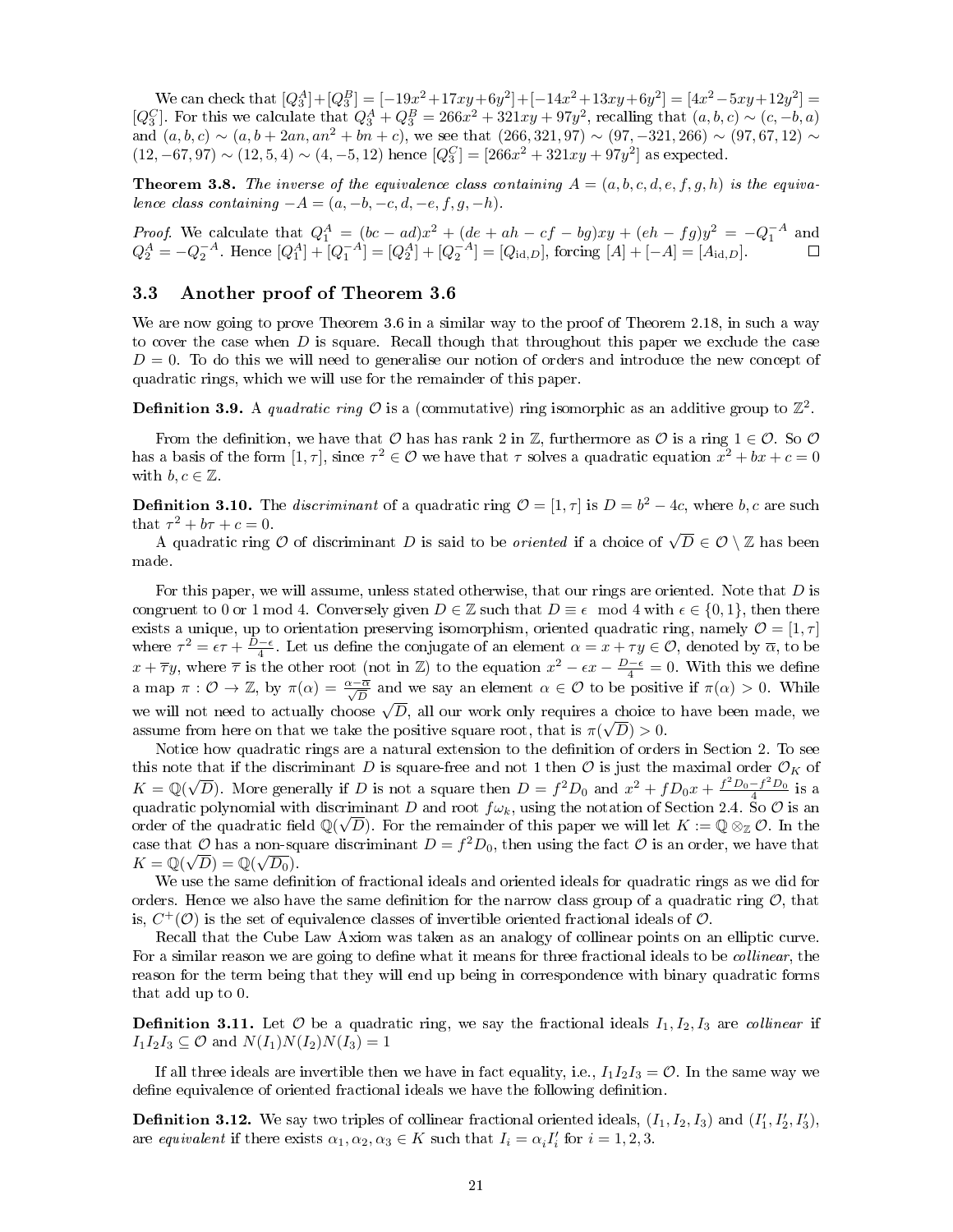We can check that $[Q_3^A]+[Q_3^B] = [-19x^2+17xy+6y^2]+[-14x^2+13xy+6y^2] = [4x^2-5xy+12y^2] = [Q_3^C]$. For this we calculate that $Q_3^A + Q_3^B = 266x^2 + 321xy + 97y^2$, recalling that $(a,b,c) \sim (c,-b,a)$ and $(a,b,c) \sim (a, b+2an, an^2+bn+c)$, we see that $(266,321,97) \sim (97,-321,266) \sim (97,67,12) \sim (12,-67,97) \sim (12,5,4) \sim (4,-5,12)$ hence $[Q_3^C] = [266x^2+321xy+97y^2]$ as expected.

**Theorem 3.8.** *The inverse of the equivalence class containing $A = (a,b,c,d,e,f,g,h)$ is the equivalence class containing $-A = (a,-b,-c,d,-e,f,g,-h)$.*

*Proof.* We calculate that $Q_1^A = (bc-ad)x^2 + (de+ah-cf-bg)xy + (eh-fg)y^2 = -Q_1^{-A}$ and $Q_2^A = -Q_2^{-A}$. Hence $[Q_1^A] + [Q_1^{-A}] = [Q_2^A] + [Q_2^{-A}] = [Q_{\mathrm{id},D}]$, forcing $[A] + [-A] = [A_{\mathrm{id},D}]$. □

## 3.3 Another proof of Theorem 3.6

We are now going to prove Theorem 3.6 in a similar way to the proof of Theorem 2.18, in such a way to cover the case when $D$ is square. Recall though that throughout this paper we exclude the case $D = 0$. To do this we will need to generalise our notion of orders and introduce the new concept of quadratic rings, which we will use for the remainder of this paper.

**Definition 3.9.** A *quadratic ring* $\mathcal{O}$ is a (commutative) ring isomorphic as an additive group to $\mathbb{Z}^2$.

From the definition, we have that $\mathcal{O}$ has has rank 2 in $\mathbb{Z}$, furthermore as $\mathcal{O}$ is a ring $1 \in \mathcal{O}$. So $\mathcal{O}$ has a basis of the form $[1,\tau]$, since $\tau^2 \in \mathcal{O}$ we have that $\tau$ solves a quadratic equation $x^2 + bx + c = 0$ with $b, c \in \mathbb{Z}$.

**Definition 3.10.** The *discriminant* of a quadratic ring $\mathcal{O} = [1,\tau]$ is $D = b^2 - 4c$, where $b, c$ are such that $\tau^2 + b\tau + c = 0$.

A quadratic ring $\mathcal{O}$ of discriminant $D$ is said to be *oriented* if a choice of $\sqrt{D} \in \mathcal{O} \setminus \mathbb{Z}$ has been made.

For this paper, we will assume, unless stated otherwise, that our rings are oriented. Note that $D$ is congruent to 0 or 1 mod 4. Conversely given $D \in \mathbb{Z}$ such that $D \equiv \epsilon \mod 4$ with $\epsilon \in \{0,1\}$, then there exists a unique, up to orientation preserving isomorphism, oriented quadratic ring, namely $\mathcal{O} = [1,\tau]$ where $\tau^2 = \epsilon\tau + \frac{D-\epsilon}{4}$. Let us define the conjugate of an element $\alpha = x + \tau y \in \mathcal{O}$, denoted by $\overline{\alpha}$, to be $x + \overline{\tau} y$, where $\overline{\tau}$ is the other root (not in $\mathbb{Z}$) to the equation $x^2 - \epsilon x - \frac{D-\epsilon}{4} = 0$. With this we define a map $\pi : \mathcal{O} \to \mathbb{Z}$, by $\pi(\alpha) = \frac{\alpha - \overline{\alpha}}{\sqrt{D}}$ and we say an element $\alpha \in \mathcal{O}$ to be positive if $\pi(\alpha) > 0$. While we will not need to actually choose $\sqrt{D}$, all our work only requires a choice to have been made, we assume from here on that we take the positive square root, that is $\pi(\sqrt{D}) > 0$.

Notice how quadratic rings are a natural extension to the definition of orders in Section 2. To see this note that if the discriminant $D$ is square-free and not 1 then $\mathcal{O}$ is just the maximal order $\mathcal{O}_K$ of $K = \mathbb{Q}(\sqrt{D})$. More generally if $D$ is not a square then $D = f^2 D_0$ and $x^2 + fD_0 x + \frac{f^2 D_0 - f^2 D_0}{4}$ is a quadratic polynomial with discriminant $D$ and root $f\omega_k$, using the notation of Section 2.4. So $\mathcal{O}$ is an order of the quadratic field $\mathbb{Q}(\sqrt{D})$. For the remainder of this paper we will let $K := \mathbb{Q} \otimes_{\mathbb{Z}} \mathcal{O}$. In the case that $\mathcal{O}$ has a non-square discriminant $D = f^2 D_0$, then using the fact $\mathcal{O}$ is an order, we have that $K = \mathbb{Q}(\sqrt{D}) = \mathbb{Q}(\sqrt{D_0})$.

We use the same definition of fractional ideals and oriented ideals for quadratic rings as we did for orders. Hence we also have the same definition for the narrow class group of a quadratic ring $\mathcal{O}$, that is, $C^+(\mathcal{O})$ is the set of equivalence classes of invertible oriented fractional ideals of $\mathcal{O}$.

Recall that the Cube Law Axiom was taken as an analogy of collinear points on an elliptic curve. For a similar reason we are going to define what it means for three fractional ideals to be *collinear*, the reason for the term being that they will end up being in correspondence with binary quadratic forms that add up to 0.

**Definition 3.11.** Let $\mathcal{O}$ be a quadratic ring, we say the fractional ideals $I_1, I_2, I_3$ are *collinear* if $I_1 I_2 I_3 \subseteq \mathcal{O}$ and $N(I_1)N(I_2)N(I_3) = 1$

If all three ideals are invertible then we have in fact equality, i.e., $I_1 I_2 I_3 = \mathcal{O}$. In the same way we define equivalence of oriented fractional ideals we have the following definition.

**Definition 3.12.** We say two triples of collinear fractional oriented ideals, $(I_1, I_2, I_3)$ and $(I_1', I_2', I_3')$, are *equivalent* if there exists $\alpha_1, \alpha_2, \alpha_3 \in K$ such that $I_i = \alpha_i I_i'$ for $i = 1, 2, 3$.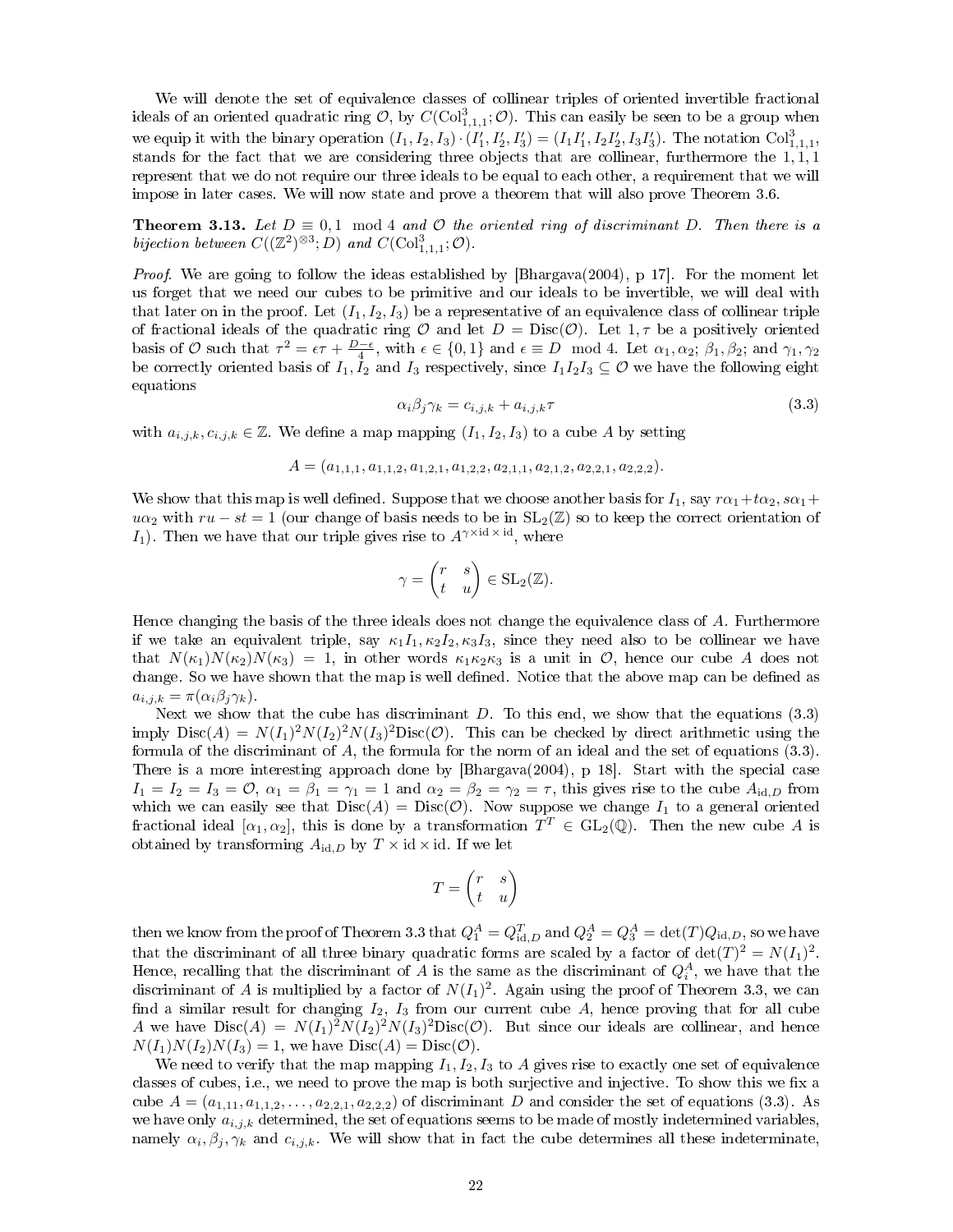We will denote the set of equivalence classes of collinear triples of oriented invertible fractional ideals of an oriented quadratic ring $\mathcal{O}$, by $C(\mathrm{Col}^3_{1,1,1};\mathcal{O})$. This can easily be seen to be a group when we equip it with the binary operation $(I_1, I_2, I_3)\cdot(I'_1, I'_2, I'_3) = (I_1I'_1, I_2I'_2, I_3I'_3)$. The notation $\mathrm{Col}^3_{1,1,1}$, stands for the fact that we are considering three objects that are collinear, furthermore the $1, 1, 1$ represent that we do not require our three ideals to be equal to each other, a requirement that we will impose in later cases. We will now state and prove a theorem that will also prove Theorem 3.6.

**Theorem 3.13.** *Let $D \equiv 0, 1 \mod 4$ and $\mathcal{O}$ the oriented ring of discriminant $D$. Then there is a bijection between $C((\mathbb{Z}^2)^{\otimes 3}; D)$ and $C(\mathrm{Col}^3_{1,1,1};\mathcal{O})$.*

*Proof.* We are going to follow the ideas established by [Bhargava(2004), p 17]. For the moment let us forget that we need our cubes to be primitive and our ideals to be invertible, we will deal with that later on in the proof. Let $(I_1, I_2, I_3)$ be a representative of an equivalence class of collinear triple of fractional ideals of the quadratic ring $\mathcal{O}$ and let $D = \mathrm{Disc}(\mathcal{O})$. Let $1, \tau$ be a positively oriented basis of $\mathcal{O}$ such that $\tau^2 = \epsilon\tau + \frac{D-\epsilon}{4}$, with $\epsilon \in \{0, 1\}$ and $\epsilon \equiv D \mod 4$. Let $\alpha_1, \alpha_2$; $\beta_1, \beta_2$; and $\gamma_1, \gamma_2$ be correctly oriented basis of $I_1$, $I_2$ and $I_3$ respectively, since $I_1I_2I_3 \subseteq \mathcal{O}$ we have the following eight equations

$$\alpha_i\beta_j\gamma_k = c_{i,j,k} + a_{i,j,k}\tau \tag{3.3}$$

with $a_{i,j,k}, c_{i,j,k} \in \mathbb{Z}$. We define a map mapping $(I_1, I_2, I_3)$ to a cube $A$ by setting

$$A = (a_{1,1,1}, a_{1,1,2}, a_{1,2,1}, a_{1,2,2}, a_{2,1,1}, a_{2,1,2}, a_{2,2,1}, a_{2,2,2}).$$

We show that this map is well defined. Suppose that we choose another basis for $I_1$, say $r\alpha_1 + t\alpha_2$, $s\alpha_1 + u\alpha_2$ with $ru - st = 1$ (our change of basis needs to be in $\mathrm{SL}_2(\mathbb{Z})$ so to keep the correct orientation of $I_1$). Then we have that our triple gives rise to $A^{\gamma\times\mathrm{id}\times\mathrm{id}}$, where

$$\gamma = \begin{pmatrix} r & s \\ t & u \end{pmatrix} \in \mathrm{SL}_2(\mathbb{Z}).$$

Hence changing the basis of the three ideals does not change the equivalence class of $A$. Furthermore if we take an equivalent triple, say $\kappa_1I_1, \kappa_2I_2, \kappa_3I_3$, since they need also to be collinear we have that $N(\kappa_1)N(\kappa_2)N(\kappa_3) = 1$, in other words $\kappa_1\kappa_2\kappa_3$ is a unit in $\mathcal{O}$, hence our cube $A$ does not change. So we have shown that the map is well defined. Notice that the above map can be defined as $a_{i,j,k} = \pi(\alpha_i\beta_j\gamma_k)$.

Next we show that the cube has discriminant $D$. To this end, we show that the equations (3.3) imply $\mathrm{Disc}(A) = N(I_1)^2N(I_2)^2N(I_3)^2\mathrm{Disc}(\mathcal{O})$. This can be checked by direct arithmetic using the formula of the discriminant of $A$, the formula for the norm of an ideal and the set of equations (3.3). There is a more interesting approach done by [Bhargava(2004), p 18]. Start with the special case $I_1 = I_2 = I_3 = \mathcal{O}$, $\alpha_1 = \beta_1 = \gamma_1 = 1$ and $\alpha_2 = \beta_2 = \gamma_2 = \tau$, this gives rise to the cube $A_{\mathrm{id},D}$ from which we can easily see that $\mathrm{Disc}(A) = \mathrm{Disc}(\mathcal{O})$. Now suppose we change $I_1$ to a general oriented fractional ideal $[\alpha_1, \alpha_2]$, this is done by a transformation $T^T \in \mathrm{GL}_2(\mathbb{Q})$. Then the new cube $A$ is obtained by transforming $A_{\mathrm{id},D}$ by $T \times \mathrm{id} \times \mathrm{id}$. If we let

$$T = \begin{pmatrix} r & s \\ t & u \end{pmatrix}$$

then we know from the proof of Theorem 3.3 that $Q^A_1 = Q^T_{\mathrm{id},D}$ and $Q^A_2 = Q^A_3 = \det(T)Q_{\mathrm{id},D}$, so we have that the discriminant of all three binary quadratic forms are scaled by a factor of $\det(T)^2 = N(I_1)^2$. Hence, recalling that the discriminant of $A$ is the same as the discriminant of $Q^A_i$, we have that the discriminant of $A$ is multiplied by a factor of $N(I_1)^2$. Again using the proof of Theorem 3.3, we can find a similar result for changing $I_2$, $I_3$ from our current cube $A$, hence proving that for all cube $A$ we have $\mathrm{Disc}(A) = N(I_1)^2N(I_2)^2N(I_3)^2\mathrm{Disc}(\mathcal{O})$. But since our ideals are collinear, and hence $N(I_1)N(I_2)N(I_3) = 1$, we have $\mathrm{Disc}(A) = \mathrm{Disc}(\mathcal{O})$.

We need to verify that the map mapping $I_1, I_2, I_3$ to $A$ gives rise to exactly one set of equivalence classes of cubes, i.e., we need to prove the map is both surjective and injective. To show this we fix a cube $A = (a_{1,11}, a_{1,1,2}, \ldots, a_{2,2,1}, a_{2,2,2})$ of discriminant $D$ and consider the set of equations (3.3). As we have only $a_{i,j,k}$ determined, the set of equations seems to be made of mostly indetermined variables, namely $\alpha_i, \beta_j, \gamma_k$ and $c_{i,j,k}$. We will show that in fact the cube determines all these indeterminate,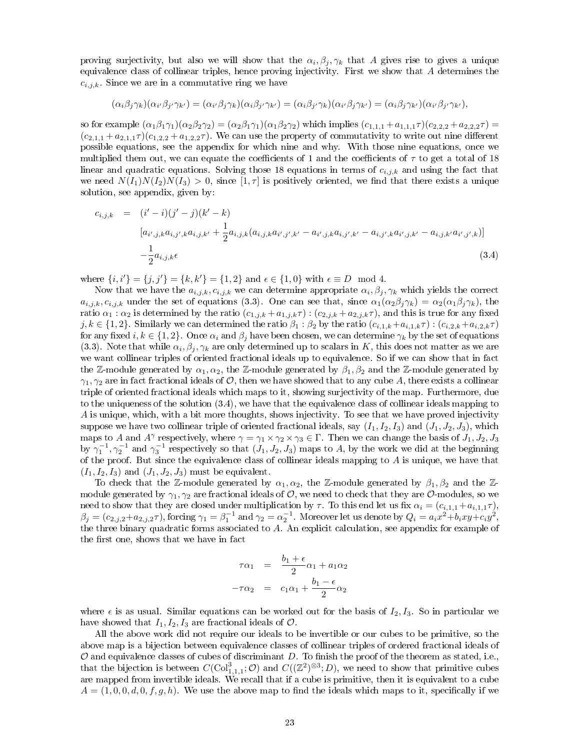proving surjectivity, but also we will show that the $\alpha_i, \beta_j, \gamma_k$ that $A$ gives rise to gives a unique equivalence class of collinear triples, hence proving injectivity. First we show that $A$ determines the $c_{i,j,k}$. Since we are in a commutative ring we have

$$(\alpha_i\beta_j\gamma_k)(\alpha_{i'}\beta_{j'}\gamma_{k'}) = (\alpha_{i'}\beta_j\gamma_k)(\alpha_i\beta_{j'}\gamma_{k'}) = (\alpha_i\beta_{j'}\gamma_k)(\alpha_{i'}\beta_j\gamma_{k'}) = (\alpha_i\beta_j\gamma_{k'})(\alpha_{i'}\beta_{j'}\gamma_{k'}),$$

so for example $(\alpha_1\beta_1\gamma_1)(\alpha_2\beta_2\gamma_2) = (\alpha_2\beta_1\gamma_1)(\alpha_1\beta_2\gamma_2)$ which implies $(c_{1,1,1}+a_{1,1,1}\tau)(c_{2,2,2}+a_{2,2,2}\tau) = (c_{2,1,1}+a_{2,1,1}\tau)(c_{1,2,2}+a_{1,2,2}\tau)$. We can use the property of commutativity to write out nine different possible equations, see the appendix for which nine and why. With those nine equations, once we multiplied them out, we can equate the coefficients of 1 and the coefficients of $\tau$ to get a total of 18 linear and quadratic equations. Solving those 18 equations in terms of $c_{i,j,k}$ and using the fact that we need $N(I_1)N(I_2)N(I_3) > 0$, since $[1, \tau]$ is positively oriented, we find that there exists a unique solution, see appendix, given by:

$$\begin{aligned} c_{i,j,k} &= (i'-i)(j'-j)(k'-k) \\ &\quad [a_{i',j,k}a_{i,j',k}a_{i,j,k'} + \frac{1}{2}a_{i,j,k}(a_{i,j,k}a_{i',j',k'} - a_{i',j,k}a_{i,j',k'} - a_{i,j',k}a_{i',j,k'} - a_{i,j,k'}a_{i',j',k})] \\ &\quad -\frac{1}{2}a_{i,j,k}\epsilon \end{aligned} \tag{3.4}$$

where $\{i,i'\} = \{j,j'\} = \{k,k'\} = \{1,2\}$ and $\epsilon \in \{1,0\}$ with $\epsilon \equiv D \mod 4$.

Now that we have the $a_{i,j,k}, c_{i,j,k}$ we can determine appropriate $\alpha_i, \beta_j, \gamma_k$ which yields the correct $a_{i,j,k}, c_{i,j,k}$ under the set of equations (3.3). One can see that, since $\alpha_1(\alpha_2\beta_j\gamma_k) = \alpha_2(\alpha_1\beta_j\gamma_k)$, the ratio $\alpha_1 : \alpha_2$ is determined by the ratio $(c_{1,j,k}+a_{1,j,k}\tau) : (c_{2,j,k}+a_{2,j,k}\tau)$, and this is true for any fixed $j, k \in \{1,2\}$. Similarly we can determined the ratio $\beta_1 : \beta_2$ by the ratio $(c_{i,1,k}+a_{i,1,k}\tau) : (c_{i,2,k}+a_{i,2,k}\tau)$ for any fixed $i, k \in \{1,2\}$. Once $\alpha_i$ and $\beta_j$ have been chosen, we can determine $\gamma_k$ by the set of equations (3.3). Note that while $\alpha_i, \beta_j, \gamma_k$ are only determined up to scalars in $K$, this does not matter as we are we want collinear triples of oriented fractional ideals up to equivalence. So if we can show that in fact the $\mathbb{Z}$-module generated by $\alpha_1, \alpha_2$, the $\mathbb{Z}$-module generated by $\beta_1, \beta_2$ and the $\mathbb{Z}$-module generated by $\gamma_1, \gamma_2$ are in fact fractional ideals of $\mathcal{O}$, then we have showed that to any cube $A$, there exists a collinear triple of oriented fractional ideals which maps to it, showing surjectivity of the map. Furthermore, due to the uniqueness of the solution (3.4), we have that the equivalence class of collinear ideals mapping to $A$ is unique, which, with a bit more thoughts, shows injectivity. To see that we have proved injectivity suppose we have two collinear triple of oriented fractional ideals, say $(I_1, I_2, I_3)$ and $(J_1, J_2, J_3)$, which maps to $A$ and $A^\gamma$ respectively, where $\gamma = \gamma_1 \times \gamma_2 \times \gamma_3 \in \Gamma$. Then we can change the basis of $J_1, J_2, J_3$ by $\gamma_1^{-1}, \gamma_2^{-1}$ and $\gamma_3^{-1}$ respectively so that $(J_1, J_2, J_3)$ maps to $A$, by the work we did at the beginning of the proof. But since the equivalence class of collinear ideals mapping to $A$ is unique, we have that $(I_1, I_2, I_3)$ and $(J_1, J_2, J_3)$ must be equivalent.

To check that the $\mathbb{Z}$-module generated by $\alpha_1, \alpha_2$, the $\mathbb{Z}$-module generated by $\beta_1, \beta_2$ and the $\mathbb{Z}$-module generated by $\gamma_1, \gamma_2$ are fractional ideals of $\mathcal{O}$, we need to check that they are $\mathcal{O}$-modules, so we need to show that they are closed under multiplication by $\tau$. To this end let us fix $\alpha_i = (c_{i,1,1}+a_{i,1,1}\tau)$, $\beta_j = (c_{2,j,2}+a_{2,j,2}\tau)$, forcing $\gamma_1 = \beta_1^{-1}$ and $\gamma_2 = \alpha_2^{-1}$. Moreover let us denote by $Q_i = a_ix^2+b_ixy+c_iy^2$, the three binary quadratic forms associated to $A$. An explicit calculation, see appendix for example of the first one, shows that we have in fact

$$\begin{aligned} \tau\alpha_1 &= \frac{b_1+\epsilon}{2}\alpha_1 + a_1\alpha_2 \\ -\tau\alpha_2 &= c_1\alpha_1 + \frac{b_1-\epsilon}{2}\alpha_2 \end{aligned}$$

where $\epsilon$ is as usual. Similar equations can be worked out for the basis of $I_2, I_3$. So in particular we have showed that $I_1, I_2, I_3$ are fractional ideals of $\mathcal{O}$.

All the above work did not require our ideals to be invertible or our cubes to be primitive, so the above map is a bijection between equivalence classes of collinear triples of ordered fractional ideals of $\mathcal{O}$ and equivalence classes of cubes of discriminant $D$. To finish the proof of the theorem as stated, i.e., that the bijection is between $C(\mathrm{Col}^3_{1,1,1}; \mathcal{O})$ and $C((\mathbb{Z}^2)^{\otimes 3}; D)$, we need to show that primitive cubes are mapped from invertible ideals. We recall that if a cube is primitive, then it is equivalent to a cube $A = (1, 0, 0, d, 0, f, g, h)$. We use the above map to find the ideals which maps to it, specifically if we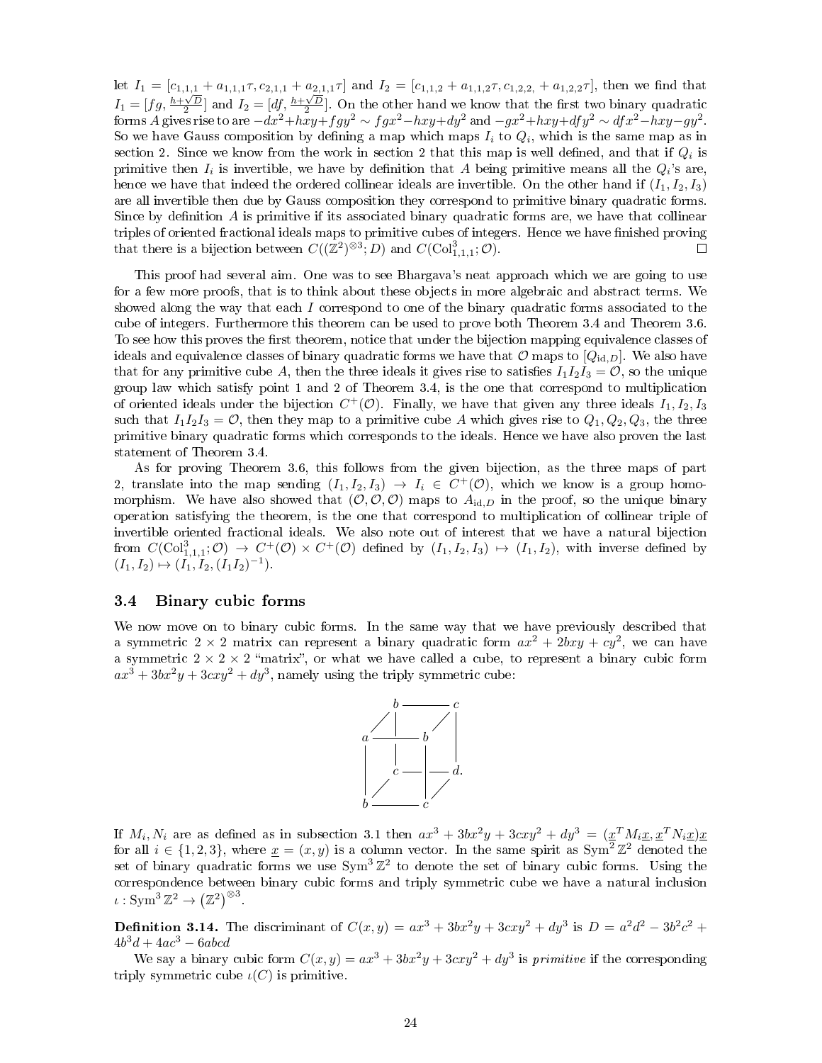let $I_1 = [c_{1,1,1} + a_{1,1,1}\tau, c_{2,1,1} + a_{2,1,1}\tau]$ and $I_2 = [c_{1,1,2} + a_{1,1,2}\tau, c_{1,2,2,} + a_{1,2,2}\tau]$, then we find that $I_1 = [fg, \frac{h+\sqrt{D}}{2}]$ and $I_2 = [df, \frac{h+\sqrt{D}}{2}]$. On the other hand we know that the first two binary quadratic forms $A$ gives rise to are $-dx^2+hxy+fgy^2 \sim fgx^2-hxy+dy^2$ and $-gx^2+hxy+dfy^2 \sim dfx^2-hxy-gy^2$. So we have Gauss composition by defining a map which maps $I_i$ to $Q_i$, which is the same map as in section 2. Since we know from the work in section 2 that this map is well defined, and that if $Q_i$ is primitive then $I_i$ is invertible, we have by definition that $A$ being primitive means all the $Q_i$'s are, hence we have that indeed the ordered collinear ideals are invertible. On the other hand if $(I_1, I_2, I_3)$ are all invertible then due by Gauss composition they correspond to primitive binary quadratic forms. Since by definition $A$ is primitive if its associated binary quadratic forms are, we have that collinear triples of oriented fractional ideals maps to primitive cubes of integers. Hence we have finished proving that there is a bijection between $C((\mathbb{Z}^2)^{\otimes 3}; D)$ and $C(\mathrm{Col}^3_{1,1,1}; \mathcal{O})$. $\square$

This proof had several aim. One was to see Bhargava's neat approach which we are going to use for a few more proofs, that is to think about these objects in more algebraic and abstract terms. We showed along the way that each $I$ correspond to one of the binary quadratic forms associated to the cube of integers. Furthermore this theorem can be used to prove both Theorem 3.4 and Theorem 3.6. To see how this proves the first theorem, notice that under the bijection mapping equivalence classes of ideals and equivalence classes of binary quadratic forms we have that $\mathcal{O}$ maps to $[Q_{\mathrm{id},D}]$. We also have that for any primitive cube $A$, then the three ideals it gives rise to satisfies $I_1I_2I_3 = \mathcal{O}$, so the unique group law which satisfy point 1 and 2 of Theorem 3.4, is the one that correspond to multiplication of oriented ideals under the bijection $C^+(\mathcal{O})$. Finally, we have that given any three ideals $I_1, I_2, I_3$ such that $I_1I_2I_3 = \mathcal{O}$, then they map to a primitive cube $A$ which gives rise to $Q_1, Q_2, Q_3$, the three primitive binary quadratic forms which corresponds to the ideals. Hence we have also proven the last statement of Theorem 3.4.

As for proving Theorem 3.6, this follows from the given bijection, as the three maps of part 2, translate into the map sending $(I_1, I_2, I_3) \to I_i \in C^+(\mathcal{O})$, which we know is a group homomorphism. We have also showed that $(\mathcal{O}, \mathcal{O}, \mathcal{O})$ maps to $A_{\mathrm{id},D}$ in the proof, so the unique binary operation satisfying the theorem, is the one that correspond to multiplication of collinear triple of invertible oriented fractional ideals. We also note out of interest that we have a natural bijection from $C(\mathrm{Col}^3_{1,1,1}; \mathcal{O}) \to C^+(\mathcal{O}) \times C^+(\mathcal{O})$ defined by $(I_1, I_2, I_3) \mapsto (I_1, I_2)$, with inverse defined by $(I_1, I_2) \mapsto (I_1, I_2, (I_1I_2)^{-1})$.

### 3.4 Binary cubic forms

We now move on to binary cubic forms. In the same way that we have previously described that a symmetric $2 \times 2$ matrix can represent a binary quadratic form $ax^2 + 2bxy + cy^2$, we can have a symmetric $2 \times 2 \times 2$ "matrix", or what we have called a cube, to represent a binary cubic form $ax^3 + 3bx^2y + 3cxy^2 + dy^3$, namely using the triply symmetric cube:

$$
\begin{array}{ccccc}
 & b & \text{———} & c & \\
a & \text{———} & b & & \\
 & c & \text{———} & d. & \\
b & \text{———} & c & &
\end{array}
$$

If $M_i, N_i$ are as defined as in subsection 3.1 then $ax^3 + 3bx^2y + 3cxy^2 + dy^3 = (\underline{x}^T M_i \underline{x}, \underline{x}^T N_i \underline{x})\underline{x}$ for all $i \in \{1, 2, 3\}$, where $\underline{x} = (x, y)$ is a column vector. In the same spirit as $\mathrm{Sym}^2\,\mathbb{Z}^2$ denoted the set of binary quadratic forms we use $\mathrm{Sym}^3\,\mathbb{Z}^2$ to denote the set of binary cubic forms. Using the correspondence between binary cubic forms and triply symmetric cube we have a natural inclusion $\iota : \mathrm{Sym}^3\,\mathbb{Z}^2 \to \left(\mathbb{Z}^2\right)^{\otimes 3}$.

**Definition 3.14.** The discriminant of $C(x, y) = ax^3 + 3bx^2y + 3cxy^2 + dy^3$ is $D = a^2d^2 - 3b^2c^2 + 4b^3d + 4ac^3 - 6abcd$

We say a binary cubic form $C(x, y) = ax^3 + 3bx^2y + 3cxy^2 + dy^3$ is *primitive* if the corresponding triply symmetric cube $\iota(C)$ is primitive.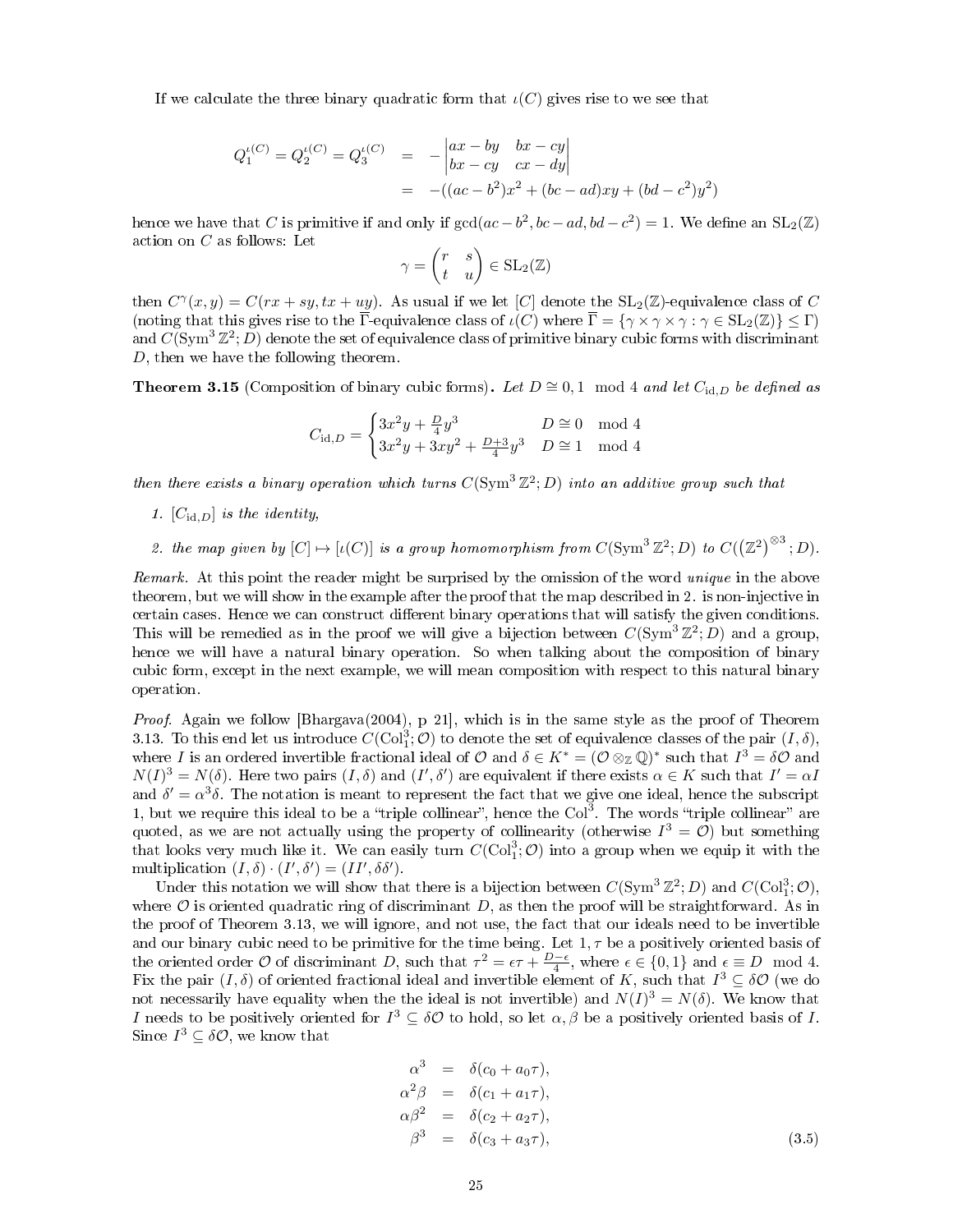If we calculate the three binary quadratic form that $\iota(C)$ gives rise to we see that

$$
\begin{aligned}
Q_1^{\iota(C)} = Q_2^{\iota(C)} = Q_3^{\iota(C)} &= -\begin{vmatrix} ax-by & bx-cy \\ bx-cy & cx-dy \end{vmatrix} \\
&= -((ac-b^2)x^2 + (bc-ad)xy + (bd-c^2)y^2)
\end{aligned}
$$

hence we have that $C$ is primitive if and only if $\gcd(ac-b^2, bc-ad, bd-c^2) = 1$. We define an $\mathrm{SL}_2(\mathbb{Z})$ action on $C$ as follows: Let

$$
\gamma = \begin{pmatrix} r & s \\ t & u \end{pmatrix} \in \mathrm{SL}_2(\mathbb{Z})
$$

then $C^\gamma(x,y) = C(rx+sy, tx+uy)$. As usual if we let $[C]$ denote the $\mathrm{SL}_2(\mathbb{Z})$-equivalence class of $C$ (noting that this gives rise to the $\overline{\Gamma}$-equivalence class of $\iota(C)$ where $\overline{\Gamma} = \{\gamma \times \gamma \times \gamma : \gamma \in \mathrm{SL}_2(\mathbb{Z})\} \leq \Gamma$) and $C(\mathrm{Sym}^3\,\mathbb{Z}^2; D)$ denote the set of equivalence class of primitive binary cubic forms with discriminant $D$, then we have the following theorem.

**Theorem 3.15** (Composition of binary cubic forms)**.** *Let $D \cong 0, 1 \mod 4$ and let $C_{\mathrm{id},D}$ be defined as*

$$
C_{\mathrm{id},D} = \begin{cases} 3x^2y + \frac{D}{4}y^3 & D \cong 0 \mod 4 \\ 3x^2y + 3xy^2 + \frac{D+3}{4}y^3 & D \cong 1 \mod 4 \end{cases}
$$

*then there exists a binary operation which turns $C(\mathrm{Sym}^3\,\mathbb{Z}^2; D)$ into an additive group such that*

1. *$[C_{\mathrm{id},D}]$ is the identity,*
2. *the map given by $[C] \mapsto [\iota(C)]$ is a group homomorphism from $C(\mathrm{Sym}^3\,\mathbb{Z}^2; D)$ to $C((\mathbb{Z}^2)^{\otimes 3}; D)$.*

*Remark.* At this point the reader might be surprised by the omission of the word *unique* in the above theorem, but we will show in the example after the proof that the map described in 2. is non-injective in certain cases. Hence we can construct different binary operations that will satisfy the given conditions. This will be remedied as in the proof we will give a bijection between $C(\mathrm{Sym}^3\,\mathbb{Z}^2; D)$ and a group, hence we will have a natural binary operation. So when talking about the composition of binary cubic form, except in the next example, we will mean composition with respect to this natural binary operation.

*Proof.* Again we follow [Bhargava(2004), p 21], which is in the same style as the proof of Theorem 3.13. To this end let us introduce $C(\mathrm{Col}_1^3; \mathcal{O})$ to denote the set of equivalence classes of the pair $(I, \delta)$, where $I$ is an ordered invertible fractional ideal of $\mathcal{O}$ and $\delta \in K^* = (\mathcal{O} \otimes_{\mathbb{Z}} \mathbb{Q})^*$ such that $I^3 = \delta\mathcal{O}$ and $N(I)^3 = N(\delta)$. Here two pairs $(I, \delta)$ and $(I', \delta')$ are equivalent if there exists $\alpha \in K$ such that $I' = \alpha I$ and $\delta' = \alpha^3\delta$. The notation is meant to represent the fact that we give one ideal, hence the subscript 1, but we require this ideal to be a "triple collinear", hence the $\mathrm{Col}^3$. The words "triple collinear" are quoted, as we are not actually using the property of collinearity (otherwise $I^3 = \mathcal{O}$) but something that looks very much like it. We can easily turn $C(\mathrm{Col}_1^3; \mathcal{O})$ into a group when we equip it with the multiplication $(I, \delta) \cdot (I', \delta') = (II', \delta\delta')$.

Under this notation we will show that there is a bijection between $C(\mathrm{Sym}^3\,\mathbb{Z}^2; D)$ and $C(\mathrm{Col}_1^3; \mathcal{O})$, where $\mathcal{O}$ is oriented quadratic ring of discriminant $D$, as then the proof will be straightforward. As in the proof of Theorem 3.13, we will ignore, and not use, the fact that our ideals need to be invertible and our binary cubic need to be primitive for the time being. Let $1, \tau$ be a positively oriented basis of the oriented order $\mathcal{O}$ of discriminant $D$, such that $\tau^2 = \epsilon\tau + \frac{D-\epsilon}{4}$, where $\epsilon \in \{0, 1\}$ and $\epsilon \equiv D \mod 4$. Fix the pair $(I, \delta)$ of oriented fractional ideal and invertible element of $K$, such that $I^3 \subseteq \delta\mathcal{O}$ (we do not necessarily have equality when the the ideal is not invertible) and $N(I)^3 = N(\delta)$. We know that $I$ needs to be positively oriented for $I^3 \subseteq \delta\mathcal{O}$ to hold, so let $\alpha, \beta$ be a positively oriented basis of $I$. Since $I^3 \subseteq \delta\mathcal{O}$, we know that

$$
\begin{aligned}
\alpha^3 &= \delta(c_0 + a_0\tau), \\
\alpha^2\beta &= \delta(c_1 + a_1\tau), \\
\alpha\beta^2 &= \delta(c_2 + a_2\tau), \\
\beta^3 &= \delta(c_3 + a_3\tau),
\end{aligned} \tag{3.5}
$$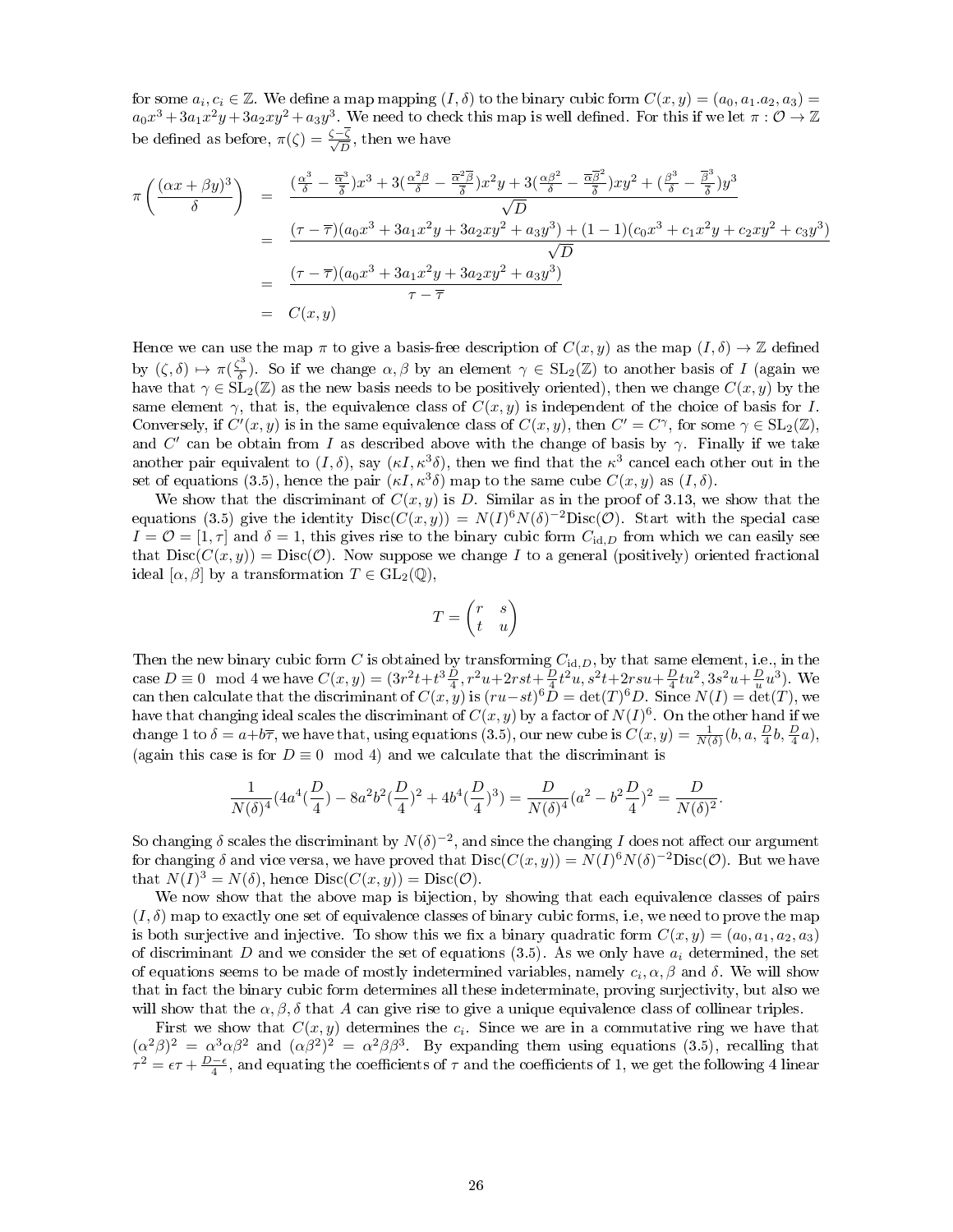for some $a_i, c_i \in \mathbb{Z}$. We define a map mapping $(I, \delta)$ to the binary cubic form $C(x,y) = (a_0, a_1.a_2, a_3) = a_0x^3 + 3a_1x^2y + 3a_2xy^2 + a_3y^3$. We need to check this map is well defined. For this if we let $\pi : \mathcal{O} \to \mathbb{Z}$ be defined as before, $\pi(\zeta) = \frac{\zeta - \overline{\zeta}}{\sqrt{D}}$, then we have

$$
\begin{aligned}
\pi\left(\frac{(\alpha x + \beta y)^3}{\delta}\right) &= \frac{(\frac{\alpha^3}{\delta} - \frac{\overline{\alpha}^3}{\overline{\delta}})x^3 + 3(\frac{\alpha^2\beta}{\delta} - \frac{\overline{\alpha}^2\overline{\beta}}{\overline{\delta}})x^2y + 3(\frac{\alpha\beta^2}{\delta} - \frac{\overline{\alpha}\overline{\beta}^2}{\overline{\delta}})xy^2 + (\frac{\beta^3}{\delta} - \frac{\overline{\beta}^3}{\overline{\delta}})y^3}{\sqrt{D}} \\
&= \frac{(\tau - \overline{\tau})(a_0x^3 + 3a_1x^2y + 3a_2xy^2 + a_3y^3) + (1-1)(c_0x^3 + c_1x^2y + c_2xy^2 + c_3y^3)}{\sqrt{D}} \\
&= \frac{(\tau - \overline{\tau})(a_0x^3 + 3a_1x^2y + 3a_2xy^2 + a_3y^3)}{\tau - \overline{\tau}} \\
&= C(x,y)
\end{aligned}
$$

Hence we can use the map $\pi$ to give a basis-free description of $C(x,y)$ as the map $(I, \delta) \to \mathbb{Z}$ defined by $(\zeta, \delta) \mapsto \pi(\frac{\zeta^3}{\delta})$. So if we change $\alpha, \beta$ by an element $\gamma \in \mathrm{SL}_2(\mathbb{Z})$ to another basis of $I$ (again we have that $\gamma \in \mathrm{SL}_2(\mathbb{Z})$ as the new basis needs to be positively oriented), then we change $C(x,y)$ by the same element $\gamma$, that is, the equivalence class of $C(x,y)$ is independent of the choice of basis for $I$. Conversely, if $C'(x,y)$ is in the same equivalence class of $C(x,y)$, then $C' = C^{\gamma}$, for some $\gamma \in \mathrm{SL}_2(\mathbb{Z})$, and $C'$ can be obtain from $I$ as described above with the change of basis by $\gamma$. Finally if we take another pair equivalent to $(I, \delta)$, say $(\kappa I, \kappa^3\delta)$, then we find that the $\kappa^3$ cancel each other out in the set of equations (3.5), hence the pair $(\kappa I, \kappa^3\delta)$ map to the same cube $C(x,y)$ as $(I, \delta)$.

We show that the discriminant of $C(x,y)$ is $D$. Similar as in the proof of 3.13, we show that the equations (3.5) give the identity $\mathrm{Disc}(C(x,y)) = N(I)^6 N(\delta)^{-2}\mathrm{Disc}(\mathcal{O})$. Start with the special case $I = \mathcal{O} = [1, \tau]$ and $\delta = 1$, this gives rise to the binary cubic form $C_{\mathrm{id},D}$ from which we can easily see that $\mathrm{Disc}(C(x,y)) = \mathrm{Disc}(\mathcal{O})$. Now suppose we change $I$ to a general (positively) oriented fractional ideal $[\alpha, \beta]$ by a transformation $T \in \mathrm{GL}_2(\mathbb{Q})$,

$$
T = \begin{pmatrix} r & s \\ t & u \end{pmatrix}
$$

Then the new binary cubic form $C$ is obtained by transforming $C_{\mathrm{id},D}$, by that same element, i.e., in the case $D \equiv 0 \mod 4$ we have $C(x,y) = (3r^2t + t^3\frac{D}{4}, r^2u + 2rst + \frac{D}{4}t^2u, s^2t + 2rsu + \frac{D}{4}tu^2, 3s^2u + \frac{D}{u}u^3)$. We can then calculate that the discriminant of $C(x,y)$ is $(ru - st)^6 D = \det(T)^6 D$. Since $N(I) = \det(T)$, we have that changing ideal scales the discriminant of $C(x,y)$ by a factor of $N(I)^6$. On the other hand if we change 1 to $\delta = a + b\overline{\tau}$, we have that, using equations (3.5), our new cube is $C(x,y) = \frac{1}{N(\delta)}(b, a, \frac{D}{4}b, \frac{D}{4}a)$, (again this case is for $D \equiv 0 \mod 4$) and we calculate that the discriminant is

$$
\frac{1}{N(\delta)^4}(4a^4(\frac{D}{4}) - 8a^2b^2(\frac{D}{4})^2 + 4b^4(\frac{D}{4})^3) = \frac{D}{N(\delta)^4}(a^2 - b^2\frac{D}{4})^2 = \frac{D}{N(\delta)^2}.
$$

So changing $\delta$ scales the discriminant by $N(\delta)^{-2}$, and since the changing $I$ does not affect our argument for changing $\delta$ and vice versa, we have proved that $\mathrm{Disc}(C(x,y)) = N(I)^6 N(\delta)^{-2}\mathrm{Disc}(\mathcal{O})$. But we have that $N(I)^3 = N(\delta)$, hence $\mathrm{Disc}(C(x,y)) = \mathrm{Disc}(\mathcal{O})$.

We now show that the above map is bijection, by showing that each equivalence classes of pairs $(I, \delta)$ map to exactly one set of equivalence classes of binary cubic forms, i.e, we need to prove the map is both surjective and injective. To show this we fix a binary quadratic form $C(x,y) = (a_0, a_1, a_2, a_3)$ of discriminant $D$ and we consider the set of equations (3.5). As we only have $a_i$ determined, the set of equations seems to be made of mostly indetermined variables, namely $c_i, \alpha, \beta$ and $\delta$. We will show that in fact the binary cubic form determines all these indeterminate, proving surjectivity, but also we will show that the $\alpha, \beta, \delta$ that $A$ can give rise to give a unique equivalence class of collinear triples.

First we show that $C(x,y)$ determines the $c_i$. Since we are in a commutative ring we have that $(\alpha^2\beta)^2 = \alpha^3\alpha\beta^2$ and $(\alpha\beta^2)^2 = \alpha^2\beta\beta^3$. By expanding them using equations (3.5), recalling that $\tau^2 = \epsilon\tau + \frac{D-\epsilon}{4}$, and equating the coefficients of $\tau$ and the coefficients of 1, we get the following 4 linear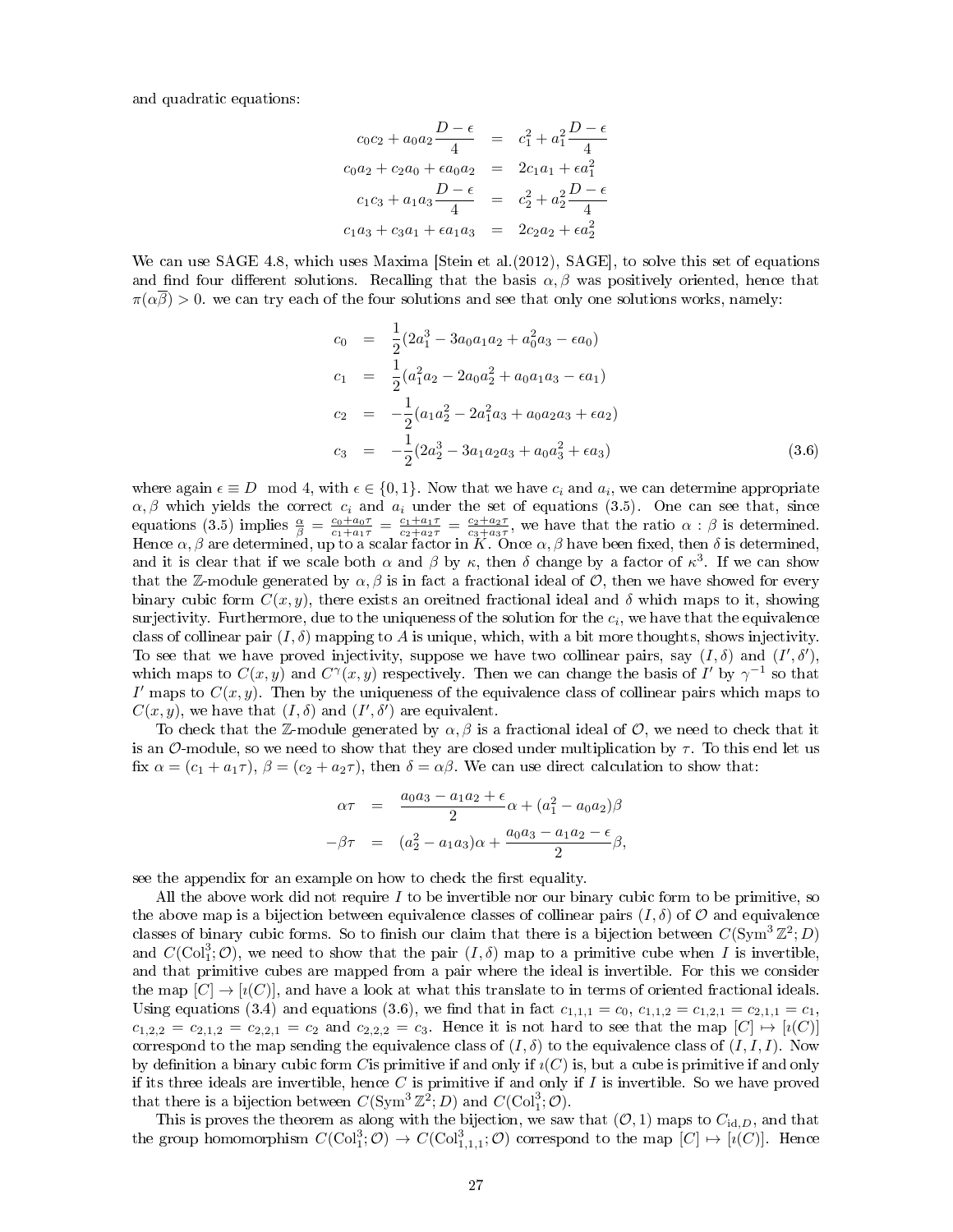and quadratic equations:

$$
\begin{aligned}
c_0c_2 + a_0a_2\frac{D-\epsilon}{4} &= c_1^2 + a_1^2\frac{D-\epsilon}{4} \\
c_0a_2 + c_2a_0 + \epsilon a_0a_2 &= 2c_1a_1 + \epsilon a_1^2 \\
c_1c_3 + a_1a_3\frac{D-\epsilon}{4} &= c_2^2 + a_2^2\frac{D-\epsilon}{4} \\
c_1a_3 + c_3a_1 + \epsilon a_1a_3 &= 2c_2a_2 + \epsilon a_2^2
\end{aligned}
$$

We can use SAGE 4.8, which uses Maxima [Stein et al.(2012), SAGE], to solve this set of equations and find four different solutions. Recalling that the basis $\alpha, \beta$ was positively oriented, hence that $\pi(\alpha\overline{\beta}) > 0$. we can try each of the four solutions and see that only one solutions works, namely:

$$
\begin{aligned}
c_0 &= \frac{1}{2}(2a_1^3 - 3a_0a_1a_2 + a_0^2a_3 - \epsilon a_0) \\
c_1 &= \frac{1}{2}(a_1^2a_2 - 2a_0a_2^2 + a_0a_1a_3 - \epsilon a_1) \\
c_2 &= -\frac{1}{2}(a_1a_2^2 - 2a_1^2a_3 + a_0a_2a_3 + \epsilon a_2) \\
c_3 &= -\frac{1}{2}(2a_2^3 - 3a_1a_2a_3 + a_0a_3^2 + \epsilon a_3)
\end{aligned} \tag{3.6}
$$

where again $\epsilon \equiv D \mod 4$, with $\epsilon \in \{0, 1\}$. Now that we have $c_i$ and $a_i$, we can determine appropriate $\alpha, \beta$ which yields the correct $c_i$ and $a_i$ under the set of equations (3.5). One can see that, since equations (3.5) implies $\frac{\alpha}{\beta} = \frac{c_0+a_0\tau}{c_1+a_1\tau} = \frac{c_1+a_1\tau}{c_2+a_2\tau} = \frac{c_2+a_2\tau}{c_3+a_3\tau}$, we have that the ratio $\alpha : \beta$ is determined. Hence $\alpha, \beta$ are determined, up to a scalar factor in $K$. Once $\alpha, \beta$ have been fixed, then $\delta$ is determined, and it is clear that if we scale both $\alpha$ and $\beta$ by $\kappa$, then $\delta$ change by a factor of $\kappa^3$. If we can show that the $\mathbb{Z}$-module generated by $\alpha, \beta$ is in fact a fractional ideal of $\mathcal{O}$, then we have showed for every binary cubic form $C(x, y)$, there exists an oreitned fractional ideal and $\delta$ which maps to it, showing surjectivity. Furthermore, due to the uniqueness of the solution for the $c_i$, we have that the equivalence class of collinear pair $(I, \delta)$ mapping to $A$ is unique, which, with a bit more thoughts, shows injectivity. To see that we have proved injectivity, suppose we have two collinear pairs, say $(I, \delta)$ and $(I', \delta')$, which maps to $C(x, y)$ and $C^\gamma(x, y)$ respectively. Then we can change the basis of $I'$ by $\gamma^{-1}$ so that $I'$ maps to $C(x, y)$. Then by the uniqueness of the equivalence class of collinear pairs which maps to $C(x, y)$, we have that $(I, \delta)$ and $(I', \delta')$ are equivalent.

To check that the $\mathbb{Z}$-module generated by $\alpha, \beta$ is a fractional ideal of $\mathcal{O}$, we need to check that it is an $\mathcal{O}$-module, so we need to show that they are closed under multiplication by $\tau$. To this end let us fix $\alpha = (c_1 + a_1\tau)$, $\beta = (c_2 + a_2\tau)$, then $\delta = \alpha\beta$. We can use direct calculation to show that:

$$
\begin{aligned}
\alpha\tau &= \frac{a_0a_3 - a_1a_2 + \epsilon}{2}\alpha + (a_1^2 - a_0a_2)\beta \\
-\beta\tau &= (a_2^2 - a_1a_3)\alpha + \frac{a_0a_3 - a_1a_2 - \epsilon}{2}\beta,
\end{aligned}
$$

see the appendix for an example on how to check the first equality.

All the above work did not require $I$ to be invertible nor our binary cubic form to be primitive, so the above map is a bijection between equivalence classes of collinear pairs $(I, \delta)$ of $\mathcal{O}$ and equivalence classes of binary cubic forms. So to finish our claim that there is a bijection between $C(\mathrm{Sym}^3\,\mathbb{Z}^2; D)$ and $C(\mathrm{Col}_1^3; \mathcal{O})$, we need to show that the pair $(I, \delta)$ map to a primitive cube when $I$ is invertible, and that primitive cubes are mapped from a pair where the ideal is invertible. For this we consider the map $[C] \to [\imath(C)]$, and have a look at what this translate to in terms of oriented fractional ideals. Using equations (3.4) and equations (3.6), we find that in fact $c_{1,1,1} = c_0$, $c_{1,1,2} = c_{1,2,1} = c_{2,1,1} = c_1$, $c_{1,2,2} = c_{2,1,2} = c_{2,2,1} = c_2$ and $c_{2,2,2} = c_3$. Hence it is not hard to see that the map $[C] \mapsto [\imath(C)]$ correspond to the map sending the equivalence class of $(I, \delta)$ to the equivalence class of $(I, I, I)$. Now by definition a binary cubic form $C$is primitive if and only if $\imath(C)$ is, but a cube is primitive if and only if its three ideals are invertible, hence $C$ is primitive if and only if $I$ is invertible. So we have proved that there is a bijection between $C(\mathrm{Sym}^3\,\mathbb{Z}^2; D)$ and $C(\mathrm{Col}_1^3; \mathcal{O})$.

This is proves the theorem as along with the bijection, we saw that $(\mathcal{O}, 1)$ maps to $C_{\mathrm{id},D}$, and that the group homomorphism $C(\mathrm{Col}_1^3; \mathcal{O}) \to C(\mathrm{Col}_{1,1,1}^3; \mathcal{O})$ correspond to the map $[C] \mapsto [\imath(C)]$. Hence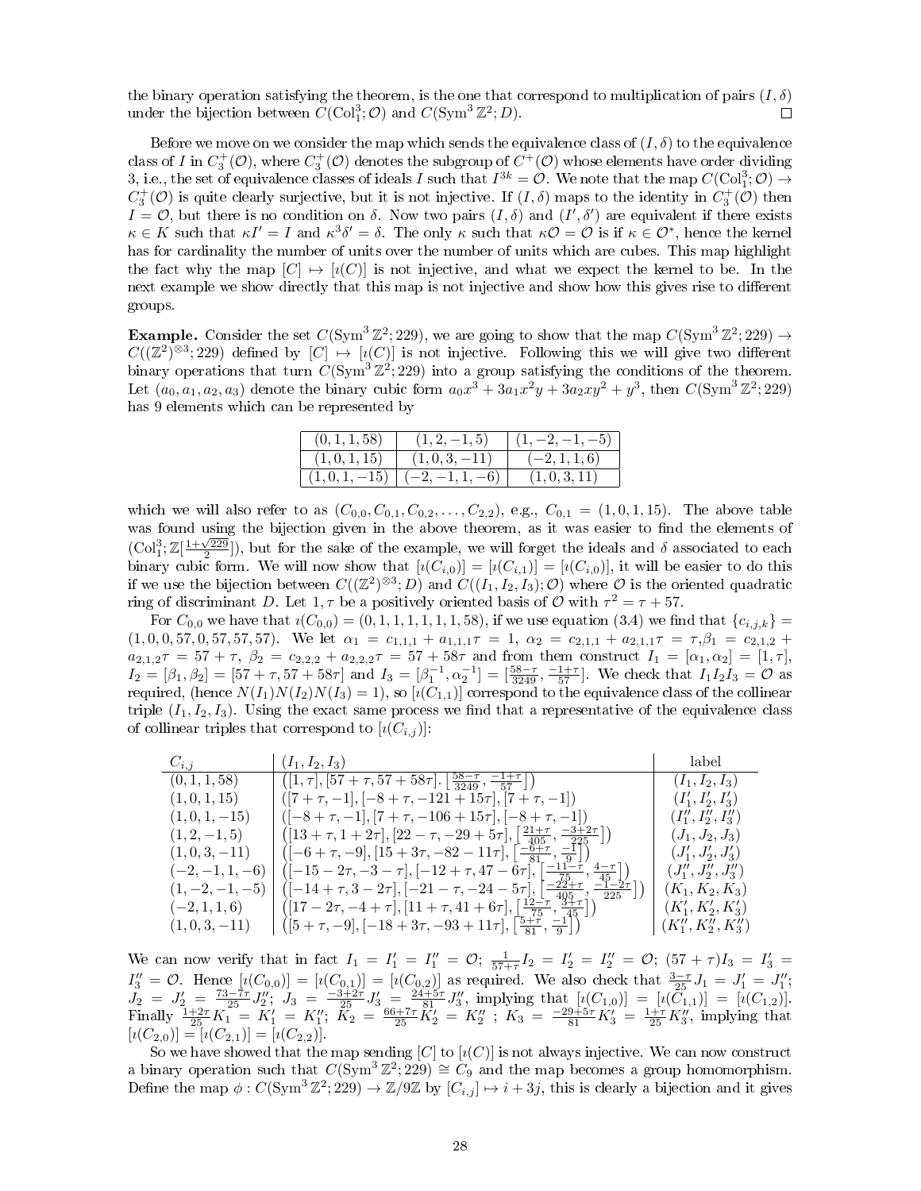the binary operation satisfying the theorem, is the one that correspond to multiplication of pairs $(I, \delta)$ under the bijection between $C(\mathrm{Col}_1^3; \mathcal{O})$ and $C(\mathrm{Sym}^3 \mathbb{Z}^2; D)$. $\square$

Before we move on we consider the map which sends the equivalence class of $(I, \delta)$ to the equivalence class of $I$ in $C_3^+(\mathcal{O})$, where $C_3^+(\mathcal{O})$ denotes the subgroup of $C^+(\mathcal{O})$ whose elements have order dividing 3, i.e., the set of equivalence classes of ideals $I$ such that $I^{3k} = \mathcal{O}$. We note that the map $C(\mathrm{Col}_1^3; \mathcal{O}) \to C_3^+(\mathcal{O})$ is quite clearly surjective, but it is not injective. If $(I, \delta)$ maps to the identity in $C_3^+(\mathcal{O})$ then $I = \mathcal{O}$, but there is no condition on $\delta$. Now two pairs $(I, \delta)$ and $(I', \delta')$ are equivalent if there exists $\kappa \in K$ such that $\kappa I' = I$ and $\kappa^3 \delta' = \delta$. The only $\kappa$ such that $\kappa \mathcal{O} = \mathcal{O}$ is if $\kappa \in \mathcal{O}^*$, hence the kernel has for cardinality the number of units over the number of units which are cubes. This map highlight the fact why the map $[C] \mapsto [\imath(C)]$ is not injective, and what we expect the kernel to be. In the next example we show directly that this map is not injective and show how this gives rise to different groups.

**Example.** Consider the set $C(\mathrm{Sym}^3 \mathbb{Z}^2; 229)$, we are going to show that the map $C(\mathrm{Sym}^3 \mathbb{Z}^2; 229) \to C((\mathbb{Z}^2)^{\otimes 3}; 229)$ defined by $[C] \mapsto [\imath(C)]$ is not injective. Following this we will give two different binary operations that turn $C(\mathrm{Sym}^3 \mathbb{Z}^2; 229)$ into a group satisfying the conditions of the theorem. Let $(a_0, a_1, a_2, a_3)$ denote the binary cubic form $a_0 x^3 + 3a_1 x^2 y + 3a_2 x y^2 + y^3$, then $C(\mathrm{Sym}^3 \mathbb{Z}^2; 229)$ has 9 elements which can be represented by

| | | |
|---|---|---|
| $(0, 1, 1, 58)$ | $(1, 2, -1, 5)$ | $(1, -2, -1, -5)$ |
| $(1, 0, 1, 15)$ | $(1, 0, 3, -11)$ | $(-2, 1, 1, 6)$ |
| $(1, 0, 1, -15)$ | $(-2, -1, 1, -6)$ | $(1, 0, 3, 11)$ |

which we will also refer to as $(C_{0,0}, C_{0,1}, C_{0,2}, \ldots, C_{2,2})$, e.g., $C_{0,1} = (1, 0, 1, 15)$. The above table was found using the bijection given in the above theorem, as it was easier to find the elements of $(\mathrm{Col}_1^3; \mathbb{Z}[\frac{1+\sqrt{229}}{2}])$, but for the sake of the example, we will forget the ideals and $\delta$ associated to each binary cubic form. We will now show that $[\imath(C_{i,0})] = [\imath(C_{i,1})] = [\imath(C_{i,0})]$, it will be easier to do this if we use the bijection between $C((\mathbb{Z}^2)^{\otimes 3}; D)$ and $C((I_1, I_2, I_3); \mathcal{O})$ where $\mathcal{O}$ is the oriented quadratic ring of discriminant $D$. Let $1, \tau$ be a positively oriented basis of $\mathcal{O}$ with $\tau^2 = \tau + 57$.

For $C_{0,0}$ we have that $\imath(C_{0,0}) = (0, 1, 1, 1, 1, 1, 1, 58)$, if we use equation (3.4) we find that $\{c_{i,j,k}\} = (1, 0, 0, 57, 0, 57, 57, 57)$. We let $\alpha_1 = c_{1,1,1} + a_{1,1,1}\tau = 1$, $\alpha_2 = c_{2,1,1} + a_{2,1,1}\tau = \tau$, $\beta_1 = c_{2,1,2} + a_{2,1,2}\tau = 57 + \tau$, $\beta_2 = c_{2,2,2} + a_{2,2,2}\tau = 57 + 58\tau$ and from them construct $I_1 = [\alpha_1, \alpha_2] = [1, \tau]$, $I_2 = [\beta_1, \beta_2] = [57 + \tau, 57 + 58\tau]$ and $I_3 = [\beta_1^{-1}, \alpha_2^{-1}] = [\frac{58-\tau}{3249}, \frac{-1+\tau}{57}]$. We check that $I_1 I_2 I_3 = \mathcal{O}$ as required, (hence $N(I_1)N(I_2)N(I_3) = 1$), so $[\imath(C_{1,1})]$ correspond to the equivalence class of the collinear triple $(I_1, I_2, I_3)$. Using the exact same process we find that a representative of the equivalence class of collinear triples that correspond to $[\imath(C_{i,j})]$:

| $C_{i,j}$ | $(I_1, I_2, I_3)$ | label |
|---|---|---|
| $(0, 1, 1, 58)$ | $\left([1, \tau], [57 + \tau, 57 + 58\tau]. \left[\frac{58-\tau}{3249}, \frac{-1+\tau}{57}\right]\right)$ | $(I_1, I_2, I_3)$ |
| $(1, 0, 1, 15)$ | $([7 + \tau, -1], [-8 + \tau, -121 + 15\tau], [7 + \tau, -1])$ | $(I_1', I_2', I_3')$ |
| $(1, 0, 1, -15)$ | $([-8 + \tau, -1], [7 + \tau, -106 + 15\tau], [-8 + \tau, -1])$ | $(I_1'', I_2'', I_3'')$ |
| $(1, 2, -1, 5)$ | $\left([13 + \tau, 1 + 2\tau], [22 - \tau, -29 + 5\tau], \left[\frac{21+\tau}{405}, \frac{-3+2\tau}{225}\right]\right)$ | $(J_1, J_2, J_3)$ |
| $(1, 0, 3, -11)$ | $\left([-6 + \tau, -9], [15 + 3\tau, -82 - 11\tau], \left[\frac{-6+\tau}{81}, \frac{-1}{9}\right]\right)$ | $(J_1', J_2', J_3')$ |
| $(-2, -1, 1, -6)$ | $\left([-15 - 2\tau, -3 - \tau], [-12 + \tau, 47 - 6\tau], \left[\frac{-11-\tau}{75}, \frac{4-\tau}{45}\right]\right)$ | $(J_1'', J_2'', J_3'')$ |
| $(1, -2, -1, -5)$ | $\left([-14 + \tau, 3 - 2\tau], [-21 - \tau, -24 - 5\tau], \left[\frac{-22+\tau}{405}, \frac{-1-2\tau}{225}\right]\right)$ | $(K_1, K_2, K_3)$ |
| $(-2, 1, 1, 6)$ | $\left([17 - 2\tau, -4 + \tau], [11 + \tau, 41 + 6\tau], \left[\frac{12-\tau}{75}, \frac{3+\tau}{45}\right]\right)$ | $(K_1', K_2', K_3')$ |
| $(1, 0, 3, -11)$ | $\left([5 + \tau, -9], [-18 + 3\tau, -93 + 11\tau], \left[\frac{5+\tau}{81}, \frac{-1}{9}\right]\right)$ | $(K_1'', K_2'', K_3'')$ |

We can now verify that in fact $I_1 = I_1' = I_1'' = \mathcal{O}$; $\frac{1}{57+\tau} I_2 = I_2' = I_2'' = \mathcal{O}$; $(57 + \tau) I_3 = I_3' = I_3'' = \mathcal{O}$. Hence $[\imath(C_{0,0})] = [\imath(C_{0,1})] = [\imath(C_{0,2})]$ as required. We also check that $\frac{3-\tau}{25} J_1 = J_1' = J_1''$; $J_2 = J_2' = \frac{73-7\tau}{25} J_2''$; $J_3 = \frac{-3+2\tau}{25} J_3' = \frac{24+5\tau}{81} J_3''$, implying that $[\imath(C_{1,0})] = [\imath(C_{1,1})] = [\imath(C_{1,2})]$. Finally $\frac{1+2\tau}{25} K_1 = K_1' = K_1''$; $K_2 = \frac{66+7\tau}{25} K_2' = K_2''$ ; $K_3 = \frac{-29+5\tau}{81} K_3' = \frac{1+\tau}{25} K_3''$, implying that $[\imath(C_{2,0})] = [\imath(C_{2,1})] = [\imath(C_{2,2})]$.

So we have showed that the map sending $[C]$ to $[\imath(C)]$ is not always injective. We can now construct a binary operation such that $C(\mathrm{Sym}^3 \mathbb{Z}^2; 229) \cong C_9$ and the map becomes a group homomorphism. Define the map $\phi : C(\mathrm{Sym}^3 \mathbb{Z}^2; 229) \to \mathbb{Z}/9\mathbb{Z}$ by $[C_{i,j}] \mapsto i + 3j$, this is clearly a bijection and it gives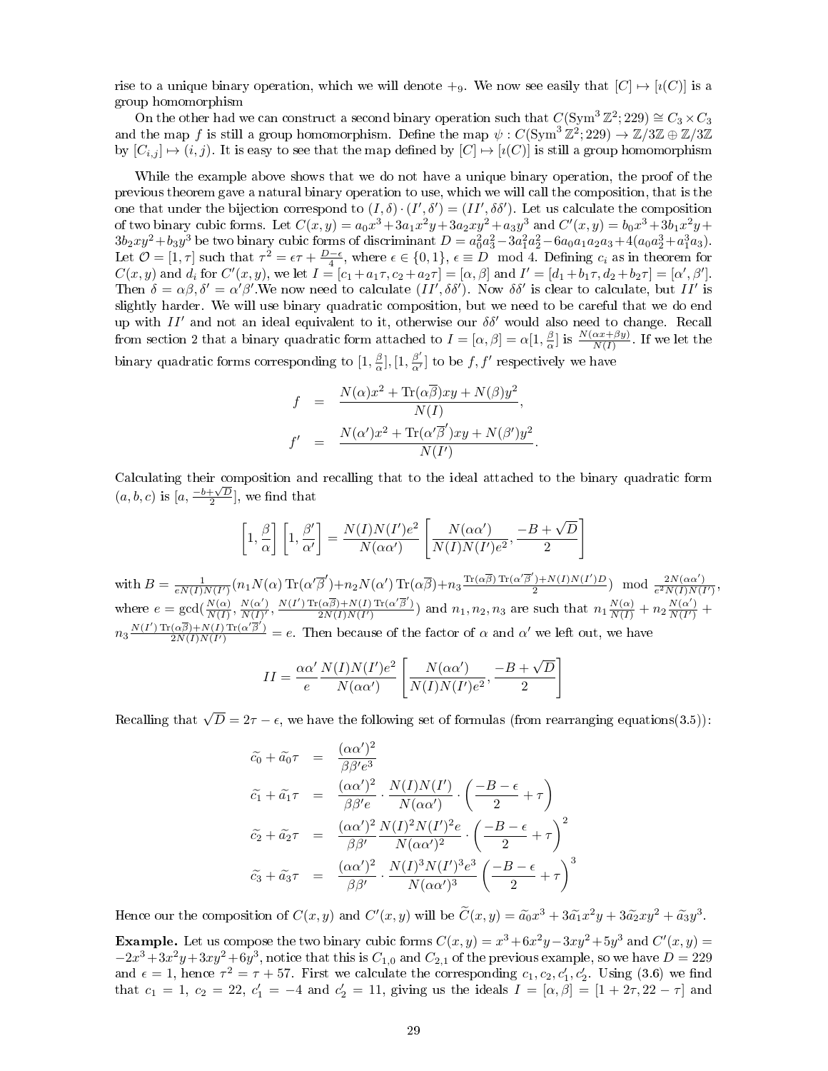rise to a unique binary operation, which we will denote $+_9$. We now see easily that $[C] \mapsto [\imath(C)]$ is a group homomorphism

On the other had we can construct a second binary operation such that $C(\mathrm{Sym}^3 \mathbb{Z}^2; 229) \cong C_3 \times C_3$ and the map $f$ is still a group homomorphism. Define the map $\psi : C(\mathrm{Sym}^3 \mathbb{Z}^2; 229) \to \mathbb{Z}/3\mathbb{Z} \oplus \mathbb{Z}/3\mathbb{Z}$ by $[C_{i,j}] \mapsto (i,j)$. It is easy to see that the map defined by $[C] \mapsto [\imath(C)]$ is still a group homomorphism

While the example above shows that we do not have a unique binary operation, the proof of the previous theorem gave a natural binary operation to use, which we will call the composition, that is the one that under the bijection correspond to $(I,\delta)\cdot(I',\delta') = (II', \delta\delta')$. Let us calculate the composition of two binary cubic forms. Let $C(x,y) = a_0x^3 + 3a_1x^2y + 3a_2xy^2 + a_3y^3$ and $C'(x,y) = b_0x^3 + 3b_1x^2y + 3b_2xy^2 + b_3y^3$ be two binary cubic forms of discriminant $D = a_0^2a_3^2 - 3a_1^2a_2^2 - 6a_0a_1a_2a_3 + 4(a_0a_2^3 + a_1^3a_3)$. Let $\mathcal{O} = [1,\tau]$ such that $\tau^2 = \epsilon\tau + \frac{D-\epsilon}{4}$, where $\epsilon \in \{0,1\}$, $\epsilon \equiv D \mod 4$. Defining $c_i$ as in theorem for $C(x,y)$ and $d_i$ for $C'(x,y)$, we let $I = [c_1 + a_1\tau, c_2 + a_2\tau] = [\alpha,\beta]$ and $I' = [d_1 + b_1\tau, d_2 + b_2\tau] = [\alpha',\beta']$. Then $\delta = \alpha\beta, \delta' = \alpha'\beta'$.We now need to calculate $(II', \delta\delta')$. Now $\delta\delta'$ is clear to calculate, but $II'$ is slightly harder. We will use binary quadratic composition, but we need to be careful that we do end up with $II'$ and not an ideal equivalent to it, otherwise our $\delta\delta'$ would also need to change. Recall from section 2 that a binary quadratic form attached to $I = [\alpha,\beta] = \alpha[1, \frac{\beta}{\alpha}]$ is $\frac{N(\alpha x + \beta y)}{N(I)}$. If we let the binary quadratic forms corresponding to $[1,\frac{\beta}{\alpha}], [1, \frac{\beta'}{\alpha'}]$ to be $f, f'$ respectively we have

$$
\begin{aligned}
f &= \frac{N(\alpha)x^2 + \mathrm{Tr}(\alpha\overline{\beta})xy + N(\beta)y^2}{N(I)}, \\
f' &= \frac{N(\alpha')x^2 + \mathrm{Tr}(\alpha'\overline{\beta}')xy + N(\beta')y^2}{N(I')}.
\end{aligned}
$$

Calculating their composition and recalling that to the ideal attached to the binary quadratic form $(a,b,c)$ is $[a, \frac{-b+\sqrt{D}}{2}]$, we find that

$$
\left[1, \frac{\beta}{\alpha}\right]\left[1, \frac{\beta'}{\alpha'}\right] = \frac{N(I)N(I')e^2}{N(\alpha\alpha')}\left[\frac{N(\alpha\alpha')}{N(I)N(I')e^2}, \frac{-B+\sqrt{D}}{2}\right]
$$

with $B = \frac{1}{eN(I)N(I')}(n_1N(\alpha)\,\mathrm{Tr}(\alpha'\overline{\beta}') + n_2N(\alpha')\,\mathrm{Tr}(\alpha\overline{\beta}) + n_3\frac{\mathrm{Tr}(\alpha\overline{\beta})\,\mathrm{Tr}(\alpha'\overline{\beta}') + N(I)N(I')D}{2}) \mod \frac{2N(\alpha\alpha')}{e^2N(I)N(I')}$, where $e = \gcd(\frac{N(\alpha)}{N(I)}, \frac{N(\alpha')}{N(I)'}, \frac{N(I')\,\mathrm{Tr}(\alpha\overline{\beta}) + N(I)\,\mathrm{Tr}(\alpha'\overline{\beta}')}{2N(I)N(I')})$ and $n_1, n_2, n_3$ are such that $n_1\frac{N(\alpha)}{N(I)} + n_2\frac{N(\alpha')}{N(I')} + n_3\frac{N(I')\,\mathrm{Tr}(\alpha\overline{\beta}) + N(I)\,\mathrm{Tr}(\alpha'\overline{\beta}')}{2N(I)N(I')} = e$. Then because of the factor of $\alpha$ and $\alpha'$ we left out, we have

$$
II = \frac{\alpha\alpha'}{e}\frac{N(I)N(I')e^2}{N(\alpha\alpha')}\left[\frac{N(\alpha\alpha')}{N(I)N(I')e^2}, \frac{-B+\sqrt{D}}{2}\right]
$$

Recalling that $\sqrt{D} = 2\tau - \epsilon$, we have the following set of formulas (from rearranging equations(3.5)):

$$
\begin{aligned}
\widetilde{c_0} + \widetilde{a_0}\tau &= \frac{(\alpha\alpha')^2}{\beta\beta' e^3} \\
\widetilde{c_1} + \widetilde{a_1}\tau &= \frac{(\alpha\alpha')^2}{\beta\beta' e}\cdot\frac{N(I)N(I')}{N(\alpha\alpha')}\cdot\left(\frac{-B-\epsilon}{2} + \tau\right) \\
\widetilde{c_2} + \widetilde{a_2}\tau &= \frac{(\alpha\alpha')^2}{\beta\beta'}\frac{N(I)^2N(I')^2e}{N(\alpha\alpha')^2}\cdot\left(\frac{-B-\epsilon}{2} + \tau\right)^2 \\
\widetilde{c_3} + \widetilde{a_3}\tau &= \frac{(\alpha\alpha')^2}{\beta\beta'}\cdot\frac{N(I)^3N(I')^3e^3}{N(\alpha\alpha')^3}\left(\frac{-B-\epsilon}{2} + \tau\right)^3
\end{aligned}
$$

Hence our the composition of $C(x,y)$ and $C'(x,y)$ will be $\widetilde{C}(x,y) = \widetilde{a_0}x^3 + 3\widetilde{a_1}x^2y + 3\widetilde{a_2}xy^2 + \widetilde{a_3}y^3$.

**Example.** Let us compose the two binary cubic forms $C(x,y) = x^3 + 6x^2y - 3xy^2 + 5y^3$ and $C'(x,y) = -2x^3 + 3x^2y + 3xy^2 + 6y^3$, notice that this is $C_{1,0}$ and $C_{2,1}$ of the previous example, so we have $D = 229$ and $\epsilon = 1$, hence $\tau^2 = \tau + 57$. First we calculate the corresponding $c_1, c_2, c_1', c_2'$. Using (3.6) we find that $c_1 = 1$, $c_2 = 22$, $c_1' = -4$ and $c_2' = 11$, giving us the ideals $I = [\alpha,\beta] = [1 + 2\tau, 22 - \tau]$ and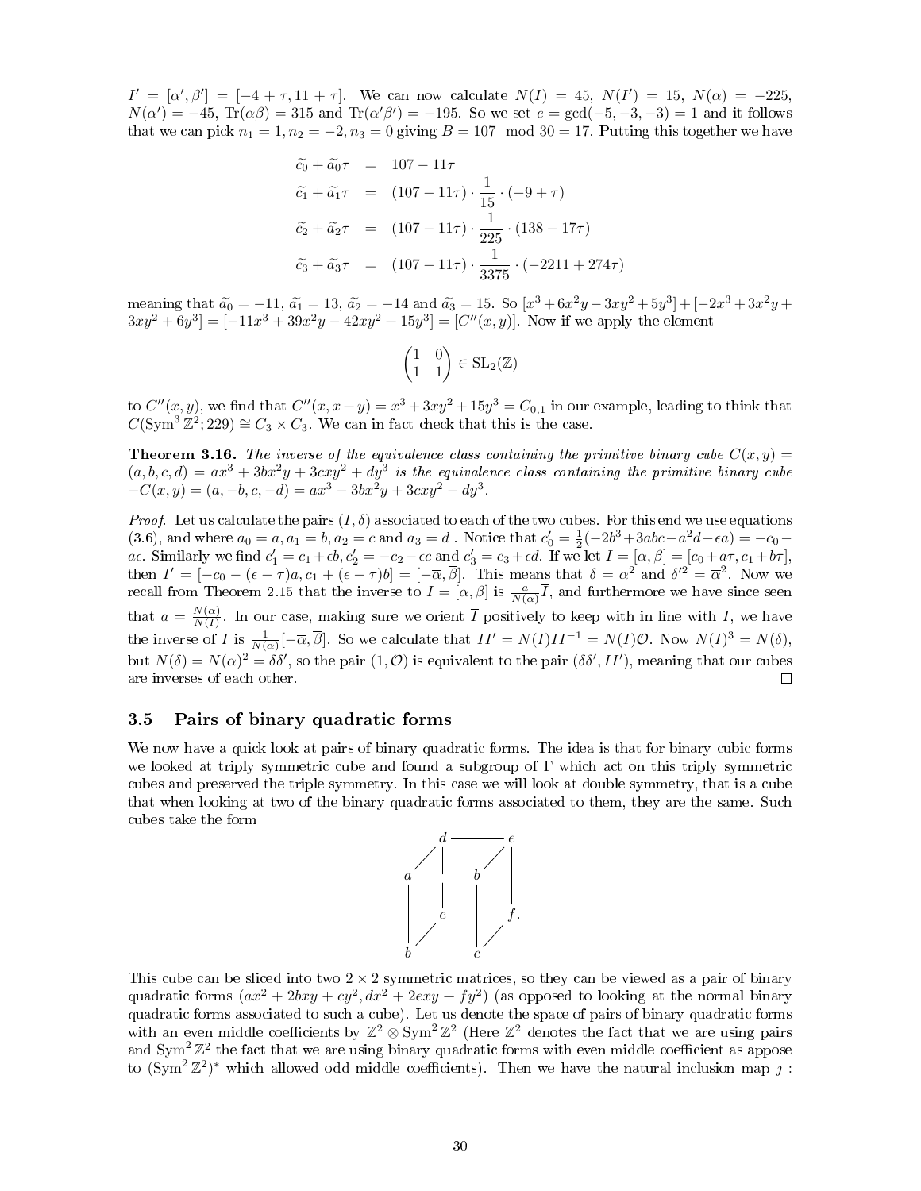$I' = [\alpha', \beta'] = [-4+\tau, 11+\tau]$. We can now calculate $N(I) = 45$, $N(I') = 15$, $N(\alpha) = -225$, $N(\alpha') = -45$, $\mathrm{Tr}(\alpha\overline{\beta}) = 315$ and $\mathrm{Tr}(\alpha'\overline{\beta'}) = -195$. So we set $e = \gcd(-5, -3, -3) = 1$ and it follows that we can pick $n_1 = 1, n_2 = -2, n_3 = 0$ giving $B = 107 \mod 30 = 17$. Putting this together we have

$$
\begin{aligned}
\widetilde{c_0} + \widetilde{a_0}\tau &= 107 - 11\tau \\
\widetilde{c_1} + \widetilde{a_1}\tau &= (107 - 11\tau) \cdot \frac{1}{15} \cdot (-9 + \tau) \\
\widetilde{c_2} + \widetilde{a_2}\tau &= (107 - 11\tau) \cdot \frac{1}{225} \cdot (138 - 17\tau) \\
\widetilde{c_3} + \widetilde{a_3}\tau &= (107 - 11\tau) \cdot \frac{1}{3375} \cdot (-2211 + 274\tau)
\end{aligned}
$$

meaning that $\widetilde{a_0} = -11$, $\widetilde{a_1} = 13$, $\widetilde{a_2} = -14$ and $\widetilde{a_3} = 15$. So $[x^3 + 6x^2y - 3xy^2 + 5y^3] + [-2x^3 + 3x^2y + 3xy^2 + 6y^3] = [-11x^3 + 39x^2y - 42xy^2 + 15y^3] = [C''(x,y)]$. Now if we apply the element

$$
\begin{pmatrix} 1 & 0 \\ 1 & 1 \end{pmatrix} \in \mathrm{SL}_2(\mathbb{Z})
$$

to $C''(x,y)$, we find that $C''(x, x+y) = x^3 + 3xy^2 + 15y^3 = C_{0,1}$ in our example, leading to think that $C(\mathrm{Sym}^3 \mathbb{Z}^2; 229) \cong C_3 \times C_3$. We can in fact check that this is the case.

**Theorem 3.16.** *The inverse of the equivalence class containing the primitive binary cube $C(x,y) = (a,b,c,d) = ax^3 + 3bx^2y + 3cxy^2 + dy^3$ is the equivalence class containing the primitive binary cube $-C(x,y) = (a,-b,c,-d) = ax^3 - 3bx^2y + 3cxy^2 - dy^3$.*

*Proof.* Let us calculate the pairs $(I, \delta)$ associated to each of the two cubes. For this end we use equations (3.6), and where $a_0 = a, a_1 = b, a_2 = c$ and $a_3 = d$. Notice that $c_0' = \frac{1}{2}(-2b^3 + 3abc - a^2d - \epsilon a) = -c_0 - a\epsilon$. Similarly we find $c_1' = c_1 + \epsilon b$, $c_2' = -c_2 - \epsilon c$ and $c_3' = c_3 + \epsilon d$. If we let $I = [\alpha, \beta] = [c_0 + a\tau, c_1 + b\tau]$, then $I' = [-c_0 - (\epsilon - \tau)a, c_1 + (\epsilon - \tau)b] = [-\overline{\alpha}, \overline{\beta}]$. This means that $\delta = \alpha^2$ and $\delta'^2 = \overline{\alpha}^2$. Now we recall from Theorem 2.15 that the inverse to $I = [\alpha, \beta]$ is $\frac{a}{N(\alpha)}\overline{I}$, and furthermore we have since seen that $a = \frac{N(\alpha)}{N(I)}$. In our case, making sure we orient $\overline{I}$ positively to keep with in line with $I$, we have the inverse of $I$ is $\frac{1}{N(\alpha)}[-\overline{\alpha}, \overline{\beta}]$. So we calculate that $II' = N(I)II^{-1} = N(I)\mathcal{O}$. Now $N(I)^3 = N(\delta)$, but $N(\delta) = N(\alpha)^2 = \delta\delta'$, so the pair $(1, \mathcal{O})$ is equivalent to the pair $(\delta\delta', II')$, meaning that our cubes are inverses of each other. $\square$

### 3.5 Pairs of binary quadratic forms

We now have a quick look at pairs of binary quadratic forms. The idea is that for binary cubic forms we looked at triply symmetric cube and found a subgroup of $\Gamma$ which act on this triply symmetric cubes and preserved the triple symmetry. In this case we will look at double symmetry, that is a cube that when looking at two of the binary quadratic forms associated to them, they are the same. Such cubes take the form

$$
\begin{array}{ccccc}
 & d & \text{———} & e & \\
a & \text{———} & b & & \\
 & e & \text{———} & f. & \\
b & \text{———} & c & &
\end{array}
$$

This cube can be sliced into two $2 \times 2$ symmetric matrices, so they can be viewed as a pair of binary quadratic forms $(ax^2 + 2bxy + cy^2, dx^2 + 2exy + fy^2)$ (as opposed to looking at the normal binary quadratic forms associated to such a cube). Let us denote the space of pairs of binary quadratic forms with an even middle coefficients by $\mathbb{Z}^2 \otimes \mathrm{Sym}^2 \mathbb{Z}^2$ (Here $\mathbb{Z}^2$ denotes the fact that we are using pairs and $\mathrm{Sym}^2 \mathbb{Z}^2$ the fact that we are using binary quadratic forms with even middle coefficient as appose to $(\mathrm{Sym}^2 \mathbb{Z}^2)^*$ which allowed odd middle coefficients). Then we have the natural inclusion map $\jmath$ :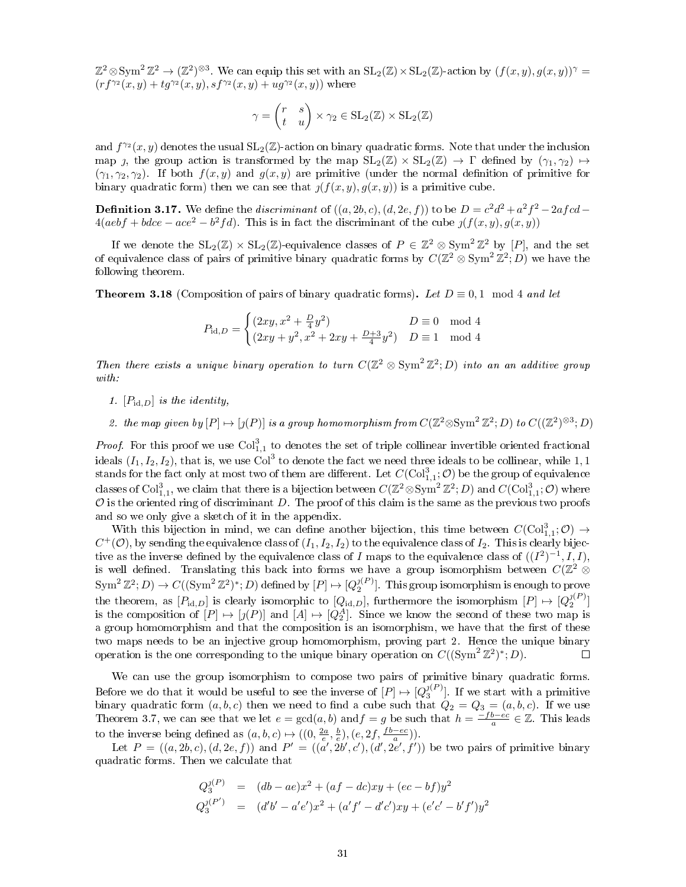$\mathbb{Z}^2 \otimes \mathrm{Sym}^2 \mathbb{Z}^2 \to (\mathbb{Z}^2)^{\otimes 3}$. We can equip this set with an $\mathrm{SL}_2(\mathbb{Z}) \times \mathrm{SL}_2(\mathbb{Z})$-action by $(f(x,y), g(x,y))^\gamma = (rf^{\gamma_2}(x,y) + tg^{\gamma_2}(x,y), sf^{\gamma_2}(x,y) + ug^{\gamma_2}(x,y))$ where

$$\gamma = \begin{pmatrix} r & s \\ t & u \end{pmatrix} \times \gamma_2 \in \mathrm{SL}_2(\mathbb{Z}) \times \mathrm{SL}_2(\mathbb{Z})$$

and $f^{\gamma_2}(x,y)$ denotes the usual $\mathrm{SL}_2(\mathbb{Z})$-action on binary quadratic forms. Note that under the inclusion map $\jmath$, the group action is transformed by the map $\mathrm{SL}_2(\mathbb{Z}) \times \mathrm{SL}_2(\mathbb{Z}) \to \Gamma$ defined by $(\gamma_1, \gamma_2) \mapsto (\gamma_1, \gamma_2, \gamma_2)$. If both $f(x,y)$ and $g(x,y)$ are primitive (under the normal definition of primitive for binary quadratic form) then we can see that $\jmath(f(x,y), g(x,y))$ is a primitive cube.

**Definition 3.17.** We define the *discriminant* of $((a, 2b, c), (d, 2e, f))$ to be $D = c^2d^2 + a^2f^2 - 2afcd - 4(aebf + bdce - ace^2 - b^2fd)$. This is in fact the discriminant of the cube $\jmath(f(x,y), g(x,y))$

If we denote the $\mathrm{SL}_2(\mathbb{Z}) \times \mathrm{SL}_2(\mathbb{Z})$-equivalence classes of $P \in \mathbb{Z}^2 \otimes \mathrm{Sym}^2 \mathbb{Z}^2$ by $[P]$, and the set of equivalence class of pairs of primitive binary quadratic forms by $C(\mathbb{Z}^2 \otimes \mathrm{Sym}^2 \mathbb{Z}^2; D)$ we have the following theorem.

**Theorem 3.18** (Composition of pairs of binary quadratic forms)**.** *Let $D \equiv 0, 1 \mod 4$ and let*

$$P_{\mathrm{id},D} = \begin{cases} (2xy, x^2 + \frac{D}{4}y^2) & D \equiv 0 \mod 4 \\ (2xy + y^2, x^2 + 2xy + \frac{D+3}{4}y^2) & D \equiv 1 \mod 4 \end{cases}$$

*Then there exists a unique binary operation to turn $C(\mathbb{Z}^2 \otimes \mathrm{Sym}^2 \mathbb{Z}^2; D)$ into an an additive group with:*

1. *$[P_{\mathrm{id},D}]$ is the identity,*
2. *the map given by $[P] \mapsto [\jmath(P)]$ is a group homomorphism from $C(\mathbb{Z}^2 \otimes \mathrm{Sym}^2 \mathbb{Z}^2; D)$ to $C((\mathbb{Z}^2)^{\otimes 3}; D)$*

*Proof.* For this proof we use $\mathrm{Col}^3_{1,1}$ to denotes the set of triple collinear invertible oriented fractional ideals $(I_1, I_2, I_2)$, that is, we use $\mathrm{Col}^3$ to denote the fact we need three ideals to be collinear, while $1,1$ stands for the fact only at most two of them are different. Let $C(\mathrm{Col}^3_{1,1}; \mathcal{O})$ be the group of equivalence classes of $\mathrm{Col}^3_{1,1}$, we claim that there is a bijection between $C(\mathbb{Z}^2 \otimes \mathrm{Sym}^2 \mathbb{Z}^2; D)$ and $C(\mathrm{Col}^3_{1,1}; \mathcal{O})$ where $\mathcal{O}$ is the oriented ring of discriminant $D$. The proof of this claim is the same as the previous two proofs and so we only give a sketch of it in the appendix.

With this bijection in mind, we can define another bijection, this time between $C(\mathrm{Col}^3_{1,1}; \mathcal{O}) \to C^+(\mathcal{O})$, by sending the equivalence class of $(I_1, I_2, I_2)$ to the equivalence class of $I_2$. This is clearly bijective as the inverse defined by the equivalence class of $I$ maps to the equivalence class of $((I^2)^{-1}, I, I)$, is well defined. Translating this back into forms we have a group isomorphism between $C(\mathbb{Z}^2 \otimes \mathrm{Sym}^2 \mathbb{Z}^2; D) \to C((\mathrm{Sym}^2 \mathbb{Z}^2)^*; D)$ defined by $[P] \mapsto [Q_2^{\jmath(P)}]$. This group isomorphism is enough to prove the theorem, as $[P_{\mathrm{id},D}]$ is clearly isomorphic to $[Q_{\mathrm{id},D}]$, furthermore the isomorphism $[P] \mapsto [Q_2^{\jmath(P)}]$ is the composition of $[P] \mapsto [\jmath(P)]$ and $[A] \mapsto [Q_2^A]$. Since we know the second of these two map is a group homomorphism and that the composition is an isomorphism, we have that the first of these two maps needs to be an injective group homomorphism, proving part 2. Hence the unique binary operation is the one corresponding to the unique binary operation on $C((\mathrm{Sym}^2 \mathbb{Z}^2)^*; D)$. $\square$

We can use the group isomorphism to compose two pairs of primitive binary quadratic forms. Before we do that it would be useful to see the inverse of $[P] \mapsto [Q_3^{\jmath(P)}]$. If we start with a primitive binary quadratic form $(a, b, c)$ then we need to find a cube such that $Q_2 = Q_3 = (a, b, c)$. If we use Theorem 3.7, we can see that we let $e = \gcd(a, b)$ and $f = g$ be such that $h = \frac{-fb - ec}{a} \in \mathbb{Z}$. This leads to the inverse being defined as $(a, b, c) \mapsto ((0, \frac{2a}{e}, \frac{b}{e}), (e, 2f, \frac{fb - ec}{a}))$.

Let $P = ((a, 2b, c), (d, 2e, f))$ and $P' = ((a', 2b', c'), (d', 2e', f'))$ be two pairs of primitive binary quadratic forms. Then we calculate that

$$\begin{aligned} Q_3^{\jmath(P)} &= (db - ae)x^2 + (af - dc)xy + (ec - bf)y^2 \\ Q_3^{\jmath(P')} &= (d'b' - a'e')x^2 + (a'f' - d'c')xy + (e'c' - b'f')y^2 \end{aligned}$$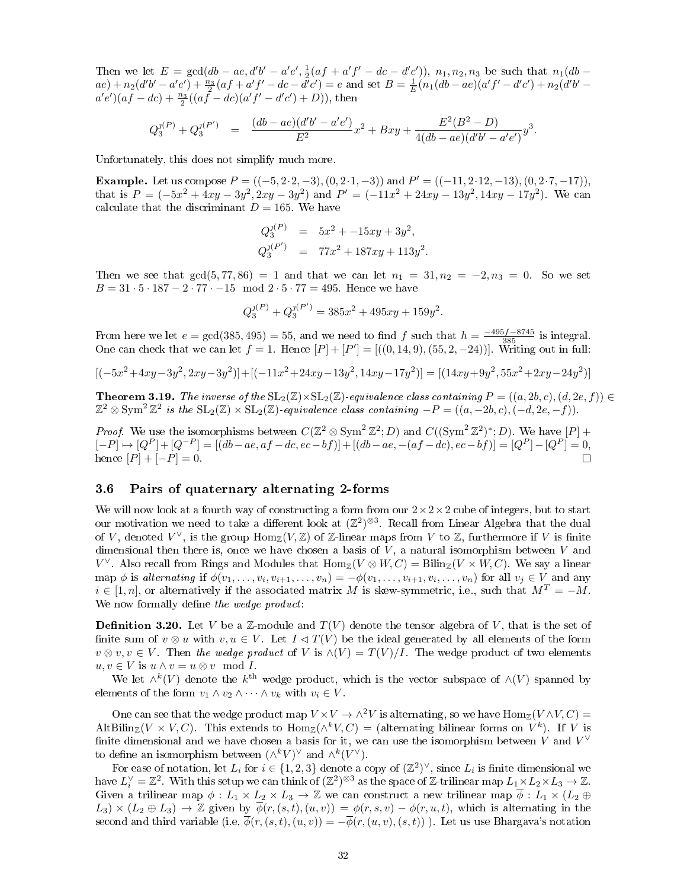Then we let $E = \gcd(db - ae, d'b' - a'e', \frac{1}{2}(af + a'f' - dc - d'c'))$, $n_1, n_2, n_3$ be such that $n_1(db - ae) + n_2(d'b' - a'e') + \frac{n_3}{2}(af + a'f' - dc - d'c') = e$ and set $B = \frac{1}{E}(n_1(db - ae)(a'f' - d'c') + n_2(d'b' - a'e')(af - dc) + \frac{n_3}{2}((af - dc)(a'f' - d'c') + D))$, then

$$Q_3^{\jmath(P)} + Q_3^{\jmath(P')} = \frac{(db - ae)(d'b' - a'e')}{E^2}x^2 + Bxy + \frac{E^2(B^2 - D)}{4(db - ae)(d'b' - a'e')}y^3.$$

Unfortunately, this does not simplify much more.

**Example.** Let us compose $P = ((-5, 2 \cdot 2, -3), (0, 2 \cdot 1, -3))$ and $P' = ((-11, 2 \cdot 12, -13), (0, 2 \cdot 7, -17))$, that is $P = (-5x^2 + 4xy - 3y^2, 2xy - 3y^2)$ and $P' = (-11x^2 + 24xy - 13y^2, 14xy - 17y^2)$. We can calculate that the discriminant $D = 165$. We have

$$Q_3^{\jmath(P)} = 5x^2 + -15xy + 3y^2,$$
$$Q_3^{\jmath(P')} = 77x^2 + 187xy + 113y^2.$$

Then we see that $\gcd(5, 77, 86) = 1$ and that we can let $n_1 = 31, n_2 = -2, n_3 = 0$. So we set $B = 31 \cdot 5 \cdot 187 - 2 \cdot 77 \cdot -15 \mod 2 \cdot 5 \cdot 77 = 495$. Hence we have

$$Q_3^{\jmath(P)} + Q_3^{\jmath(P')} = 385x^2 + 495xy + 159y^2.$$

From here we let $e = \gcd(385, 495) = 55$, and we need to find $f$ such that $h = \frac{-495f - 8745}{385}$ is integral. One can check that we can let $f = 1$. Hence $[P] + [P'] = [((0, 14, 9), (55, 2, -24))]$. Writing out in full:

$$[(-5x^2+4xy-3y^2, 2xy-3y^2)] + [(-11x^2+24xy-13y^2, 14xy-17y^2)] = [(14xy+9y^2, 55x^2+2xy-24y^2)]$$

**Theorem 3.19.** *The inverse of the* $\mathrm{SL}_2(\mathbb{Z}) \times \mathrm{SL}_2(\mathbb{Z})$*-equivalence class containing* $P = ((a, 2b, c), (d, 2e, f)) \in \mathbb{Z}^2 \otimes \mathrm{Sym}^2 \mathbb{Z}^2$ *is the* $\mathrm{SL}_2(\mathbb{Z}) \times \mathrm{SL}_2(\mathbb{Z})$*-equivalence class containing* $-P = ((a, -2b, c), (-d, 2e, -f))$.

*Proof.* We use the isomorphisms between $C(\mathbb{Z}^2 \otimes \mathrm{Sym}^2 \mathbb{Z}^2; D)$ and $C((\mathrm{Sym}^2 \mathbb{Z}^2)^*; D)$. We have $[P] + [-P] \mapsto [Q^P] + [Q^{-P}] = [(db - ae, af - dc, ec - bf)] + [(db - ae, -(af - dc), ec - bf)] = [Q^P] - [Q^P] = 0$, hence $[P] + [-P] = 0$. □

### 3.6 Pairs of quaternary alternating 2-forms

We will now look at a fourth way of constructing a form from our $2 \times 2 \times 2$ cube of integers, but to start our motivation we need to take a different look at $(\mathbb{Z}^2)^{\otimes 3}$. Recall from Linear Algebra that the dual of $V$, denoted $V^\vee$, is the group $\mathrm{Hom}_\mathbb{Z}(V, \mathbb{Z})$ of $\mathbb{Z}$-linear maps from $V$ to $\mathbb{Z}$, furthermore if $V$ is finite dimensional then there is, once we have chosen a basis of $V$, a natural isomorphism between $V$ and $V^\vee$. Also recall from Rings and Modules that $\mathrm{Hom}_\mathbb{Z}(V \otimes W, C) = \mathrm{Bilin}_\mathbb{Z}(V \times W, C)$. We say a linear map $\phi$ is *alternating* if $\phi(v_1, \dots, v_i, v_{i+1}, \dots, v_n) = -\phi(v_1, \dots, v_{i+1}, v_i, \dots, v_n)$ for all $v_j \in V$ and any $i \in [1, n]$, or alternatively if the associated matrix $M$ is skew-symmetric, i.e., such that $M^T = -M$. We now formally define *the wedge product*:

**Definition 3.20.** Let $V$ be a $\mathbb{Z}$-module and $T(V)$ denote the tensor algebra of $V$, that is the set of finite sum of $v \otimes u$ with $v, u \in V$. Let $I \lhd T(V)$ be the ideal generated by all elements of the form $v \otimes v, v \in V$. Then *the wedge product* of $V$ is $\wedge(V) = T(V)/I$. The wedge product of two elements $u, v \in V$ is $u \wedge v = u \otimes v \mod I$.

We let $\wedge^k(V)$ denote the $k^{\text{th}}$ wedge product, which is the vector subspace of $\wedge(V)$ spanned by elements of the form $v_1 \wedge v_2 \wedge \cdots \wedge v_k$ with $v_i \in V$.

One can see that the wedge product map $V \times V \to \wedge^2 V$ is alternating, so we have $\mathrm{Hom}_\mathbb{Z}(V \wedge V, C) = \mathrm{AltBilin}_\mathbb{Z}(V \times V, C)$. This extends to $\mathrm{Hom}_\mathbb{Z}(\wedge^k V, C) =$ (alternating bilinear forms on $V^k$). If $V$ is finite dimensional and we have chosen a basis for it, we can use the isomorphism between $V$ and $V^\vee$ to define an isomorphism between $(\wedge^k V)^\vee$ and $\wedge^k(V^\vee)$.

For ease of notation, let $L_i$ for $i \in \{1, 2, 3\}$ denote a copy of $(\mathbb{Z}^2)^\vee$, since $L_i$ is finite dimensional we have $L_i^\vee = \mathbb{Z}^2$. With this setup we can think of $(\mathbb{Z}^2)^{\otimes 3}$ as the space of $\mathbb{Z}$-trilinear map $L_1 \times L_2 \times L_3 \to \mathbb{Z}$. Given a trilinear map $\phi : L_1 \times L_2 \times L_3 \to \mathbb{Z}$ we can construct a new trilinear map $\overline{\phi} : L_1 \times (L_2 \oplus L_3) \times (L_2 \oplus L_3) \to \mathbb{Z}$ given by $\overline{\phi}(r, (s, t), (u, v)) = \phi(r, s, v) - \phi(r, u, t)$, which is alternating in the second and third variable (i.e, $\overline{\phi}(r, (s, t), (u, v)) = -\overline{\phi}(r, (u, v), (s, t))$ ). Let us use Bhargava's notation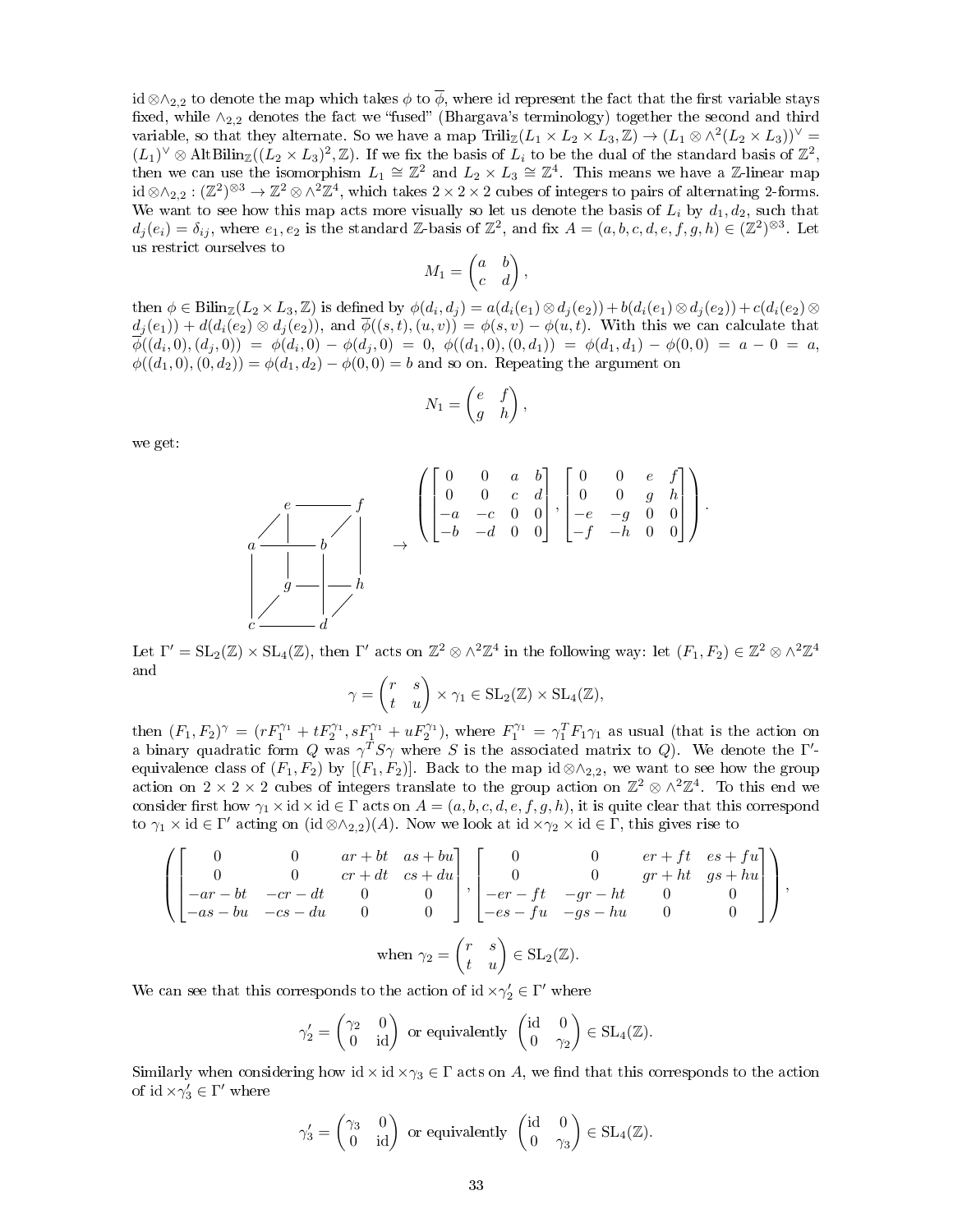$\mathrm{id} \otimes \wedge_{2,2}$ to denote the map which takes $\phi$ to $\overline{\phi}$, where id represent the fact that the first variable stays fixed, while $\wedge_{2,2}$ denotes the fact we "fused" (Bhargava's terminology) together the second and third variable, so that they alternate. So we have a map $\mathrm{Trili}_{\mathbb{Z}}(L_1 \times L_2 \times L_3, \mathbb{Z}) \to (L_1 \otimes \wedge^2(L_2 \times L_3))^\vee = (L_1)^\vee \otimes \mathrm{AltBilin}_{\mathbb{Z}}((L_2 \times L_3)^2, \mathbb{Z})$. If we fix the basis of $L_i$ to be the dual of the standard basis of $\mathbb{Z}^2$, then we can use the isomorphism $L_1 \cong \mathbb{Z}^2$ and $L_2 \times L_3 \cong \mathbb{Z}^4$. This means we have a $\mathbb{Z}$-linear map $\mathrm{id} \otimes \wedge_{2,2} : (\mathbb{Z}^2)^{\otimes 3} \to \mathbb{Z}^2 \otimes \wedge^2 \mathbb{Z}^4$, which takes $2 \times 2 \times 2$ cubes of integers to pairs of alternating 2-forms. We want to see how this map acts more visually so let us denote the basis of $L_i$ by $d_1, d_2$, such that $d_j(e_i) = \delta_{ij}$, where $e_1, e_2$ is the standard $\mathbb{Z}$-basis of $\mathbb{Z}^2$, and fix $A = (a, b, c, d, e, f, g, h) \in (\mathbb{Z}^2)^{\otimes 3}$. Let us restrict ourselves to

$$M_1 = \begin{pmatrix} a & b \\ c & d \end{pmatrix},$$

then $\phi \in \mathrm{Bilin}_{\mathbb{Z}}(L_2 \times L_3, \mathbb{Z})$ is defined by $\phi(d_i, d_j) = a(d_i(e_1) \otimes d_j(e_2)) + b(d_i(e_1) \otimes d_j(e_2)) + c(d_i(e_2) \otimes d_j(e_1)) + d(d_i(e_2) \otimes d_j(e_2))$, and $\overline{\phi}((s,t),(u,v)) = \phi(s,v) - \phi(u,t)$. With this we can calculate that $\overline{\phi}((d_i, 0),(d_j, 0)) = \phi(d_i, 0) - \phi(d_j, 0) = 0$, $\phi((d_1, 0),(0, d_1)) = \phi(d_1, d_1) - \phi(0, 0) = a - 0 = a$, $\phi((d_1, 0),(0, d_2)) = \phi(d_1, d_2) - \phi(0, 0) = b$ and so on. Repeating the argument on

$$N_1 = \begin{pmatrix} e & f \\ g & h \end{pmatrix},$$

we get:

$$\text{(cube with vertices } a, b, c, d, e, f, g, h) \to \left( \begin{bmatrix} 0 & 0 & a & b \\ 0 & 0 & c & d \\ -a & -c & 0 & 0 \\ -b & -d & 0 & 0 \end{bmatrix}, \begin{bmatrix} 0 & 0 & e & f \\ 0 & 0 & g & h \\ -e & -g & 0 & 0 \\ -f & -h & 0 & 0 \end{bmatrix} \right).$$

Let $\Gamma' = \mathrm{SL}_2(\mathbb{Z}) \times \mathrm{SL}_4(\mathbb{Z})$, then $\Gamma'$ acts on $\mathbb{Z}^2 \otimes \wedge^2 \mathbb{Z}^4$ in the following way: let $(F_1, F_2) \in \mathbb{Z}^2 \otimes \wedge^2 \mathbb{Z}^4$ and

$$\gamma = \begin{pmatrix} r & s \\ t & u \end{pmatrix} \times \gamma_1 \in \mathrm{SL}_2(\mathbb{Z}) \times \mathrm{SL}_4(\mathbb{Z}),$$

then $(F_1, F_2)^\gamma = (rF_1^{\gamma_1} + tF_2^{\gamma_1}, sF_1^{\gamma_1} + uF_2^{\gamma_1})$, where $F_1^{\gamma_1} = \gamma_1^T F_1 \gamma_1$ as usual (that is the action on a binary quadratic form $Q$ was $\gamma^T S \gamma$ where $S$ is the associated matrix to $Q$). We denote the $\Gamma'$-equivalence class of $(F_1, F_2)$ by $[(F_1, F_2)]$. Back to the map $\mathrm{id} \otimes \wedge_{2,2}$, we want to see how the group action on $2 \times 2 \times 2$ cubes of integers translate to the group action on $\mathbb{Z}^2 \otimes \wedge^2 \mathbb{Z}^4$. To this end we consider first how $\gamma_1 \times \mathrm{id} \times \mathrm{id} \in \Gamma$ acts on $A = (a, b, c, d, e, f, g, h)$, it is quite clear that this correspond to $\gamma_1 \times \mathrm{id} \in \Gamma'$ acting on $(\mathrm{id} \otimes \wedge_{2,2})(A)$. Now we look at $\mathrm{id} \times \gamma_2 \times \mathrm{id} \in \Gamma$, this gives rise to

$$\left( \begin{bmatrix} 0 & 0 & ar + bt & as + bu \\ 0 & 0 & cr + dt & cs + du \\ -ar - bt & -cr - dt & 0 & 0 \\ -as - bu & -cs - du & 0 & 0 \end{bmatrix}, \begin{bmatrix} 0 & 0 & er + ft & es + fu \\ 0 & 0 & gr + ht & gs + hu \\ -er - ft & -gr - ht & 0 & 0 \\ -es - fu & -gs - hu & 0 & 0 \end{bmatrix} \right),$$

$$\text{when } \gamma_2 = \begin{pmatrix} r & s \\ t & u \end{pmatrix} \in \mathrm{SL}_2(\mathbb{Z}).$$

We can see that this corresponds to the action of $\mathrm{id} \times \gamma_2' \in \Gamma'$ where

$$\gamma_2' = \begin{pmatrix} \gamma_2 & 0 \\ 0 & \mathrm{id} \end{pmatrix} \text{ or equivalently } \begin{pmatrix} \mathrm{id} & 0 \\ 0 & \gamma_2 \end{pmatrix} \in \mathrm{SL}_4(\mathbb{Z}).$$

Similarly when considering how $\mathrm{id} \times \mathrm{id} \times \gamma_3 \in \Gamma$ acts on $A$, we find that this corresponds to the action of $\mathrm{id} \times \gamma_3' \in \Gamma'$ where

$$\gamma_3' = \begin{pmatrix} \gamma_3 & 0 \\ 0 & \mathrm{id} \end{pmatrix} \text{ or equivalently } \begin{pmatrix} \mathrm{id} & 0 \\ 0 & \gamma_3 \end{pmatrix} \in \mathrm{SL}_4(\mathbb{Z}).$$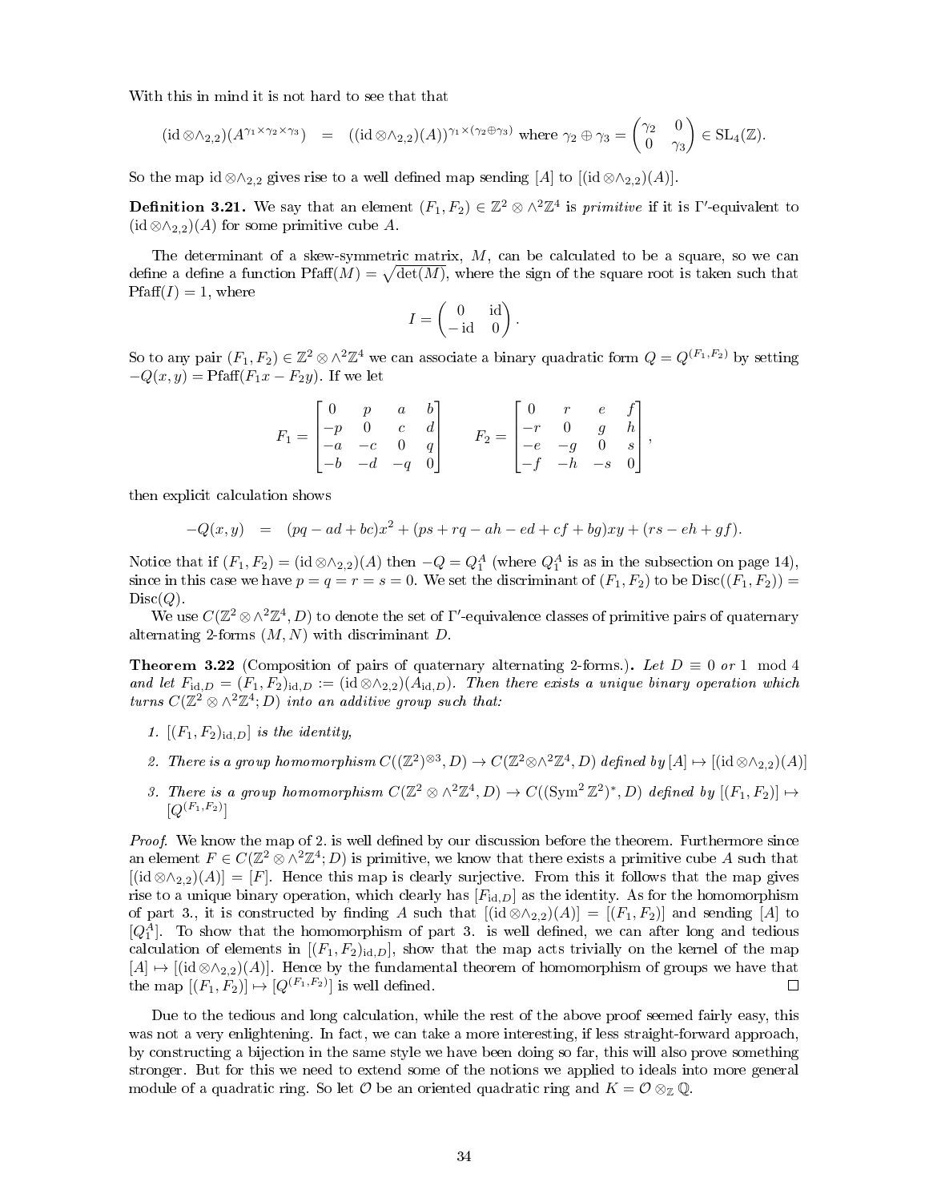With this in mind it is not hard to see that that

$$(\mathrm{id} \otimes \wedge_{2,2})(A^{\gamma_1 \times \gamma_2 \times \gamma_3}) \quad = \quad ((\mathrm{id} \otimes \wedge_{2,2})(A))^{\gamma_1 \times (\gamma_2 \oplus \gamma_3)} \text{ where } \gamma_2 \oplus \gamma_3 = \begin{pmatrix} \gamma_2 & 0 \\ 0 & \gamma_3 \end{pmatrix} \in \mathrm{SL}_4(\mathbb{Z}).$$

So the map $\mathrm{id} \otimes \wedge_{2,2}$ gives rise to a well defined map sending $[A]$ to $[(\mathrm{id} \otimes \wedge_{2,2})(A)]$.

**Definition 3.21.** We say that an element $(F_1, F_2) \in \mathbb{Z}^2 \otimes \wedge^2 \mathbb{Z}^4$ is *primitive* if it is $\Gamma'$-equivalent to $(\mathrm{id} \otimes \wedge_{2,2})(A)$ for some primitive cube $A$.

The determinant of a skew-symmetric matrix, $M$, can be calculated to be a square, so we can define a define a function $\mathrm{Pfaff}(M) = \sqrt{\det(M)}$, where the sign of the square root is taken such that $\mathrm{Pfaff}(I) = 1$, where

$$I = \begin{pmatrix} 0 & \mathrm{id} \\ -\mathrm{id} & 0 \end{pmatrix}.$$

So to any pair $(F_1, F_2) \in \mathbb{Z}^2 \otimes \wedge^2 \mathbb{Z}^4$ we can associate a binary quadratic form $Q = Q^{(F_1, F_2)}$ by setting $-Q(x, y) = \mathrm{Pfaff}(F_1 x - F_2 y)$. If we let

$$F_1 = \begin{bmatrix} 0 & p & a & b \\ -p & 0 & c & d \\ -a & -c & 0 & q \\ -b & -d & -q & 0 \end{bmatrix} \qquad F_2 = \begin{bmatrix} 0 & r & e & f \\ -r & 0 & g & h \\ -e & -g & 0 & s \\ -f & -h & -s & 0 \end{bmatrix},$$

then explicit calculation shows

$$-Q(x, y) \quad = \quad (pq - ad + bc)x^2 + (ps + rq - ah - ed + cf + bg)xy + (rs - eh + gf).$$

Notice that if $(F_1, F_2) = (\mathrm{id} \otimes \wedge_{2,2})(A)$ then $-Q = Q_1^A$ (where $Q_1^A$ is as in the subsection on page 14), since in this case we have $p = q = r = s = 0$. We set the discriminant of $(F_1, F_2)$ to be $\mathrm{Disc}((F_1, F_2)) = \mathrm{Disc}(Q)$.

We use $C(\mathbb{Z}^2 \otimes \wedge^2 \mathbb{Z}^4, D)$ to denote the set of $\Gamma'$-equivalence classes of primitive pairs of quaternary alternating 2-forms $(M, N)$ with discriminant $D$.

**Theorem 3.22** (Composition of pairs of quaternary alternating 2-forms.)**.** *Let $D \equiv 0$ or $1 \mod 4$ and let $F_{\mathrm{id},D} = (F_1, F_2)_{\mathrm{id},D} := (\mathrm{id} \otimes \wedge_{2,2})(A_{\mathrm{id},D})$. Then there exists a unique binary operation which turns $C(\mathbb{Z}^2 \otimes \wedge^2 \mathbb{Z}^4; D)$ into an additive group such that:*

1. *$[(F_1, F_2)_{\mathrm{id},D}]$ is the identity,*
2. *There is a group homomorphism $C((\mathbb{Z}^2)^{\otimes 3}, D) \to C(\mathbb{Z}^2 \otimes \wedge^2 \mathbb{Z}^4, D)$ defined by $[A] \mapsto [(\mathrm{id} \otimes \wedge_{2,2})(A)]$*
3. *There is a group homomorphism $C(\mathbb{Z}^2 \otimes \wedge^2 \mathbb{Z}^4, D) \to C((\mathrm{Sym}^2 \mathbb{Z}^2)^*, D)$ defined by $[(F_1, F_2)] \mapsto [Q^{(F_1, F_2)}]$*

*Proof.* We know the map of 2. is well defined by our discussion before the theorem. Furthermore since an element $F \in C(\mathbb{Z}^2 \otimes \wedge^2 \mathbb{Z}^4; D)$ is primitive, we know that there exists a primitive cube $A$ such that $[(\mathrm{id} \otimes \wedge_{2,2})(A)] = [F]$. Hence this map is clearly surjective. From this it follows that the map gives rise to a unique binary operation, which clearly has $[F_{\mathrm{id},D}]$ as the identity. As for the homomorphism of part 3., it is constructed by finding $A$ such that $[(\mathrm{id} \otimes \wedge_{2,2})(A)] = [(F_1, F_2)]$ and sending $[A]$ to $[Q_1^A]$. To show that the homomorphism of part 3. is well defined, we can after long and tedious calculation of elements in $[(F_1, F_2)_{\mathrm{id},D}]$, show that the map acts trivially on the kernel of the map $[A] \mapsto [(\mathrm{id} \otimes \wedge_{2,2})(A)]$. Hence by the fundamental theorem of homomorphism of groups we have that the map $[(F_1, F_2)] \mapsto [Q^{(F_1, F_2)}]$ is well defined. $\square$

Due to the tedious and long calculation, while the rest of the above proof seemed fairly easy, this was not a very enlightening. In fact, we can take a more interesting, if less straight-forward approach, by constructing a bijection in the same style we have been doing so far, this will also prove something stronger. But for this we need to extend some of the notions we applied to ideals into more general module of a quadratic ring. So let $\mathcal{O}$ be an oriented quadratic ring and $K = \mathcal{O} \otimes_{\mathbb{Z}} \mathbb{Q}$.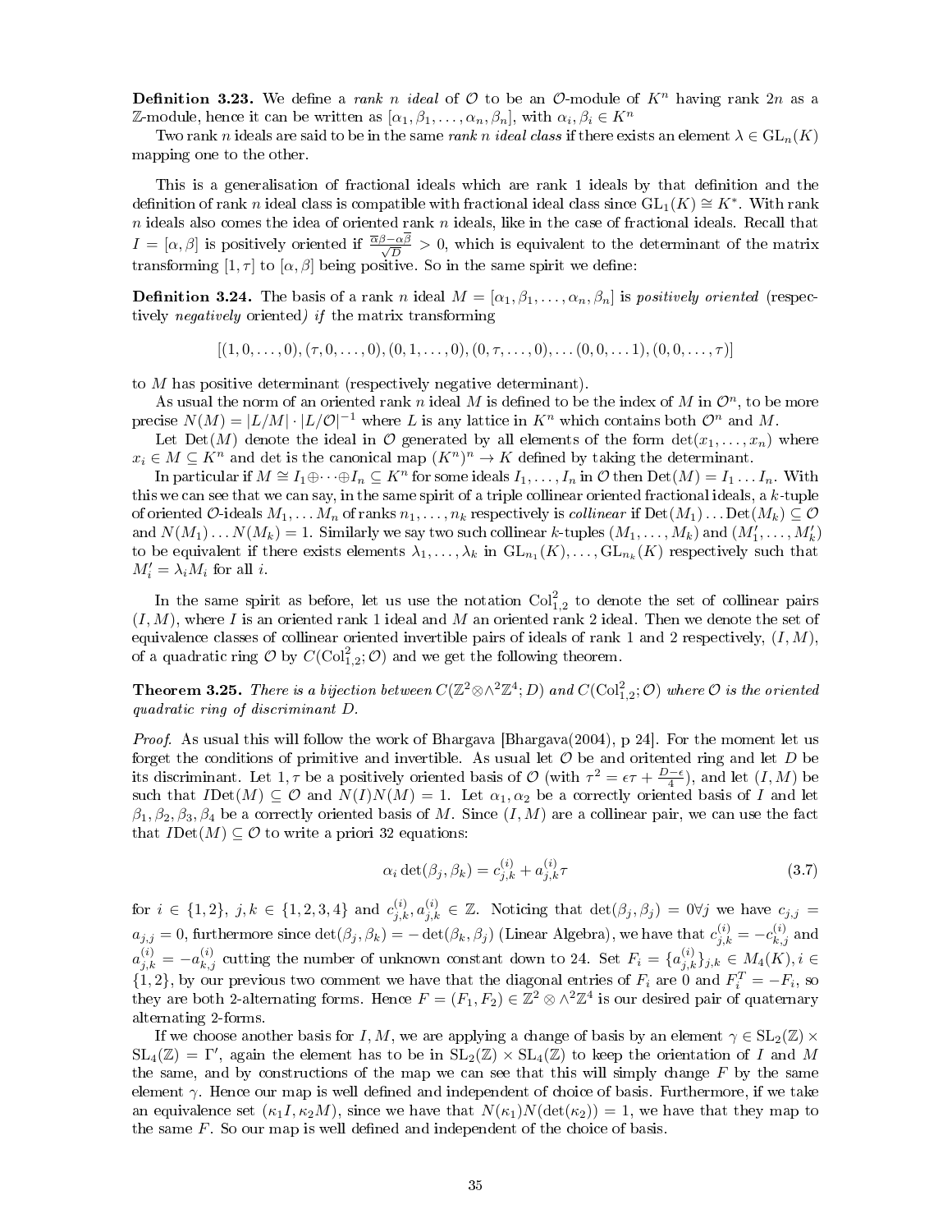**Definition 3.23.** We define a *rank $n$ ideal* of $\mathcal{O}$ to be an $\mathcal{O}$-module of $K^n$ having rank $2n$ as a $\mathbb{Z}$-module, hence it can be written as $[\alpha_1, \beta_1, \ldots, \alpha_n, \beta_n]$, with $\alpha_i, \beta_i \in K^n$

Two rank $n$ ideals are said to be in the same *rank $n$ ideal class* if there exists an element $\lambda \in \mathrm{GL}_n(K)$ mapping one to the other.

This is a generalisation of fractional ideals which are rank 1 ideals by that definition and the definition of rank $n$ ideal class is compatible with fractional ideal class since $\mathrm{GL}_1(K) \cong K^*$. With rank $n$ ideals also comes the idea of oriented rank $n$ ideals, like in the case of fractional ideals. Recall that $I = [\alpha, \beta]$ is positively oriented if $\frac{\overline{\alpha}\beta - \alpha\overline{\beta}}{\sqrt{D}} > 0$, which is equivalent to the determinant of the matrix transforming $[1, \tau]$ to $[\alpha, \beta]$ being positive. So in the same spirit we define:

**Definition 3.24.** The basis of a rank $n$ ideal $M = [\alpha_1, \beta_1, \ldots, \alpha_n, \beta_n]$ is *positively oriented* (respectively *negatively* oriented*)* *if* the matrix transforming

$$[(1, 0, \ldots, 0), (\tau, 0, \ldots, 0), (0, 1, \ldots, 0), (0, \tau, \ldots, 0), \ldots (0, 0, \ldots 1), (0, 0, \ldots, \tau)]$$

to $M$ has positive determinant (respectively negative determinant).

As usual the norm of an oriented rank $n$ ideal $M$ is defined to be the index of $M$ in $\mathcal{O}^n$, to be more precise $N(M) = |L/M| \cdot |L/\mathcal{O}|^{-1}$ where $L$ is any lattice in $K^n$ which contains both $\mathcal{O}^n$ and $M$.

Let $\mathrm{Det}(M)$ denote the ideal in $\mathcal{O}$ generated by all elements of the form $\det(x_1, \ldots, x_n)$ where $x_i \in M \subseteq K^n$ and det is the canonical map $(K^n)^n \to K$ defined by taking the determinant.

In particular if $M \cong I_1 \oplus \cdots \oplus I_n \subseteq K^n$ for some ideals $I_1, \ldots, I_n$ in $\mathcal{O}$ then $\mathrm{Det}(M) = I_1 \ldots I_n$. With this we can see that we can say, in the same spirit of a triple collinear oriented fractional ideals, a $k$-tuple of oriented $\mathcal{O}$-ideals $M_1, \ldots M_n$ of ranks $n_1, \ldots, n_k$ respectively is *collinear* if $\mathrm{Det}(M_1) \ldots \mathrm{Det}(M_k) \subseteq \mathcal{O}$ and $N(M_1) \ldots N(M_k) = 1$. Similarly we say two such collinear $k$-tuples $(M_1, \ldots, M_k)$ and $(M_1', \ldots, M_k')$ to be equivalent if there exists elements $\lambda_1, \ldots, \lambda_k$ in $\mathrm{GL}_{n_1}(K), \ldots, \mathrm{GL}_{n_k}(K)$ respectively such that $M_i' = \lambda_i M_i$ for all $i$.

In the same spirit as before, let us use the notation $\mathrm{Col}^2_{1,2}$ to denote the set of collinear pairs $(I, M)$, where $I$ is an oriented rank 1 ideal and $M$ an oriented rank 2 ideal. Then we denote the set of equivalence classes of collinear oriented invertible pairs of ideals of rank 1 and 2 respectively, $(I, M)$, of a quadratic ring $\mathcal{O}$ by $C(\mathrm{Col}^2_{1,2}; \mathcal{O})$ and we get the following theorem.

**Theorem 3.25.** *There is a bijection between $C(\mathbb{Z}^2 \otimes \wedge^2 \mathbb{Z}^4; D)$ and $C(\mathrm{Col}^2_{1,2}; \mathcal{O})$ where $\mathcal{O}$ is the oriented quadratic ring of discriminant $D$.*

*Proof.* As usual this will follow the work of Bhargava [Bhargava(2004), p 24]. For the moment let us forget the conditions of primitive and invertible. As usual let $\mathcal{O}$ be and oritented ring and let $D$ be its discriminant. Let $1, \tau$ be a positively oriented basis of $\mathcal{O}$ (with $\tau^2 = \epsilon\tau + \frac{D-\epsilon}{4}$), and let $(I, M)$ be such that $I\mathrm{Det}(M) \subseteq \mathcal{O}$ and $N(I)N(M) = 1$. Let $\alpha_1, \alpha_2$ be a correctly oriented basis of $I$ and let $\beta_1, \beta_2, \beta_3, \beta_4$ be a correctly oriented basis of $M$. Since $(I, M)$ are a collinear pair, we can use the fact that $I\mathrm{Det}(M) \subseteq \mathcal{O}$ to write a priori 32 equations:

$$\alpha_i \det(\beta_j, \beta_k) = c^{(i)}_{j,k} + a^{(i)}_{j,k}\tau \tag{3.7}$$

for $i \in \{1, 2\}$, $j, k \in \{1, 2, 3, 4\}$ and $c^{(i)}_{j,k}, a^{(i)}_{j,k} \in \mathbb{Z}$. Noticing that $\det(\beta_j, \beta_j) = 0 \forall j$ we have $c_{j,j} = a_{j,j} = 0$, furthermore since $\det(\beta_j, \beta_k) = -\det(\beta_k, \beta_j)$ (Linear Algebra), we have that $c^{(i)}_{j,k} = -c^{(i)}_{k,j}$ and $a^{(i)}_{j,k} = -a^{(i)}_{k,j}$ cutting the number of unknown constant down to 24. Set $F_i = \{a^{(i)}_{j,k}\}_{j,k} \in M_4(K), i \in \{1, 2\}$, by our previous two comment we have that the diagonal entries of $F_i$ are 0 and $F_i^T = -F_i$, so they are both 2-alternating forms. Hence $F = (F_1, F_2) \in \mathbb{Z}^2 \otimes \wedge^2 \mathbb{Z}^4$ is our desired pair of quaternary alternating 2-forms.

If we choose another basis for $I, M$, we are applying a change of basis by an element $\gamma \in \mathrm{SL}_2(\mathbb{Z}) \times \mathrm{SL}_4(\mathbb{Z}) = \Gamma'$, again the element has to be in $\mathrm{SL}_2(\mathbb{Z}) \times \mathrm{SL}_4(\mathbb{Z})$ to keep the orientation of $I$ and $M$ the same, and by constructions of the map we can see that this will simply change $F$ by the same element $\gamma$. Hence our map is well defined and independent of choice of basis. Furthermore, if we take an equivalence set $(\kappa_1 I, \kappa_2 M)$, since we have that $N(\kappa_1)N(\det(\kappa_2)) = 1$, we have that they map to the same $F$. So our map is well defined and independent of the choice of basis.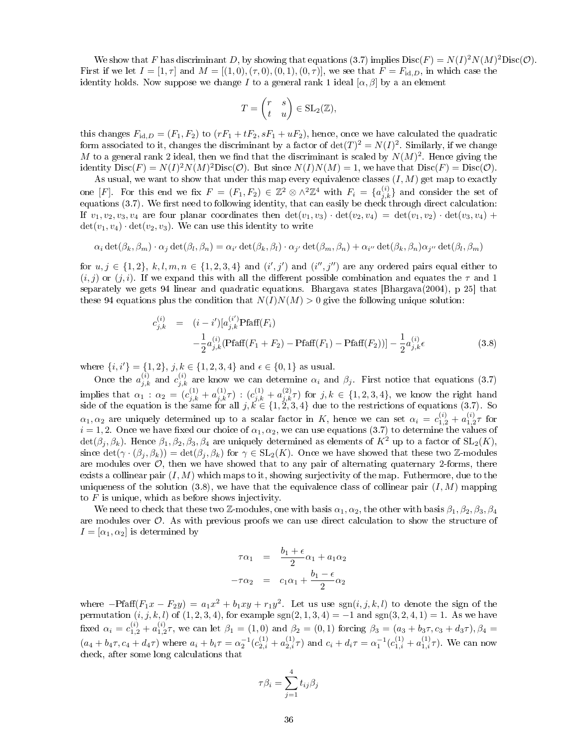We show that $F$ has discriminant $D$, by showing that equations (3.7) implies $\mathrm{Disc}(F) = N(I)^2 N(M)^2 \mathrm{Disc}(\mathcal{O})$. First if we let $I = [1, \tau]$ and $M = [(1,0), (\tau, 0), (0,1), (0,\tau)]$, we see that $F = F_{\mathrm{id},D}$, in which case the identity holds. Now suppose we change $I$ to a general rank 1 ideal $[\alpha, \beta]$ by a an element

$$T = \begin{pmatrix} r & s \\ t & u \end{pmatrix} \in \mathrm{SL}_2(\mathbb{Z}),$$

this changes $F_{\mathrm{id},D} = (F_1, F_2)$ to $(rF_1 + tF_2, sF_1 + uF_2)$, hence, once we have calculated the quadratic form associated to it, changes the discriminant by a factor of $\det(T)^2 = N(I)^2$. Similarly, if we change $M$ to a general rank 2 ideal, then we find that the discriminant is scaled by $N(M)^2$. Hence giving the identity $\mathrm{Disc}(F) = N(I)^2 N(M)^2 \mathrm{Disc}(\mathcal{O})$. But since $N(I)N(M) = 1$, we have that $\mathrm{Disc}(F) = \mathrm{Disc}(\mathcal{O})$.

As usual, we want to show that under this map every equivalence classes $(I, M)$ get map to exactly one $[F]$. For this end we fix $F = (F_1, F_2) \in \mathbb{Z}^2 \otimes \wedge^2 \mathbb{Z}^4$ with $F_i = \{a_{j,k}^{(i)}\}$ and consider the set of equations (3.7). We first need to following identity, that can easily be check through direct calculation: If $v_1, v_2, v_3, v_4$ are four planar coordinates then $\det(v_1, v_3) \cdot \det(v_2, v_4) = \det(v_1, v_2) \cdot \det(v_3, v_4) + \det(v_1, v_4) \cdot \det(v_2, v_3)$. We can use this identity to write

$$\alpha_i \det(\beta_k, \beta_m) \cdot \alpha_j \det(\beta_l, \beta_n) = \alpha_{i'} \det(\beta_k, \beta_l) \cdot \alpha_{j'} \det(\beta_m, \beta_n) + \alpha_{i''} \det(\beta_k, \beta_n) \alpha_{j''} \det(\beta_l, \beta_m)$$

for $u, j \in \{1, 2\}$, $k, l, m, n \in \{1, 2, 3, 4\}$ and $(i', j')$ and $(i'', j'')$ are any ordered pairs equal either to $(i, j)$ or $(j, i)$. If we expand this with all the different possible combination and equates the $\tau$ and 1 separately we gets 94 linear and quadratic equations. Bhargava states [Bhargava(2004), p 25] that these 94 equations plus the condition that $N(I)N(M) > 0$ give the following unique solution:

$$\begin{aligned} c_{j,k}^{(i)} &= (i - i')[a_{j,k}^{(i')} \mathrm{Pfaff}(F_i) \\ &\quad - \frac{1}{2} a_{j,k}^{(i)} (\mathrm{Pfaff}(F_1 + F_2) - \mathrm{Pfaff}(F_1) - \mathrm{Pfaff}(F_2))] - \frac{1}{2} a_{j,k}^{(i)} \epsilon \end{aligned} \tag{3.8}$$

where $\{i, i'\} = \{1, 2\}$, $j, k \in \{1, 2, 3, 4\}$ and $\epsilon \in \{0, 1\}$ as usual.

Once the $a_{j,k}^{(i)}$ and $c_{j,k}^{(i)}$ are know we can determine $\alpha_i$ and $\beta_j$. First notice that equations (3.7) implies that $\alpha_1 : \alpha_2 = (c_{j,k}^{(1)} + a_{j,k}^{(1)} \tau) : (c_{j,k}^{(1)} + a_{j,k}^{(2)} \tau)$ for $j, k \in \{1, 2, 3, 4\}$, we know the right hand side of the equation is the same for all $j, k \in \{1, 2, 3, 4\}$ due to the restrictions of equations (3.7). So $\alpha_1, \alpha_2$ are uniquely determined up to a scalar factor in $K$, hence we can set $\alpha_i = c_{1,2}^{(i)} + a_{1,2}^{(i)} \tau$ for $i = 1, 2$. Once we have fixed our choice of $\alpha_1, \alpha_2$, we can use equations (3.7) to determine the values of $\det(\beta_j, \beta_k)$. Hence $\beta_1, \beta_2, \beta_3, \beta_4$ are uniquely determined as elements of $K^2$ up to a factor of $\mathrm{SL}_2(K)$, since $\det(\gamma \cdot (\beta_j, \beta_k)) = \det(\beta_j, \beta_k)$ for $\gamma \in \mathrm{SL}_2(K)$. Once we have showed that these two $\mathbb{Z}$-modules are modules over $\mathcal{O}$, then we have showed that to any pair of alternating quaternary 2-forms, there exists a collinear pair $(I, M)$ which maps to it, showing surjectivity of the map. Futhermore, due to the uniqueness of the solution (3.8), we have that the equivalence class of collinear pair $(I, M)$ mapping to $F$ is unique, which as before shows injectivity.

We need to check that these two $\mathbb{Z}$-modules, one with basis $\alpha_1, \alpha_2$, the other with basis $\beta_1, \beta_2, \beta_3, \beta_4$ are modules over $\mathcal{O}$. As with previous proofs we can use direct calculation to show the structure of $I = [\alpha_1, \alpha_2]$ is determined by

$$\begin{aligned} \tau \alpha_1 &= \frac{b_1 + \epsilon}{2} \alpha_1 + a_1 \alpha_2 \\ -\tau \alpha_2 &= c_1 \alpha_1 + \frac{b_1 - \epsilon}{2} \alpha_2 \end{aligned}$$

where $-\mathrm{Pfaff}(F_1 x - F_2 y) = a_1 x^2 + b_1 xy + r_1 y^2$. Let us use $\mathrm{sgn}(i, j, k, l)$ to denote the sign of the permutation $(i, j, k, l)$ of $(1, 2, 3, 4)$, for example $\mathrm{sgn}(2, 1, 3, 4) = -1$ and $\mathrm{sgn}(3, 2, 4, 1) = 1$. As we have fixed $\alpha_i = c_{1,2}^{(i)} + a_{1,2}^{(i)} \tau$, we can let $\beta_1 = (1, 0)$ and $\beta_2 = (0, 1)$ forcing $\beta_3 = (a_3 + b_3 \tau, c_3 + d_3 \tau), \beta_4 = (a_4 + b_4 \tau, c_4 + d_4 \tau)$ where $a_i + b_i \tau = \alpha_2^{-1}(c_{2,i}^{(1)} + a_{2,i}^{(1)} \tau)$ and $c_i + d_i \tau = \alpha_1^{-1}(c_{1,i}^{(1)} + a_{1,i}^{(1)} \tau)$. We can now check, after some long calculations that

$$\tau \beta_i = \sum_{j=1}^{4} t_{ij} \beta_j$$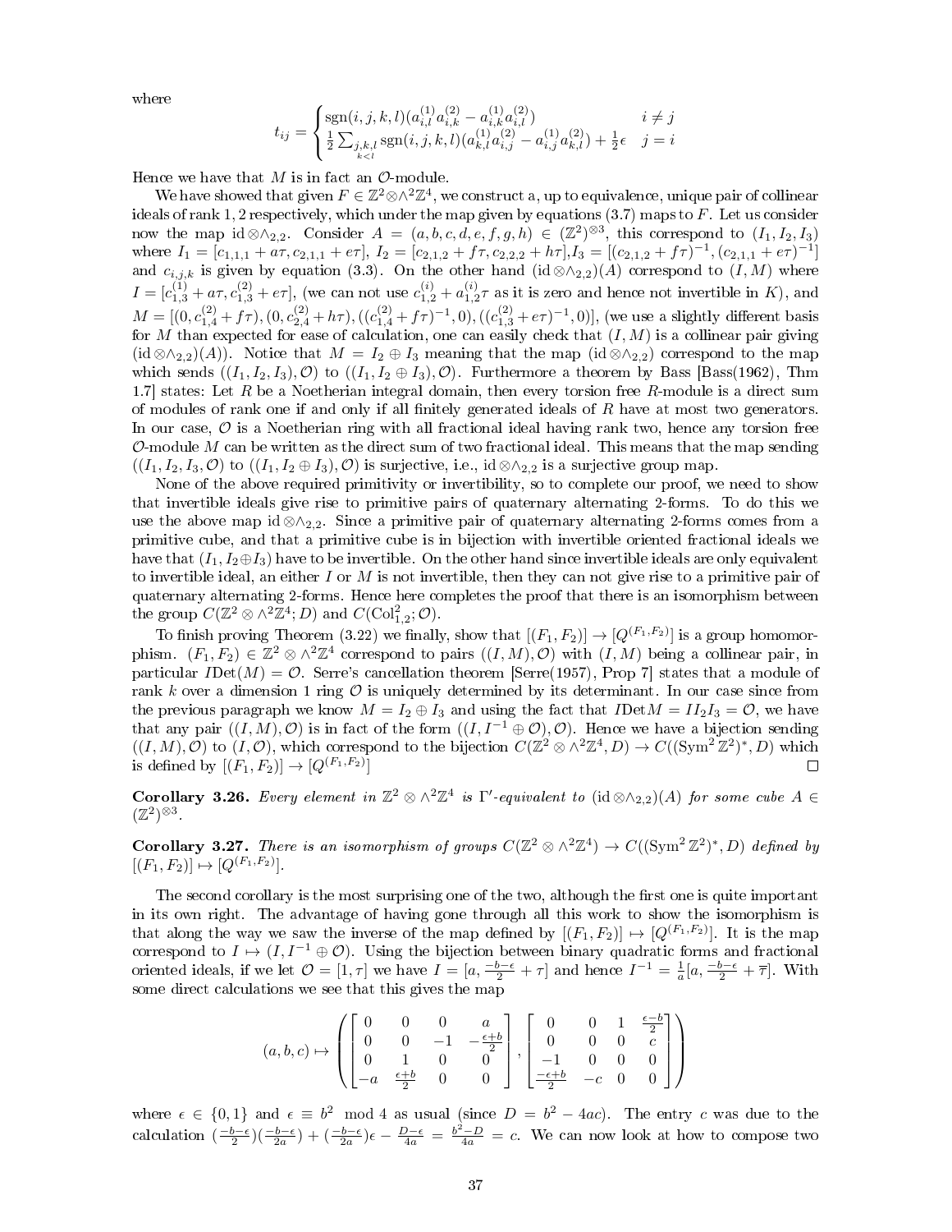where

$$t_{ij} = \begin{cases} \operatorname{sgn}(i,j,k,l)(a^{(1)}_{i,l}a^{(2)}_{i,k} - a^{(1)}_{i,k}a^{(2)}_{i,l}) & i \neq j \\ \frac{1}{2}\sum_{\substack{j,k,l \\ k<l}} \operatorname{sgn}(i,j,k,l)(a^{(1)}_{k,l}a^{(2)}_{i,j} - a^{(1)}_{i,j}a^{(2)}_{k,l}) + \frac{1}{2}\epsilon & j = i \end{cases}$$

Hence we have that $M$ is in fact an $\mathcal{O}$-module.

We have showed that given $F \in \mathbb{Z}^2 \otimes \wedge^2 \mathbb{Z}^4$, we construct a, up to equivalence, unique pair of collinear ideals of rank 1, 2 respectively, which under the map given by equations (3.7) maps to $F$. Let us consider now the map $\mathrm{id} \otimes \wedge_{2,2}$. Consider $A = (a,b,c,d,e,f,g,h) \in (\mathbb{Z}^2)^{\otimes 3}$, this correspond to $(I_1, I_2, I_3)$ where $I_1 = [c_{1,1,1} + a\tau, c_{2,1,1} + e\tau]$, $I_2 = [c_{2,1,2} + f\tau, c_{2,2,2} + h\tau]$, $I_3 = [(c_{2,1,2} + f\tau)^{-1}, (c_{2,1,1} + e\tau)^{-1}]$ and $c_{i,j,k}$ is given by equation (3.3). On the other hand $(\mathrm{id} \otimes \wedge_{2,2})(A)$ correspond to $(I, M)$ where $I = [c^{(1)}_{1,3} + a\tau, c^{(2)}_{1,3} + e\tau]$, (we can not use $c^{(i)}_{1,2} + a^{(i)}_{1,2}\tau$ as it is zero and hence not invertible in $K$), and $M = [(0, c^{(2)}_{1,4} + f\tau), (0, c^{(2)}_{2,4} + h\tau), ((c^{(2)}_{1,4} + f\tau)^{-1}, 0), ((c^{(2)}_{1,3} + e\tau)^{-1}, 0)]$, (we use a slightly different basis for $M$ than expected for ease of calculation, one can easily check that $(I, M)$ is a collinear pair giving $(\mathrm{id} \otimes \wedge_{2,2})(A)$). Notice that $M = I_2 \oplus I_3$ meaning that the map $(\mathrm{id} \otimes \wedge_{2,2})$ correspond to the map which sends $((I_1, I_2, I_3), \mathcal{O})$ to $((I_1, I_2 \oplus I_3), \mathcal{O})$. Furthermore a theorem by Bass [Bass(1962), Thm 1.7] states: Let $R$ be a Noetherian integral domain, then every torsion free $R$-module is a direct sum of modules of rank one if and only if all finitely generated ideals of $R$ have at most two generators. In our case, $\mathcal{O}$ is a Noetherian ring with all fractional ideal having rank two, hence any torsion free $\mathcal{O}$-module $M$ can be written as the direct sum of two fractional ideal. This means that the map sending $((I_1, I_2, I_3, \mathcal{O})$ to $((I_1, I_2 \oplus I_3), \mathcal{O})$ is surjective, i.e., $\mathrm{id} \otimes \wedge_{2,2}$ is a surjective group map.

None of the above required primitivity or invertibility, so to complete our proof, we need to show that invertible ideals give rise to primitive pairs of quaternary alternating 2-forms. To do this we use the above map $\mathrm{id} \otimes \wedge_{2,2}$. Since a primitive pair of quaternary alternating 2-forms comes from a primitive cube, and that a primitive cube is in bijection with invertible oriented fractional ideals we have that $(I_1, I_2 \oplus I_3)$ have to be invertible. On the other hand since invertible ideals are only equivalent to invertible ideal, an either $I$ or $M$ is not invertible, then they can not give rise to a primitive pair of quaternary alternating 2-forms. Hence here completes the proof that there is an isomorphism between the group $C(\mathbb{Z}^2 \otimes \wedge^2 \mathbb{Z}^4; D)$ and $C(\mathrm{Col}^2_{1,2}; \mathcal{O})$.

To finish proving Theorem (3.22) we finally, show that $[(F_1, F_2)] \to [Q^{(F_1,F_2)}]$ is a group homomorphism. $(F_1, F_2) \in \mathbb{Z}^2 \otimes \wedge^2 \mathbb{Z}^4$ correspond to pairs $((I, M), \mathcal{O})$ with $(I, M)$ being a collinear pair, in particular $I\mathrm{Det}(M) = \mathcal{O}$. Serre's cancellation theorem [Serre(1957), Prop 7] states that a module of rank $k$ over a dimension 1 ring $\mathcal{O}$ is uniquely determined by its determinant. In our case since from the previous paragraph we know $M = I_2 \oplus I_3$ and using the fact that $I\mathrm{Det}M = II_2I_3 = \mathcal{O}$, we have that any pair $((I, M), \mathcal{O})$ is in fact of the form $((I, I^{-1} \oplus \mathcal{O}), \mathcal{O})$. Hence we have a bijection sending $((I, M), \mathcal{O})$ to $(I, \mathcal{O})$, which correspond to the bijection $C(\mathbb{Z}^2 \otimes \wedge^2 \mathbb{Z}^4, D) \to C((\mathrm{Sym}^2 \mathbb{Z}^2)^*, D)$ which is defined by $[(F_1, F_2)] \to [Q^{(F_1,F_2)}]$ □

**Corollary 3.26.** *Every element in $\mathbb{Z}^2 \otimes \wedge^2 \mathbb{Z}^4$ is $\Gamma'$-equivalent to $(\mathrm{id} \otimes \wedge_{2,2})(A)$ for some cube $A \in (\mathbb{Z}^2)^{\otimes 3}$.*

**Corollary 3.27.** *There is an isomorphism of groups $C(\mathbb{Z}^2 \otimes \wedge^2 \mathbb{Z}^4) \to C((\mathrm{Sym}^2 \mathbb{Z}^2)^*, D)$ defined by $[(F_1, F_2)] \mapsto [Q^{(F_1,F_2)}]$.*

The second corollary is the most surprising one of the two, although the first one is quite important in its own right. The advantage of having gone through all this work to show the isomorphism is that along the way we saw the inverse of the map defined by $[(F_1, F_2)] \mapsto [Q^{(F_1,F_2)}]$. It is the map correspond to $I \mapsto (I, I^{-1} \oplus \mathcal{O})$. Using the bijection between binary quadratic forms and fractional oriented ideals, if we let $\mathcal{O} = [1, \tau]$ we have $I = [a, \frac{-b-\epsilon}{2} + \tau]$ and hence $I^{-1} = \frac{1}{a}[a, \frac{-b-\epsilon}{2} + \overline{\tau}]$. With some direct calculations we see that this gives the map

$$(a,b,c) \mapsto \left( \begin{bmatrix} 0 & 0 & 0 & a \\ 0 & 0 & -1 & -\frac{\epsilon+b}{2} \\ 0 & 1 & 0 & 0 \\ -a & \frac{\epsilon+b}{2} & 0 & 0 \end{bmatrix}, \begin{bmatrix} 0 & 0 & 1 & \frac{\epsilon-b}{2} \\ 0 & 0 & 0 & c \\ -1 & 0 & 0 & 0 \\ \frac{-\epsilon+b}{2} & -c & 0 & 0 \end{bmatrix} \right)$$

where $\epsilon \in \{0, 1\}$ and $\epsilon \equiv b^2 \mod 4$ as usual (since $D = b^2 - 4ac$). The entry $c$ was due to the calculation $(\frac{-b-\epsilon}{2})(\frac{-b-\epsilon}{2a}) + (\frac{-b-\epsilon}{2a})\epsilon - \frac{D-\epsilon}{4a} = \frac{b^2-D}{4a} = c$. We can now look at how to compose two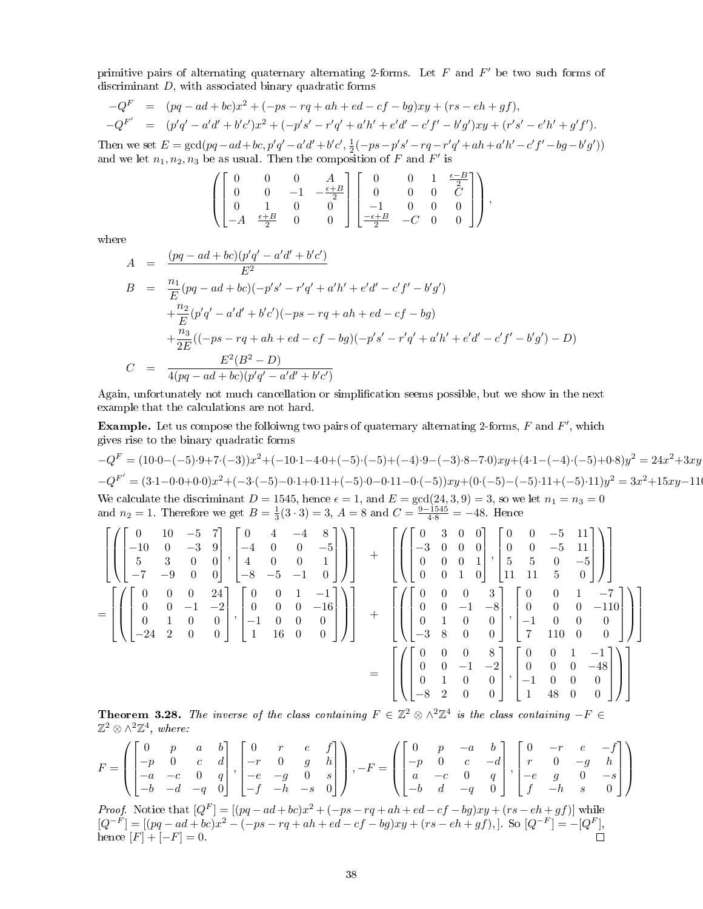primitive pairs of alternating quaternary alternating 2-forms. Let $F$ and $F'$ be two such forms of discriminant $D$, with associated binary quadratic forms

$$
\begin{aligned}
-Q^F &= (pq-ad+bc)x^2+(-ps-rq+ah+ed-cf-bg)xy+(rs-eh+gf),\\
-Q^{F'} &= (p'q'-a'd'+b'c')x^2+(-p's'-r'q'+a'h'+e'd'-c'f'-b'g')xy+(r's'-e'h'+g'f').
\end{aligned}
$$

Then we set $E=\gcd(pq-ad+bc, p'q'-a'd'+b'c', \frac{1}{2}(-ps-p's'-rq-r'q'+ah+a'h'-c'f'-bg-b'g'))$ and we let $n_1,n_2,n_3$ be as usual. Then the composition of $F$ and $F'$ is

$$
\left(\begin{bmatrix} 0 & 0 & 0 & A\\ 0 & 0 & -1 & -\frac{\epsilon+B}{2}\\ 0 & 1 & 0 & 0\\ -A & \frac{\epsilon+B}{2} & 0 & 0\end{bmatrix}\begin{bmatrix} 0 & 0 & 1 & \frac{\epsilon-B}{2}\\ 0 & 0 & 0 & C\\ -1 & 0 & 0 & 0\\ \frac{-\epsilon+B}{2} & -C & 0 & 0\end{bmatrix}\right),
$$

where

$$
\begin{aligned}
A &= \frac{(pq-ad+bc)(p'q'-a'd'+b'c')}{E^2}\\
B &= \frac{n_1}{E}(pq-ad+bc)(-p's'-r'q'+a'h'+e'd'-c'f'-b'g')\\
&\quad+\frac{n_2}{E}(p'q'-a'd'+b'c')(-ps-rq+ah+ed-cf-bg)\\
&\quad+\frac{n_3}{2E}((-ps-rq+ah+ed-cf-bg)(-p's'-r'q'+a'h'+e'd'-c'f'-b'g')-D)\\
C &= \frac{E^2(B^2-D)}{4(pq-ad+bc)(p'q'-a'd'+b'c')}
\end{aligned}
$$

Again, unfortunately not much cancellation or simplification seems possible, but we show in the next example that the calculations are not hard.

**Example.** Let us compose the folloiwng two pairs of quaternary alternating 2-forms, $F$ and $F'$, which gives rise to the binary quadratic forms

$-Q^F=(10\cdot0-(-5)\cdot9+7\cdot(-3))x^2+(-10\cdot1-4\cdot0+(-5)\cdot(-5)+(-4)\cdot9-(-3)\cdot8-7\cdot0)xy+(4\cdot1-(-4)\cdot(-5)+0\cdot8)y^2=24x^2+3xy$

$-Q^{F'}=(3\cdot1-0\cdot0+0\cdot0)x^2+(-3\cdot(-5)-0\cdot1+0\cdot11+(-5)\cdot0-0\cdot11-0\cdot(-5))xy+(0\cdot(-5)-(-5)\cdot11+(-5)\cdot11)y^2=3x^2+15xy-110$

We calculate the discriminant $D=1545$, hence $\epsilon=1$, and $E=\gcd(24,3,9)=3$, so we let $n_1=n_3=0$ and $n_2=1$. Therefore we get $B=\frac{1}{3}(3\cdot3)=3$, $A=8$ and $C=\frac{9-1545}{4\cdot8}=-48$. Hence

$$
\begin{aligned}
&\left[\left(\begin{bmatrix} 0 & 10 & -5 & 7\\ -10 & 0 & -3 & 9\\ 5 & 3 & 0 & 0\\ -7 & -9 & 0 & 0\end{bmatrix},\begin{bmatrix} 0 & 4 & -4 & 8\\ -4 & 0 & 0 & -5\\ 4 & 0 & 0 & 1\\ -8 & -5 & -1 & 0\end{bmatrix}\right)\right] + \left[\left(\begin{bmatrix} 0 & 3 & 0 & 0\\ -3 & 0 & 0 & 0\\ 0 & 0 & 0 & 1\\ 0 & 0 & 1 & 0\end{bmatrix},\begin{bmatrix} 0 & 0 & -5 & 11\\ 0 & 0 & -5 & 11\\ 5 & 5 & 0 & -5\\ 11 & 11 & 5 & 0\end{bmatrix}\right)\right]\\
&= \left[\left(\begin{bmatrix} 0 & 0 & 0 & 24\\ 0 & 0 & -1 & -2\\ 0 & 1 & 0 & 0\\ -24 & 2 & 0 & 0\end{bmatrix},\begin{bmatrix} 0 & 0 & 1 & -1\\ 0 & 0 & 0 & -16\\ -1 & 0 & 0 & 0\\ 1 & 16 & 0 & 0\end{bmatrix}\right)\right] + \left[\left(\begin{bmatrix} 0 & 0 & 0 & 3\\ 0 & 0 & -1 & -8\\ 0 & 1 & 0 & 0\\ -3 & 8 & 0 & 0\end{bmatrix},\begin{bmatrix} 0 & 0 & 1 & -7\\ 0 & 0 & 0 & -110\\ -1 & 0 & 0 & 0\\ 7 & 110 & 0 & 0\end{bmatrix}\right)\right]\\
&= \left[\left(\begin{bmatrix} 0 & 0 & 0 & 8\\ 0 & 0 & -1 & -2\\ 0 & 1 & 0 & 0\\ -8 & 2 & 0 & 0\end{bmatrix},\begin{bmatrix} 0 & 0 & 1 & -1\\ 0 & 0 & 0 & -48\\ -1 & 0 & 0 & 0\\ 1 & 48 & 0 & 0\end{bmatrix}\right)\right]
\end{aligned}
$$

**Theorem 3.28.** *The inverse of the class containing $F\in\mathbb{Z}^2\otimes\wedge^2\mathbb{Z}^4$ is the class containing $-F\in\mathbb{Z}^2\otimes\wedge^2\mathbb{Z}^4$, where:*

$$
F=\left(\begin{bmatrix} 0 & p & a & b\\ -p & 0 & c & d\\ -a & -c & 0 & q\\ -b & -d & -q & 0\end{bmatrix},\begin{bmatrix} 0 & r & e & f\\ -r & 0 & g & h\\ -e & -g & 0 & s\\ -f & -h & -s & 0\end{bmatrix}\right), -F=\left(\begin{bmatrix} 0 & p & -a & b\\ -p & 0 & c & -d\\ a & -c & 0 & q\\ -b & d & -q & 0\end{bmatrix},\begin{bmatrix} 0 & -r & e & -f\\ r & 0 & -g & h\\ -e & g & 0 & -s\\ f & -h & s & 0\end{bmatrix}\right)
$$

*Proof.* Notice that $[Q^F]=[(pq-ad+bc)x^2+(-ps-rq+ah+ed-cf-bg)xy+(rs-eh+gf)]$ while $[Q^{-F}]=[(pq-ad+bc)x^2-(-ps-rq+ah+ed-cf-bg)xy+(rs-eh+gf),]$. So $[Q^{-F}]=-[Q^F]$, hence $[F]+[-F]=0$. $\square$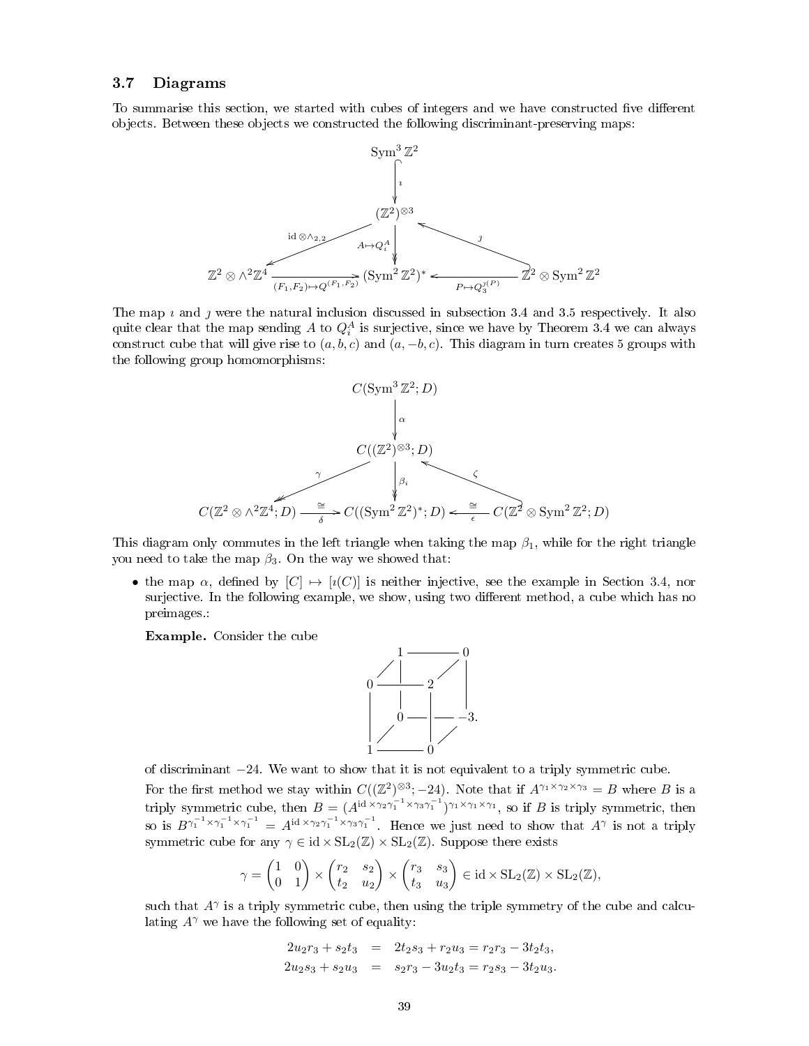### 3.7 Diagrams

To summarise this section, we started with cubes of integers and we have constructed five different objects. Between these objects we constructed the following discriminant-preserving maps:

$$
\begin{array}{ccccc}
 & & \mathrm{Sym}^3\,\mathbb{Z}^2 & & \\
 & & \big\downarrow \imath & & \\
 & & (\mathbb{Z}^2)^{\otimes 3} & & \\
 & \swarrow^{\mathrm{id}\otimes\wedge_{2,2}} & \big\downarrow A\mapsto Q_i^A & \nwarrow^{\jmath} & \\
\mathbb{Z}^2\otimes\wedge^2\mathbb{Z}^4 & \xrightarrow{(F_1,F_2)\mapsto Q^{(F_1,F_2)}} & (\mathrm{Sym}^2\,\mathbb{Z}^2)^* & \xleftarrow{P\mapsto Q_3^{\jmath(P)}} & \mathbb{Z}^2\otimes\mathrm{Sym}^2\,\mathbb{Z}^2
\end{array}
$$

The map $\imath$ and $\jmath$ were the natural inclusion discussed in subsection 3.4 and 3.5 respectively. It also quite clear that the map sending $A$ to $Q_i^A$ is surjective, since we have by Theorem 3.4 we can always construct cube that will give rise to $(a,b,c)$ and $(a,-b,c)$. This diagram in turn creates 5 groups with the following group homomorphisms:

$$
\begin{array}{ccccc}
 & & C(\mathrm{Sym}^3\,\mathbb{Z}^2;D) & & \\
 & & \big\downarrow \alpha & & \\
 & & C((\mathbb{Z}^2)^{\otimes 3};D) & & \\
 & \swarrow^{\gamma} & \big\downarrow \beta_i & \nwarrow^{\zeta} & \\
C(\mathbb{Z}^2\otimes\wedge^2\mathbb{Z}^4;D) & \xrightarrow[\delta]{\cong} & C((\mathrm{Sym}^2\,\mathbb{Z}^2)^*;D) & \xleftarrow[\epsilon]{\cong} & C(\mathbb{Z}^2\otimes\mathrm{Sym}^2\,\mathbb{Z}^2;D)
\end{array}
$$

This diagram only commutes in the left triangle when taking the map $\beta_1$, while for the right triangle you need to take the map $\beta_3$. On the way we showed that:

- the map $\alpha$, defined by $[C]\mapsto[\imath(C)]$ is neither injective, see the example in Section 3.4, nor surjective. In the following example, we show, using two different method, a cube which has no preimages.:

  **Example.** Consider the cube

$$
\begin{array}{ccccc}
 & 1 & \text{———} & 0 & \\
0 & \text{———} & 2 & & \\
 & 0 & \text{———} & -3. & \\
1 & \text{———} & 0 & &
\end{array}
$$

  of discriminant $-24$. We want to show that it is not equivalent to a triply symmetric cube.

  For the first method we stay within $C((\mathbb{Z}^2)^{\otimes 3};-24)$. Note that if $A^{\gamma_1\times\gamma_2\times\gamma_3}=B$ where $B$ is a triply symmetric cube, then $B=(A^{\mathrm{id}\times\gamma_2\gamma_1^{-1}\times\gamma_3\gamma_1^{-1}})^{\gamma_1\times\gamma_1\times\gamma_1}$, so if $B$ is triply symmetric, then so is $B^{\gamma_1^{-1}\times\gamma_1^{-1}\times\gamma_1^{-1}}=A^{\mathrm{id}\times\gamma_2\gamma_1^{-1}\times\gamma_3\gamma_1^{-1}}$. Hence we just need to show that $A^{\gamma}$ is not a triply symmetric cube for any $\gamma\in\mathrm{id}\times\mathrm{SL}_2(\mathbb{Z})\times\mathrm{SL}_2(\mathbb{Z})$. Suppose there exists

$$
\gamma=\begin{pmatrix}1&0\\0&1\end{pmatrix}\times\begin{pmatrix}r_2&s_2\\t_2&u_2\end{pmatrix}\times\begin{pmatrix}r_3&s_3\\t_3&u_3\end{pmatrix}\in\mathrm{id}\times\mathrm{SL}_2(\mathbb{Z})\times\mathrm{SL}_2(\mathbb{Z}),
$$

  such that $A^{\gamma}$ is a triply symmetric cube, then using the triple symmetry of the cube and calculating $A^{\gamma}$ we have the following set of equality:

$$
\begin{aligned}
2u_2r_3+s_2t_3 &= 2t_2s_3+r_2u_3=r_2r_3-3t_2t_3,\\
2u_2s_3+s_2u_3 &= s_2r_3-3u_2t_3=r_2s_3-3t_2u_3.
\end{aligned}
$$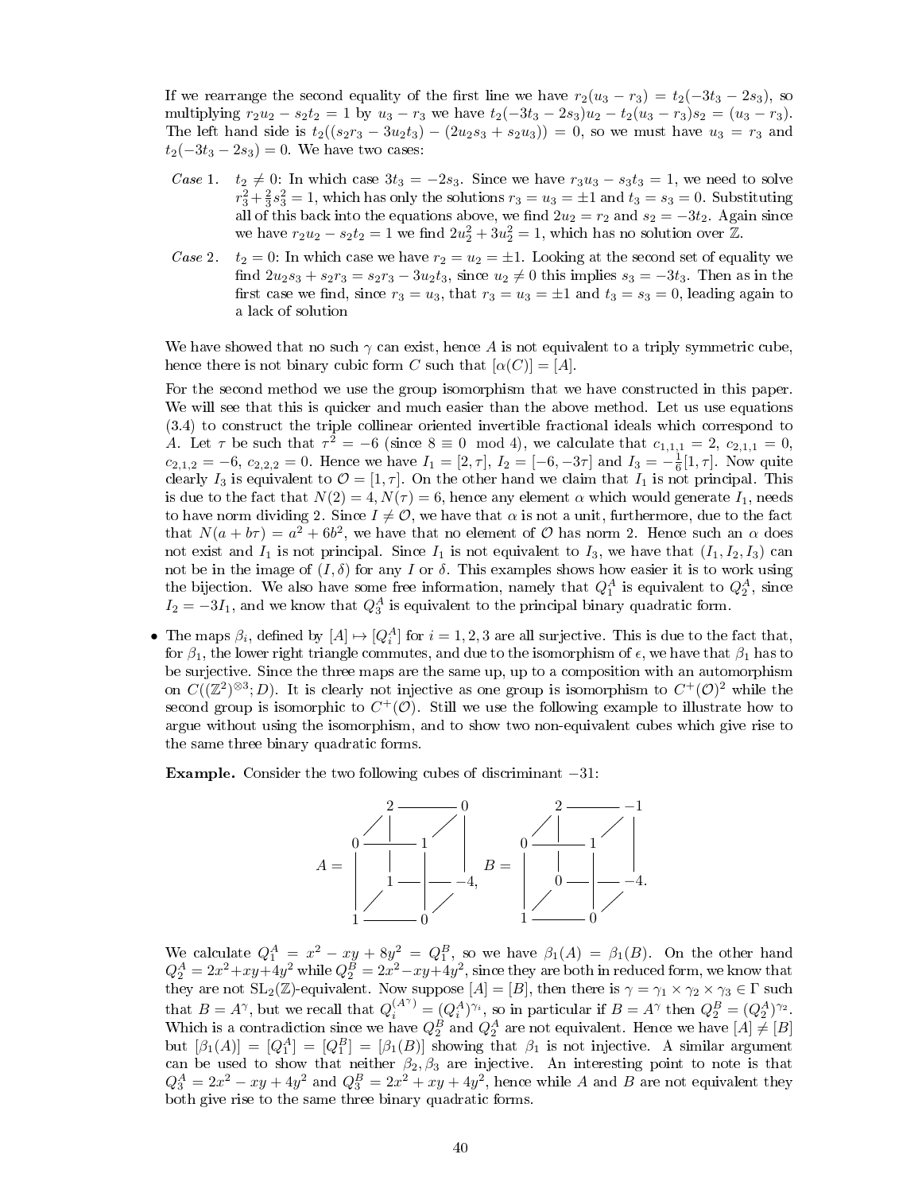If we rearrange the second equality of the first line we have $r_2(u_3 - r_3) = t_2(-3t_3 - 2s_3)$, so multiplying $r_2u_2 - s_2t_2 = 1$ by $u_3 - r_3$ we have $t_2(-3t_3 - 2s_3)u_2 - t_2(u_3 - r_3)s_2 = (u_3 - r_3)$. The left hand side is $t_2((s_2r_3 - 3u_2t_3) - (2u_2s_3 + s_2u_3)) = 0$, so we must have $u_3 = r_3$ and $t_2(-3t_3 - 2s_3) = 0$. We have two cases:

*Case* 1. $t_2 \neq 0$: In which case $3t_3 = -2s_3$. Since we have $r_3u_3 - s_3t_3 = 1$, we need to solve $r_3^2 + \frac{2}{3}s_3^2 = 1$, which has only the solutions $r_3 = u_3 = \pm 1$ and $t_3 = s_3 = 0$. Substituting all of this back into the equations above, we find $2u_2 = r_2$ and $s_2 = -3t_2$. Again since we have $r_2u_2 - s_2t_2 = 1$ we find $2u_2^2 + 3u_2^2 = 1$, which has no solution over $\mathbb{Z}$.

*Case* 2. $t_2 = 0$: In which case we have $r_2 = u_2 = \pm 1$. Looking at the second set of equality we find $2u_2s_3 + s_2r_3 = s_2r_3 - 3u_2t_3$, since $u_2 \neq 0$ this implies $s_3 = -3t_3$. Then as in the first case we find, since $r_3 = u_3$, that $r_3 = u_3 = \pm 1$ and $t_3 = s_3 = 0$, leading again to a lack of solution

We have showed that no such $\gamma$ can exist, hence $A$ is not equivalent to a triply symmetric cube, hence there is not binary cubic form $C$ such that $[\alpha(C)] = [A]$.

For the second method we use the group isomorphism that we have constructed in this paper. We will see that this is quicker and much easier than the above method. Let us use equations (3.4) to construct the triple collinear oriented invertible fractional ideals which correspond to $A$. Let $\tau$ be such that $\tau^2 = -6$ (since $8 \equiv 0 \mod 4$), we calculate that $c_{1,1,1} = 2$, $c_{2,1,1} = 0$, $c_{2,1,2} = -6$, $c_{2,2,2} = 0$. Hence we have $I_1 = [2, \tau]$, $I_2 = [-6, -3\tau]$ and $I_3 = -\frac{1}{6}[1, \tau]$. Now quite clearly $I_3$ is equivalent to $\mathcal{O} = [1, \tau]$. On the other hand we claim that $I_1$ is not principal. This is due to the fact that $N(2) = 4$, $N(\tau) = 6$, hence any element $\alpha$ which would generate $I_1$, needs to have norm dividing 2. Since $I \neq \mathcal{O}$, we have that $\alpha$ is not a unit, furthermore, due to the fact that $N(a + b\tau) = a^2 + 6b^2$, we have that no element of $\mathcal{O}$ has norm 2. Hence such an $\alpha$ does not exist and $I_1$ is not principal. Since $I_1$ is not equivalent to $I_3$, we have that $(I_1, I_2, I_3)$ can not be in the image of $(I, \delta)$ for any $I$ or $\delta$. This examples shows how easier it is to work using the bijection. We also have some free information, namely that $Q_1^A$ is equivalent to $Q_2^A$, since $I_2 = -3I_1$, and we know that $Q_3^A$ is equivalent to the principal binary quadratic form.

- The maps $\beta_i$, defined by $[A] \mapsto [Q_i^A]$ for $i = 1, 2, 3$ are all surjective. This is due to the fact that, for $\beta_1$, the lower right triangle commutes, and due to the isomorphism of $\epsilon$, we have that $\beta_1$ has to be surjective. Since the three maps are the same up, up to a composition with an automorphism on $C((\mathbb{Z}^2)^{\otimes 3}; D)$. It is clearly not injective as one group is isomorphism to $C^+(\mathcal{O})^2$ while the second group is isomorphic to $C^+(\mathcal{O})$. Still we use the following example to illustrate how to argue without using the isomorphism, and to show two non-equivalent cubes which give rise to the same three binary quadratic forms.

  **Example.** Consider the two following cubes of discriminant $-31$:

```
            2 ------- 0                  2 ------- -1
          / |       / |                / |       / |
        0 ------- 1   |              0 ------- 1   |
A =     |   |     |   |        B =   |   |     |   |
        |   1 ----|-- -4,            |   0 ----|-- -4.
        | /       | /                | /       | /
        1 ------- 0                  1 ------- 0
```

  We calculate $Q_1^A = x^2 - xy + 8y^2 = Q_1^B$, so we have $\beta_1(A) = \beta_1(B)$. On the other hand $Q_2^A = 2x^2 + xy + 4y^2$ while $Q_2^B = 2x^2 - xy + 4y^2$, since they are both in reduced form, we know that they are not $\mathrm{SL}_2(\mathbb{Z})$-equivalent. Now suppose $[A] = [B]$, then there is $\gamma = \gamma_1 \times \gamma_2 \times \gamma_3 \in \Gamma$ such that $B = A^\gamma$, but we recall that $Q_i^{(A^\gamma)} = (Q_i^A)^{\gamma_i}$, so in particular if $B = A^\gamma$ then $Q_2^B = (Q_2^A)^{\gamma_2}$. Which is a contradiction since we have $Q_2^B$ and $Q_2^A$ are not equivalent. Hence we have $[A] \neq [B]$ but $[\beta_1(A)] = [Q_1^A] = [Q_1^B] = [\beta_1(B)]$ showing that $\beta_1$ is not injective. A similar argument can be used to show that neither $\beta_2, \beta_3$ are injective. An interesting point to note is that $Q_3^A = 2x^2 - xy + 4y^2$ and $Q_3^B = 2x^2 + xy + 4y^2$, hence while $A$ and $B$ are not equivalent they both give rise to the same three binary quadratic forms.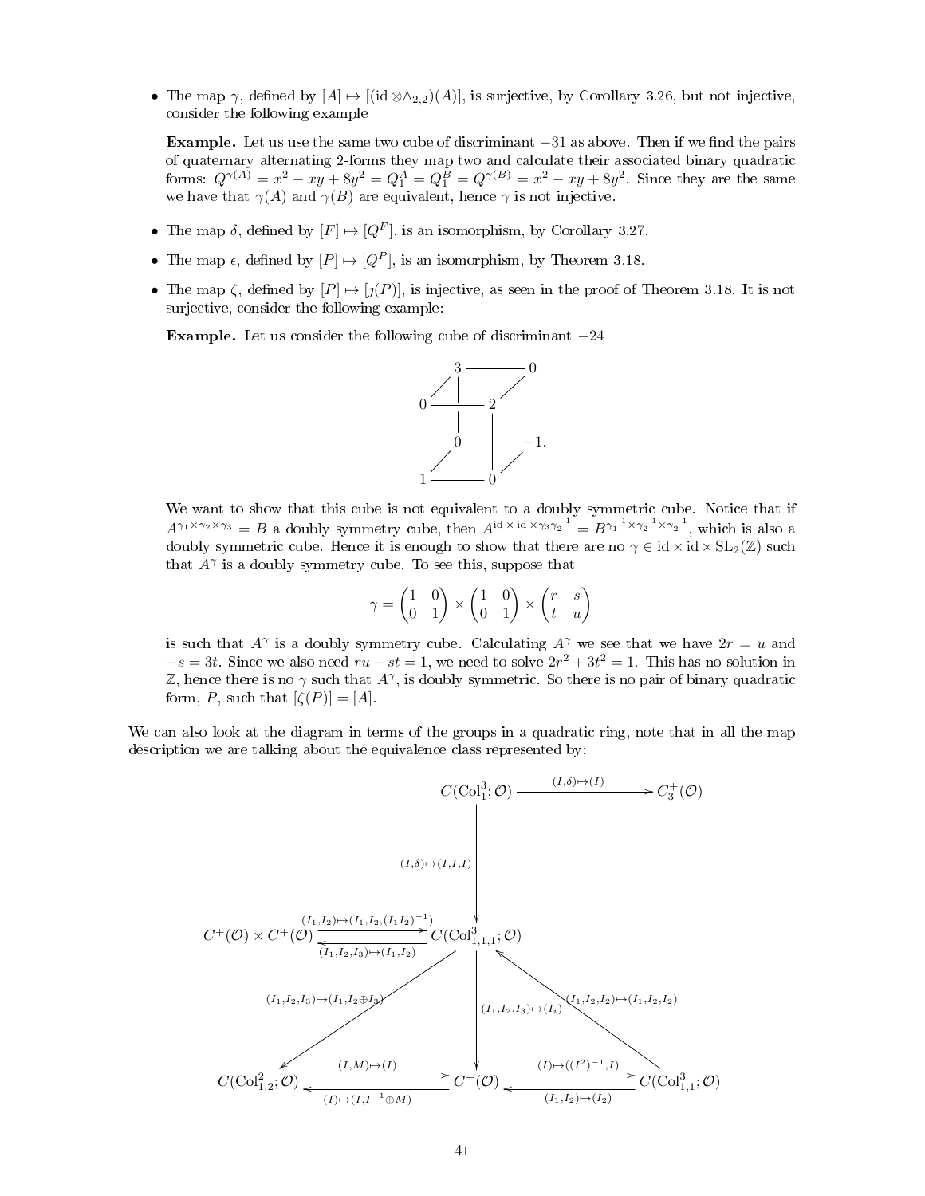- The map $\gamma$, defined by $[A] \mapsto [(\mathrm{id} \otimes \wedge_{2,2})(A)]$, is surjective, by Corollary 3.26, but not injective, consider the following example

  **Example.** Let us use the same two cube of discriminant $-31$ as above. Then if we find the pairs of quaternary alternating 2-forms they map two and calculate their associated binary quadratic forms: $Q^{\gamma(A)} = x^2 - xy + 8y^2 = Q_1^A = Q_1^B = Q^{\gamma(B)} = x^2 - xy + 8y^2$. Since they are the same we have that $\gamma(A)$ and $\gamma(B)$ are equivalent, hence $\gamma$ is not injective.

- The map $\delta$, defined by $[F] \mapsto [Q^F]$, is an isomorphism, by Corollary 3.27.

- The map $\epsilon$, defined by $[P] \mapsto [Q^P]$, is an isomorphism, by Theorem 3.18.

- The map $\zeta$, defined by $[P] \mapsto [\jmath(P)]$, is injective, as seen in the proof of Theorem 3.18. It is not surjective, consider the following example:

  **Example.** Let us consider the following cube of discriminant $-24$

$$\begin{array}{ccccc} & 3 & \text{———} & 0 & \\ 0 & \text{———} & 2 & & \\ & 0 & \text{———} & -1. & \\ 1 & \text{———} & 0 & & \end{array}$$

  We want to show that this cube is not equivalent to a doubly symmetric cube. Notice that if $A^{\gamma_1 \times \gamma_2 \times \gamma_3} = B$ a doubly symmetry cube, then $A^{\mathrm{id} \times \mathrm{id} \times \gamma_3 \gamma_2^{-1}} = B^{\gamma_1^{-1} \times \gamma_2^{-1} \times \gamma_2^{-1}}$, which is also a doubly symmetric cube. Hence it is enough to show that there are no $\gamma \in \mathrm{id} \times \mathrm{id} \times \mathrm{SL}_2(\mathbb{Z})$ such that $A^\gamma$ is a doubly symmetry cube. To see this, suppose that

$$\gamma = \begin{pmatrix} 1 & 0 \\ 0 & 1 \end{pmatrix} \times \begin{pmatrix} 1 & 0 \\ 0 & 1 \end{pmatrix} \times \begin{pmatrix} r & s \\ t & u \end{pmatrix}$$

  is such that $A^\gamma$ is a doubly symmetry cube. Calculating $A^\gamma$ we see that we have $2r = u$ and $-s = 3t$. Since we also need $ru - st = 1$, we need to solve $2r^2 + 3t^2 = 1$. This has no solution in $\mathbb{Z}$, hence there is no $\gamma$ such that $A^\gamma$, is doubly symmetric. So there is no pair of binary quadratic form, $P$, such that $[\zeta(P)] = [A]$.

We can also look at the diagram in terms of the groups in a quadratic ring, note that in all the map description we are talking about the equivalence class represented by:

$$\begin{array}{ccccc}
 & & C(\mathrm{Col}_1^3;\mathcal{O}) & \xrightarrow{(I,\delta)\mapsto(I)} & C_3^+(\mathcal{O}) \\
 & & \Big\downarrow {\scriptstyle (I,\delta)\mapsto(I,I,I)} & & \\
C^+(\mathcal{O})\times C^+(\mathcal{O}) & \underset{(I_1,I_2,I_3)\mapsto(I_1,I_2)}{\overset{(I_1,I_2)\mapsto(I_1,I_2,(I_1I_2)^{-1})}{\rightleftarrows}} & C(\mathrm{Col}_{1,1,1}^3;\mathcal{O}) & & \\
 & {\scriptstyle (I_1,I_2,I_3)\mapsto(I_1,I_2\oplus I_3)} \swarrow & \Big\downarrow {\scriptstyle (I_1,I_2,I_3)\mapsto(I_i)} & \nwarrow {\scriptstyle (I_1,I_2,I_2)\mapsto(I_1,I_2,I_2)} & \\
C(\mathrm{Col}_{1,2}^2;\mathcal{O}) & \underset{(I)\mapsto(I,I^{-1}\oplus M)}{\overset{(I,M)\mapsto(I)}{\rightleftarrows}} & C^+(\mathcal{O}) & \underset{(I_1,I_2)\mapsto(I_2)}{\overset{(I)\mapsto((I^2)^{-1},I)}{\rightleftarrows}} & C(\mathrm{Col}_{1,1}^3;\mathcal{O})
\end{array}$$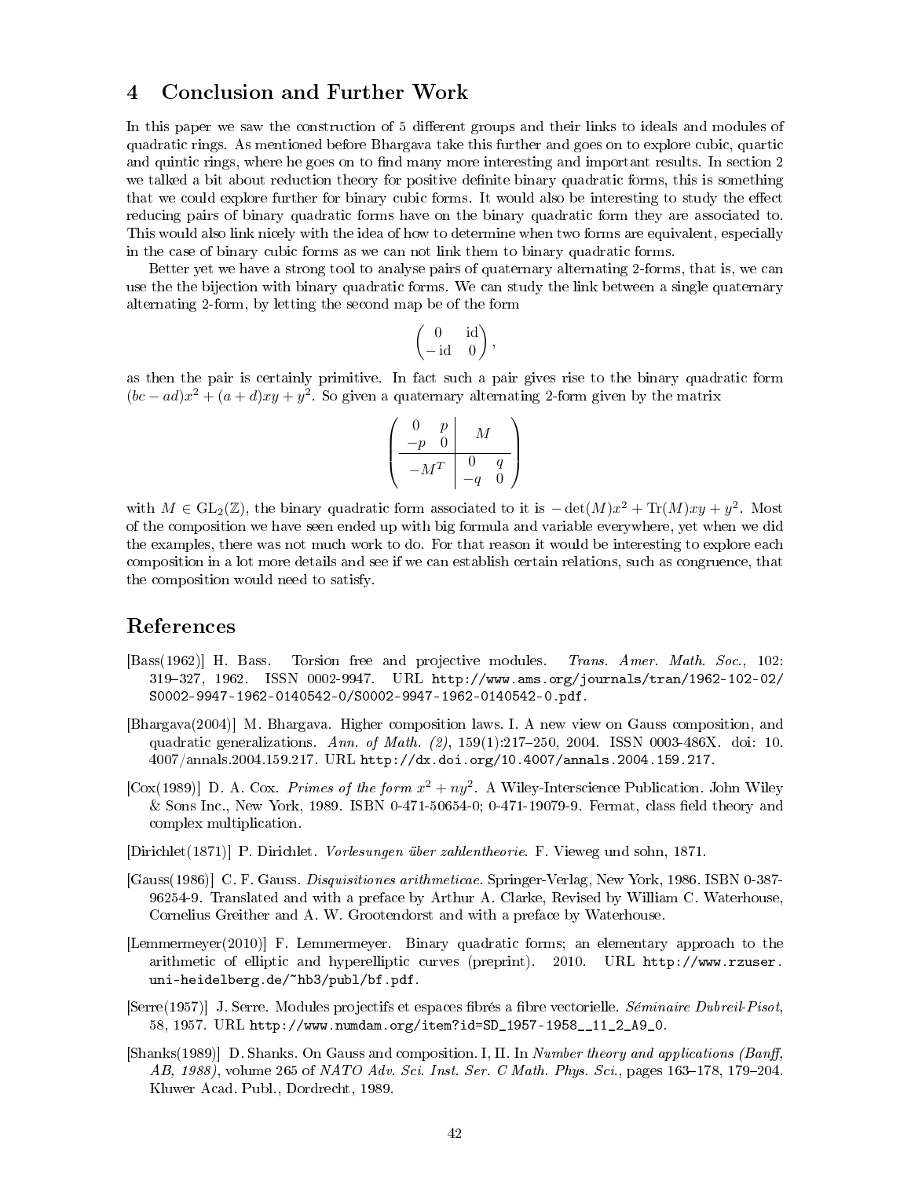## 4 Conclusion and Further Work

In this paper we saw the construction of 5 different groups and their links to ideals and modules of quadratic rings. As mentioned before Bhargava take this further and goes on to explore cubic, quartic and quintic rings, where he goes on to find many more interesting and important results. In section 2 we talked a bit about reduction theory for positive definite binary quadratic forms, this is something that we could explore further for binary cubic forms. It would also be interesting to study the effect reducing pairs of binary quadratic forms have on the binary quadratic form they are associated to. This would also link nicely with the idea of how to determine when two forms are equivalent, especially in the case of binary cubic forms as we can not link them to binary quadratic forms.

Better yet we have a strong tool to analyse pairs of quaternary alternating 2-forms, that is, we can use the the bijection with binary quadratic forms. We can study the link between a single quaternary alternating 2-form, by letting the second map be of the form

$$\begin{pmatrix} 0 & \mathrm{id} \\ -\mathrm{id} & 0 \end{pmatrix},$$

as then the pair is certainly primitive. In fact such a pair gives rise to the binary quadratic form $(bc - ad)x^2 + (a + d)xy + y^2$. So given a quaternary alternating 2-form given by the matrix

$$\left(\begin{array}{c|c} \begin{matrix} 0 & p \\ -p & 0 \end{matrix} & M \\ \hline -M^T & \begin{matrix} 0 & q \\ -q & 0 \end{matrix} \end{array}\right)$$

with $M \in \mathrm{GL}_2(\mathbb{Z})$, the binary quadratic form associated to it is $-\det(M)x^2 + \mathrm{Tr}(M)xy + y^2$. Most of the composition we have seen ended up with big formula and variable everywhere, yet when we did the examples, there was not much work to do. For that reason it would be interesting to explore each composition in a lot more details and see if we can establish certain relations, such as congruence, that the composition would need to satisfy.

## References

[Bass(1962)] H. Bass. Torsion free and projective modules. *Trans. Amer. Math. Soc.*, 102: 319–327, 1962. ISSN 0002-9947. URL http://www.ams.org/journals/tran/1962-102-02/S0002-9947-1962-0140542-0/S0002-9947-1962-0140542-0.pdf.

[Bhargava(2004)] M. Bhargava. Higher composition laws. I. A new view on Gauss composition, and quadratic generalizations. *Ann. of Math. (2)*, 159(1):217–250, 2004. ISSN 0003-486X. doi: 10.4007/annals.2004.159.217. URL http://dx.doi.org/10.4007/annals.2004.159.217.

[Cox(1989)] D. A. Cox. *Primes of the form $x^2 + ny^2$*. A Wiley-Interscience Publication. John Wiley & Sons Inc., New York, 1989. ISBN 0-471-50654-0; 0-471-19079-9. Fermat, class field theory and complex multiplication.

[Dirichlet(1871)] P. Dirichlet. *Vorlesungen über zahlentheorie*. F. Vieweg und sohn, 1871.

[Gauss(1986)] C. F. Gauss. *Disquisitiones arithmeticae.* Springer-Verlag, New York, 1986. ISBN 0-387-96254-9. Translated and with a preface by Arthur A. Clarke, Revised by William C. Waterhouse, Cornelius Greither and A. W. Grootendorst and with a preface by Waterhouse.

[Lemmermeyer(2010)] F. Lemmermeyer. Binary quadratic forms; an elementary approach to the arithmetic of elliptic and hyperelliptic curves (preprint). 2010. URL http://www.rzuser.uni-heidelberg.de/~hb3/publ/bf.pdf.

[Serre(1957)] J. Serre. Modules projectifs et espaces fibrés a fibre vectorielle. *Séminaire Dubreil-Pisot*, 58, 1957. URL http://www.numdam.org/item?id=SD_1957-1958__11_2_A9_0.

[Shanks(1989)] D. Shanks. On Gauss and composition. I, II. In *Number theory and applications (Banff, AB, 1988)*, volume 265 of *NATO Adv. Sci. Inst. Ser. C Math. Phys. Sci.*, pages 163–178, 179–204. Kluwer Acad. Publ., Dordrecht, 1989.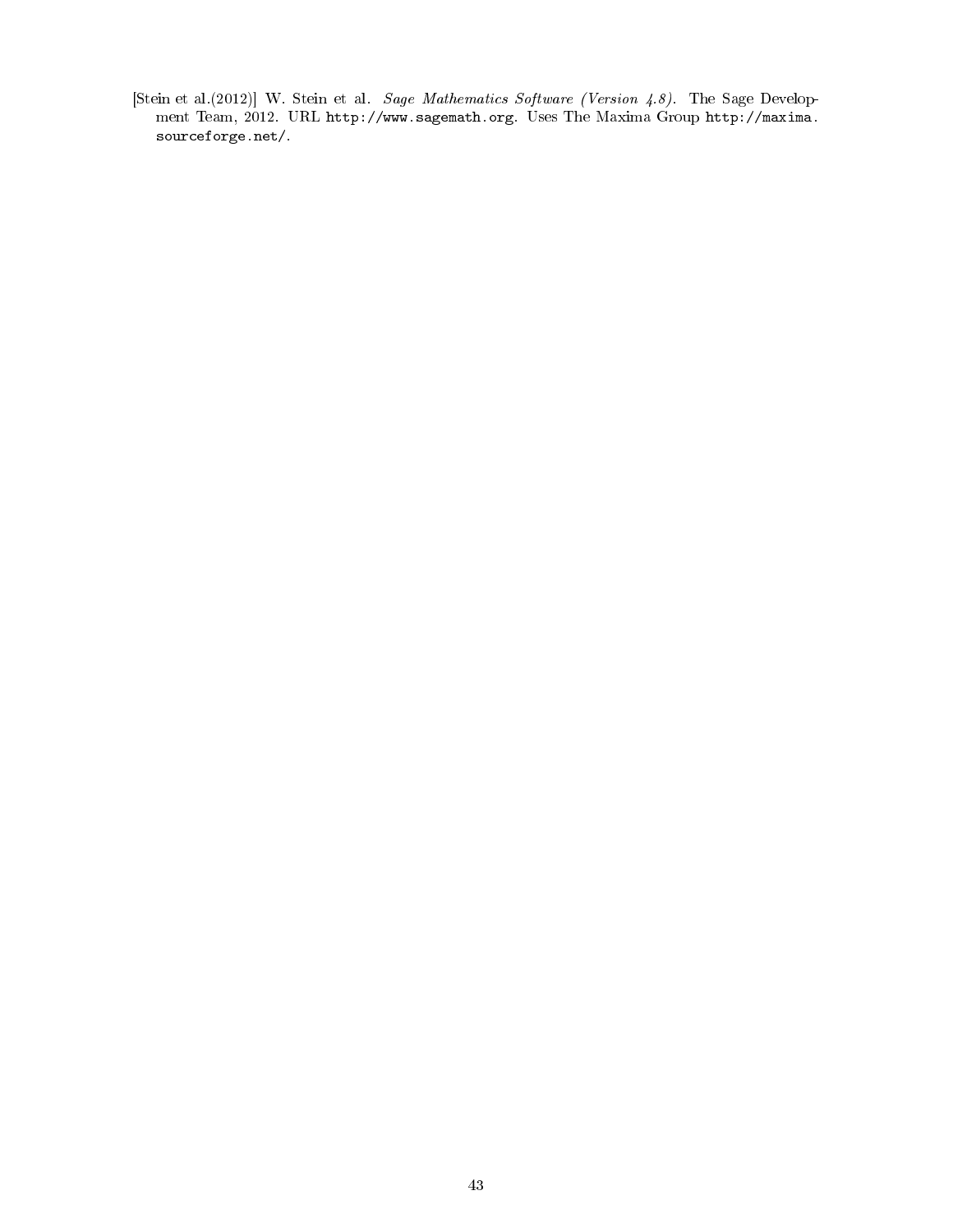[Stein et al.(2012)] W. Stein et al. *Sage Mathematics Software (Version 4.8)*. The Sage Development Team, 2012. URL `http://www.sagemath.org`. Uses The Maxima Group `http://maxima.sourceforge.net/`.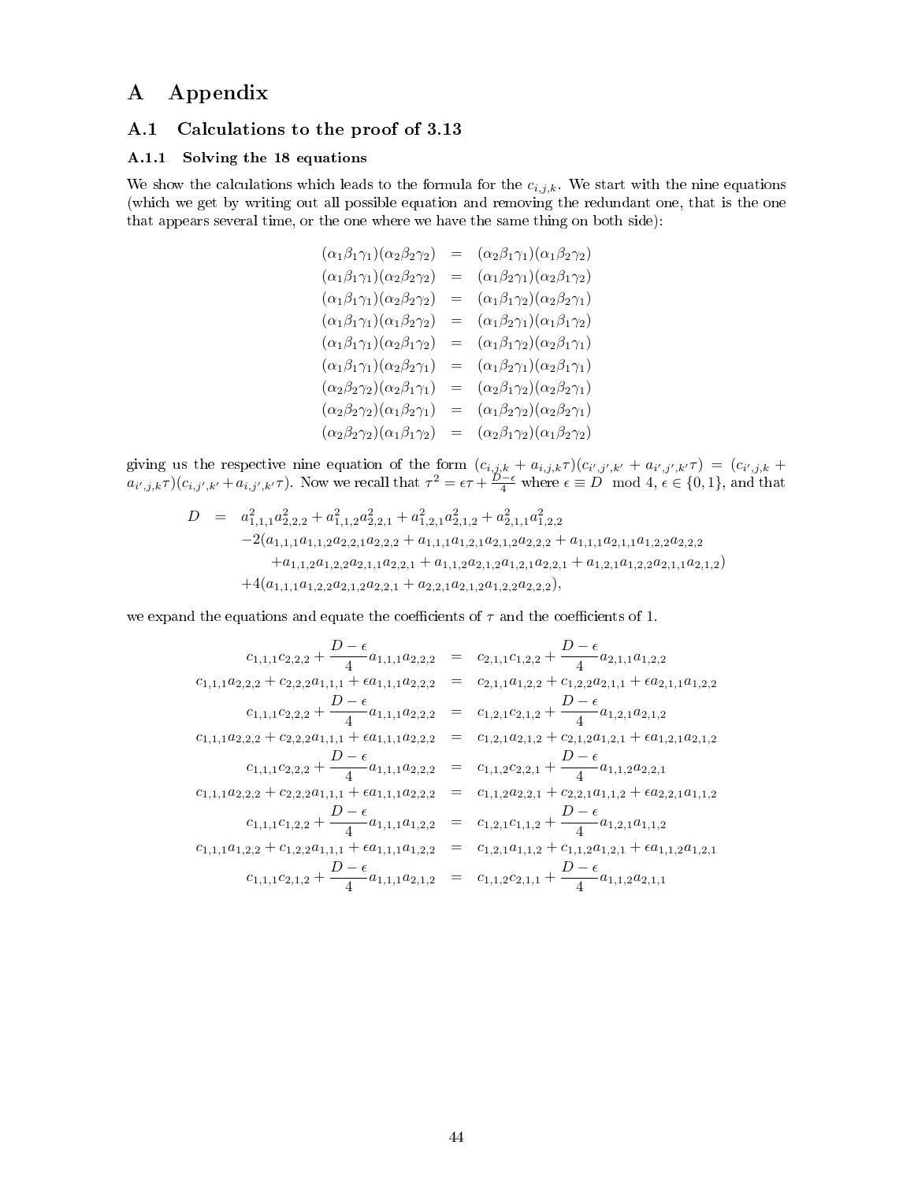# A Appendix

## A.1 Calculations to the proof of 3.13

### A.1.1 Solving the 18 equations

We show the calculations which leads to the formula for the $c_{i,j,k}$. We start with the nine equations (which we get by writing out all possible equation and removing the redundant one, that is the one that appears several time, or the one where we have the same thing on both side):

$$
\begin{aligned}
(\alpha_1\beta_1\gamma_1)(\alpha_2\beta_2\gamma_2) &= (\alpha_2\beta_1\gamma_1)(\alpha_1\beta_2\gamma_2)\\
(\alpha_1\beta_1\gamma_1)(\alpha_2\beta_2\gamma_2) &= (\alpha_1\beta_2\gamma_1)(\alpha_2\beta_1\gamma_2)\\
(\alpha_1\beta_1\gamma_1)(\alpha_2\beta_2\gamma_2) &= (\alpha_1\beta_1\gamma_2)(\alpha_2\beta_2\gamma_1)\\
(\alpha_1\beta_1\gamma_1)(\alpha_1\beta_2\gamma_2) &= (\alpha_1\beta_2\gamma_1)(\alpha_1\beta_1\gamma_2)\\
(\alpha_1\beta_1\gamma_1)(\alpha_2\beta_1\gamma_2) &= (\alpha_1\beta_1\gamma_2)(\alpha_2\beta_1\gamma_1)\\
(\alpha_1\beta_1\gamma_1)(\alpha_2\beta_2\gamma_1) &= (\alpha_1\beta_2\gamma_1)(\alpha_2\beta_1\gamma_1)\\
(\alpha_2\beta_2\gamma_2)(\alpha_2\beta_1\gamma_1) &= (\alpha_2\beta_1\gamma_2)(\alpha_2\beta_2\gamma_1)\\
(\alpha_2\beta_2\gamma_2)(\alpha_1\beta_2\gamma_1) &= (\alpha_1\beta_2\gamma_2)(\alpha_2\beta_2\gamma_1)\\
(\alpha_2\beta_2\gamma_2)(\alpha_1\beta_1\gamma_2) &= (\alpha_2\beta_1\gamma_2)(\alpha_1\beta_2\gamma_2)
\end{aligned}
$$

giving us the respective nine equation of the form $(c_{i,j,k} + a_{i,j,k}\tau)(c_{i',j',k'} + a_{i',j',k'}\tau) = (c_{i',j,k} + a_{i',j,k}\tau)(c_{i,j',k'} + a_{i,j',k'}\tau)$. Now we recall that $\tau^2 = \epsilon\tau + \frac{D-\epsilon}{4}$ where $\epsilon \equiv D \mod 4$, $\epsilon \in \{0, 1\}$, and that

$$
\begin{aligned}
D \;=\;& a_{1,1,1}^2 a_{2,2,2}^2 + a_{1,1,2}^2 a_{2,2,1}^2 + a_{1,2,1}^2 a_{2,1,2}^2 + a_{2,1,1}^2 a_{1,2,2}^2\\
&-2(a_{1,1,1}a_{1,1,2}a_{2,2,1}a_{2,2,2} + a_{1,1,1}a_{1,2,1}a_{2,1,2}a_{2,2,2} + a_{1,1,1}a_{2,1,1}a_{1,2,2}a_{2,2,2}\\
&\quad +a_{1,1,2}a_{1,2,2}a_{2,1,1}a_{2,2,1} + a_{1,1,2}a_{2,1,2}a_{1,2,1}a_{2,2,1} + a_{1,2,1}a_{1,2,2}a_{2,1,1}a_{2,1,2})\\
&+4(a_{1,1,1}a_{1,2,2}a_{2,1,2}a_{2,2,1} + a_{2,2,1}a_{2,1,2}a_{1,2,2}a_{2,2,2}),
\end{aligned}
$$

we expand the equations and equate the coefficients of $\tau$ and the coefficients of 1.

$$
\begin{aligned}
c_{1,1,1}c_{2,2,2} + \frac{D-\epsilon}{4}a_{1,1,1}a_{2,2,2} &= c_{2,1,1}c_{1,2,2} + \frac{D-\epsilon}{4}a_{2,1,1}a_{1,2,2}\\
c_{1,1,1}a_{2,2,2} + c_{2,2,2}a_{1,1,1} + \epsilon a_{1,1,1}a_{2,2,2} &= c_{2,1,1}a_{1,2,2} + c_{1,2,2}a_{2,1,1} + \epsilon a_{2,1,1}a_{1,2,2}\\
c_{1,1,1}c_{2,2,2} + \frac{D-\epsilon}{4}a_{1,1,1}a_{2,2,2} &= c_{1,2,1}c_{2,1,2} + \frac{D-\epsilon}{4}a_{1,2,1}a_{2,1,2}\\
c_{1,1,1}a_{2,2,2} + c_{2,2,2}a_{1,1,1} + \epsilon a_{1,1,1}a_{2,2,2} &= c_{1,2,1}a_{2,1,2} + c_{2,1,2}a_{1,2,1} + \epsilon a_{1,2,1}a_{2,1,2}\\
c_{1,1,1}c_{2,2,2} + \frac{D-\epsilon}{4}a_{1,1,1}a_{2,2,2} &= c_{1,1,2}c_{2,2,1} + \frac{D-\epsilon}{4}a_{1,1,2}a_{2,2,1}\\
c_{1,1,1}a_{2,2,2} + c_{2,2,2}a_{1,1,1} + \epsilon a_{1,1,1}a_{2,2,2} &= c_{1,1,2}a_{2,2,1} + c_{2,2,1}a_{1,1,2} + \epsilon a_{2,2,1}a_{1,1,2}\\
c_{1,1,1}c_{1,2,2} + \frac{D-\epsilon}{4}a_{1,1,1}a_{1,2,2} &= c_{1,2,1}c_{1,1,2} + \frac{D-\epsilon}{4}a_{1,2,1}a_{1,1,2}\\
c_{1,1,1}a_{1,2,2} + c_{1,2,2}a_{1,1,1} + \epsilon a_{1,1,1}a_{1,2,2} &= c_{1,2,1}a_{1,1,2} + c_{1,1,2}a_{1,2,1} + \epsilon a_{1,1,2}a_{1,2,1}\\
c_{1,1,1}c_{2,1,2} + \frac{D-\epsilon}{4}a_{1,1,1}a_{2,1,2} &= c_{1,1,2}c_{2,1,1} + \frac{D-\epsilon}{4}a_{1,1,2}a_{2,1,1}
\end{aligned}
$$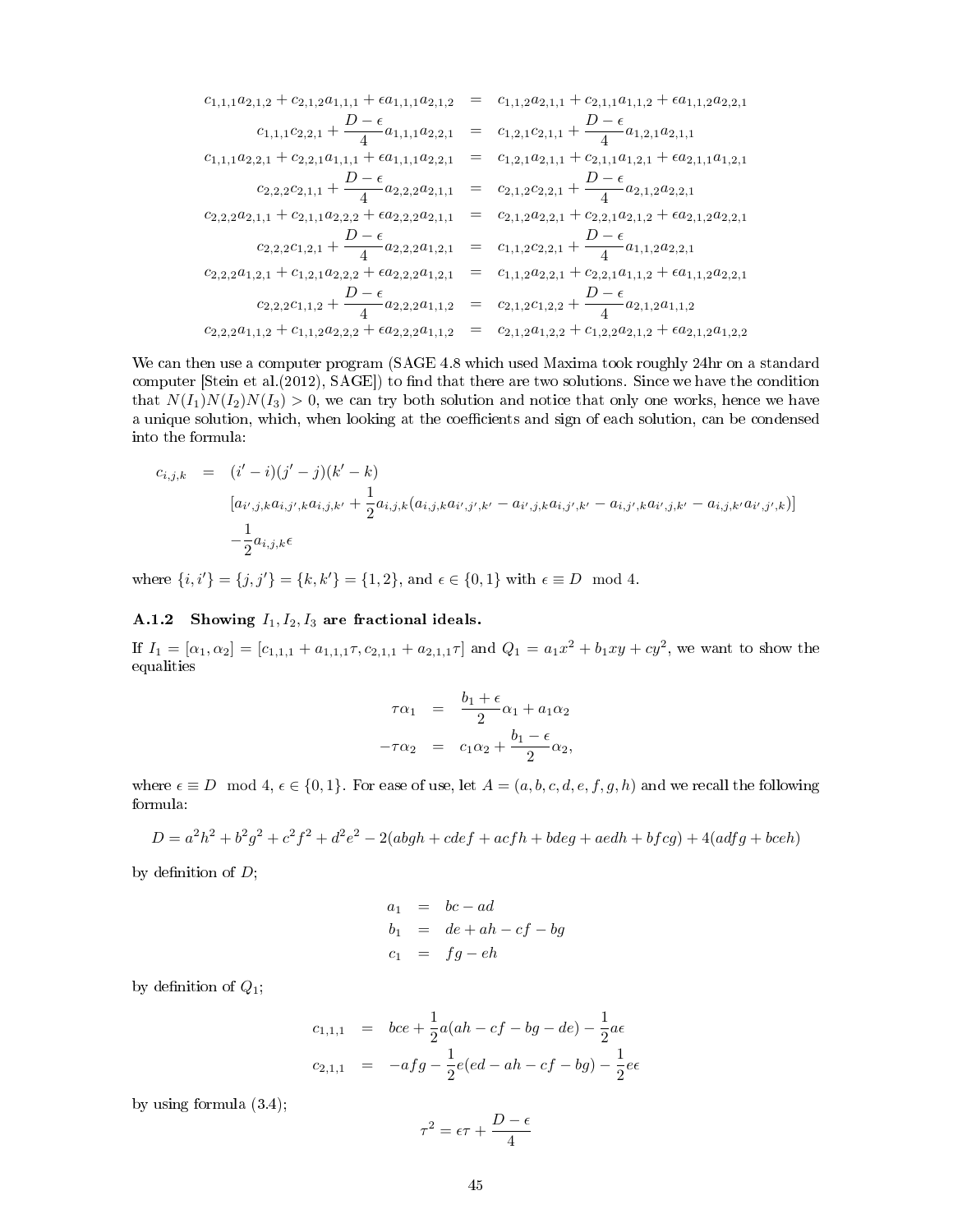$$
\begin{aligned}
c_{1,1,1}a_{2,1,2} + c_{2,1,2}a_{1,1,1} + \epsilon a_{1,1,1}a_{2,1,2} &= c_{1,1,2}a_{2,1,1} + c_{2,1,1}a_{1,1,2} + \epsilon a_{1,1,2}a_{2,2,1} \\
c_{1,1,1}c_{2,2,1} + \frac{D-\epsilon}{4}a_{1,1,1}a_{2,2,1} &= c_{1,2,1}c_{2,1,1} + \frac{D-\epsilon}{4}a_{1,2,1}a_{2,1,1} \\
c_{1,1,1}a_{2,2,1} + c_{2,2,1}a_{1,1,1} + \epsilon a_{1,1,1}a_{2,2,1} &= c_{1,2,1}a_{2,1,1} + c_{2,1,1}a_{1,2,1} + \epsilon a_{2,1,1}a_{1,2,1} \\
c_{2,2,2}c_{2,1,1} + \frac{D-\epsilon}{4}a_{2,2,2}a_{2,1,1} &= c_{2,1,2}c_{2,2,1} + \frac{D-\epsilon}{4}a_{2,1,2}a_{2,2,1} \\
c_{2,2,2}a_{2,1,1} + c_{2,1,1}a_{2,2,2} + \epsilon a_{2,2,2}a_{2,1,1} &= c_{2,1,2}a_{2,2,1} + c_{2,2,1}a_{2,1,2} + \epsilon a_{2,1,2}a_{2,2,1} \\
c_{2,2,2}c_{1,2,1} + \frac{D-\epsilon}{4}a_{2,2,2}a_{1,2,1} &= c_{1,1,2}c_{2,2,1} + \frac{D-\epsilon}{4}a_{1,1,2}a_{2,2,1} \\
c_{2,2,2}a_{1,2,1} + c_{1,2,1}a_{2,2,2} + \epsilon a_{2,2,2}a_{1,2,1} &= c_{1,1,2}a_{2,2,1} + c_{2,2,1}a_{1,1,2} + \epsilon a_{1,1,2}a_{2,2,1} \\
c_{2,2,2}c_{1,1,2} + \frac{D-\epsilon}{4}a_{2,2,2}a_{1,1,2} &= c_{2,1,2}c_{1,2,2} + \frac{D-\epsilon}{4}a_{2,1,2}a_{1,1,2} \\
c_{2,2,2}a_{1,1,2} + c_{1,1,2}a_{2,2,2} + \epsilon a_{2,2,2}a_{1,1,2} &= c_{2,1,2}a_{1,2,2} + c_{1,2,2}a_{2,1,2} + \epsilon a_{2,1,2}a_{1,2,2}
\end{aligned}
$$

We can then use a computer program (SAGE 4.8 which used Maxima took roughly 24hr on a standard computer [Stein et al.(2012), SAGE]) to find that there are two solutions. Since we have the condition that $N(I_1)N(I_2)N(I_3) > 0$, we can try both solution and notice that only one works, hence we have a unique solution, which, when looking at the coefficients and sign of each solution, can be condensed into the formula:

$$
\begin{aligned}
c_{i,j,k} &= (i'-i)(j'-j)(k'-k) \\
&\quad [a_{i',j,k}a_{i,j',k}a_{i,j,k'} + \frac{1}{2}a_{i,j,k}(a_{i,j,k}a_{i',j',k'} - a_{i',j,k}a_{i,j',k'} - a_{i,j',k}a_{i',j,k'} - a_{i,j,k'}a_{i',j',k})] \\
&\quad -\frac{1}{2}a_{i,j,k}\epsilon
\end{aligned}
$$

where $\{i,i'\} = \{j,j'\} = \{k,k'\} = \{1,2\}$, and $\epsilon \in \{0,1\}$ with $\epsilon \equiv D \mod 4$.

### A.1.2 Showing $I_1, I_2, I_3$ are fractional ideals.

If $I_1 = [\alpha_1, \alpha_2] = [c_{1,1,1} + a_{1,1,1}\tau, c_{2,1,1} + a_{2,1,1}\tau]$ and $Q_1 = a_1x^2 + b_1xy + cy^2$, we want to show the equalities

$$
\begin{aligned}
\tau\alpha_1 &= \frac{b_1+\epsilon}{2}\alpha_1 + a_1\alpha_2 \\
-\tau\alpha_2 &= c_1\alpha_2 + \frac{b_1-\epsilon}{2}\alpha_2,
\end{aligned}
$$

where $\epsilon \equiv D \mod 4$, $\epsilon \in \{0,1\}$. For ease of use, let $A = (a,b,c,d,e,f,g,h)$ and we recall the following formula:

$$
D = a^2h^2 + b^2g^2 + c^2f^2 + d^2e^2 - 2(abgh + cdef + acfh + bdeg + aedh + bfcg) + 4(adfg + bceh)
$$

by definition of $D$;

$$
\begin{aligned}
a_1 &= bc - ad \\
b_1 &= de + ah - cf - bg \\
c_1 &= fg - eh
\end{aligned}
$$

by definition of $Q_1$;

$$
\begin{aligned}
c_{1,1,1} &= bce + \frac{1}{2}a(ah - cf - bg - de) - \frac{1}{2}a\epsilon \\
c_{2,1,1} &= -afg - \frac{1}{2}e(ed - ah - cf - bg) - \frac{1}{2}e\epsilon
\end{aligned}
$$

by using formula (3.4);

$$
\tau^2 = \epsilon\tau + \frac{D-\epsilon}{4}
$$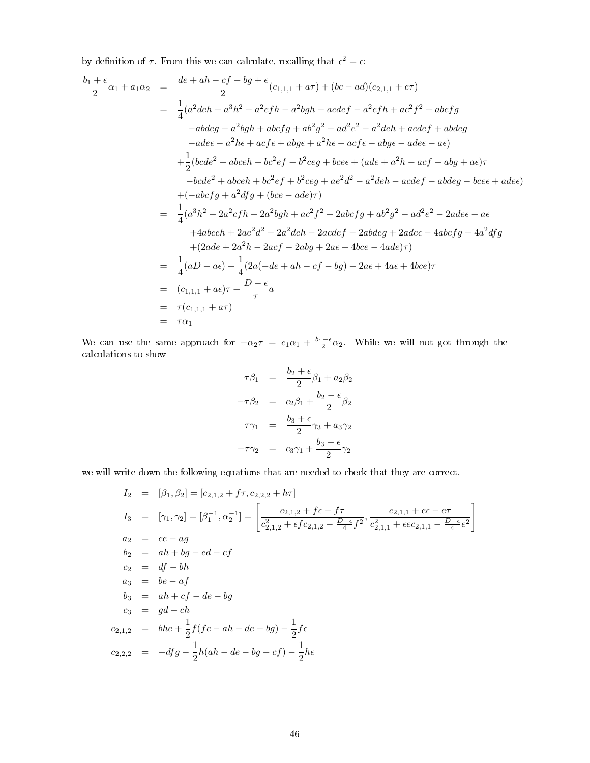by definition of $\tau$. From this we can calculate, recalling that $\epsilon^2 = \epsilon$:

$$
\begin{aligned}
\frac{b_1+\epsilon}{2}\alpha_1 + a_1\alpha_2 &= \frac{de+ah-cf-bg+\epsilon}{2}(c_{1,1,1}+a\tau) + (bc-ad)(c_{2,1,1}+e\tau) \\
&= \frac{1}{4}(a^2deh + a^3h^2 - a^2cfh - a^2bgh - acdef - a^2cfh + ac^2f^2 + abcfg \\
&\qquad -abdeg - a^2bgh + abcfg + ab^2g^2 - ad^2e^2 - a^2deh + acdef + abdeg \\
&\qquad -ade\epsilon - a^2h\epsilon + acf\epsilon + abg\epsilon + a^2h\epsilon - acf\epsilon - abg\epsilon - ade\epsilon - a\epsilon) \\
&\quad + \frac{1}{2}(bcde^2 + abceh - bc^2ef - b^2ceg + bce\epsilon + (ade + a^2h - acf - abg + a\epsilon)\tau \\
&\qquad -bcde^2 + abceh + bc^2ef + b^2ceg + ae^2d^2 - a^2deh - acdef - abdeg - bce\epsilon + ade\epsilon) \\
&\quad + (-abcfg + a^2dfg + (bce - ade)\tau) \\
&= \frac{1}{4}(a^3h^2 - 2a^2cfh - 2a^2bgh + ac^2f^2 + 2abcfg + ab^2g^2 - ad^2e^2 - 2ade\epsilon - a\epsilon \\
&\qquad +4abceh + 2ae^2d^2 - 2a^2deh - 2acdef - 2abdeg + 2ade\epsilon - 4abcfg + 4a^2dfg \\
&\qquad +(2ade + 2a^2h - 2acf - 2abg + 2a\epsilon + 4bce - 4ade)\tau) \\
&= \frac{1}{4}(aD - a\epsilon) + \frac{1}{4}(2a(-de + ah - cf - bg) - 2a\epsilon + 4a\epsilon + 4bce)\tau \\
&= (c_{1,1,1} + a\epsilon)\tau + \frac{D-\epsilon}{\tau}a \\
&= \tau(c_{1,1,1} + a\tau) \\
&= \tau\alpha_1
\end{aligned}
$$

We can use the same approach for $-\alpha_2\tau = c_1\alpha_1 + \frac{b_1-\epsilon}{2}\alpha_2$. While we will not got through the calculations to show

$$
\begin{aligned}
\tau\beta_1 &= \frac{b_2+\epsilon}{2}\beta_1 + a_2\beta_2 \\
-\tau\beta_2 &= c_2\beta_1 + \frac{b_2-\epsilon}{2}\beta_2 \\
\tau\gamma_1 &= \frac{b_3+\epsilon}{2}\gamma_3 + a_3\gamma_2 \\
-\tau\gamma_2 &= c_3\gamma_1 + \frac{b_3-\epsilon}{2}\gamma_2
\end{aligned}
$$

we will write down the following equations that are needed to check that they are correct.

$$
\begin{aligned}
I_2 &= [\beta_1, \beta_2] = [c_{2,1,2} + f\tau, c_{2,2,2} + h\tau] \\
I_3 &= [\gamma_1, \gamma_2] = [\beta_1^{-1}, \alpha_2^{-1}] = \left[\frac{c_{2,1,2} + f\epsilon - f\tau}{c_{2,1,2}^2 + \epsilon f c_{2,1,2} - \frac{D-\epsilon}{4}f^2}, \frac{c_{2,1,1} + e\epsilon - e\tau}{c_{2,1,1}^2 + \epsilon e c_{2,1,1} - \frac{D-\epsilon}{4}e^2}\right] \\
a_2 &= ce - ag \\
b_2 &= ah + bg - ed - cf \\
c_2 &= df - bh \\
a_3 &= be - af \\
b_3 &= ah + cf - de - bg \\
c_3 &= gd - ch \\
c_{2,1,2} &= bhe + \frac{1}{2}f(fc - ah - de - bg) - \frac{1}{2}f\epsilon \\
c_{2,2,2} &= -dfg - \frac{1}{2}h(ah - de - bg - cf) - \frac{1}{2}h\epsilon
\end{aligned}
$$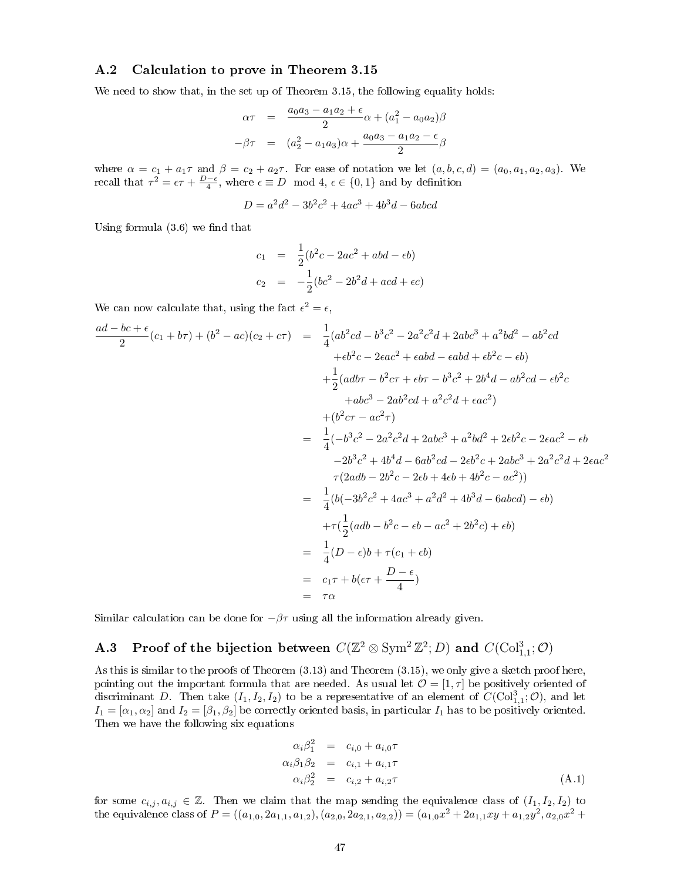### A.2 Calculation to prove in Theorem 3.15

We need to show that, in the set up of Theorem 3.15, the following equality holds:

$$
\begin{aligned}
\alpha\tau &= \frac{a_0a_3 - a_1a_2 + \epsilon}{2}\alpha + (a_1^2 - a_0a_2)\beta \\
-\beta\tau &= (a_2^2 - a_1a_3)\alpha + \frac{a_0a_3 - a_1a_2 - \epsilon}{2}\beta
\end{aligned}
$$

where $\alpha = c_1 + a_1\tau$ and $\beta = c_2 + a_2\tau$. For ease of notation we let $(a,b,c,d) = (a_0,a_1,a_2,a_3)$. We recall that $\tau^2 = \epsilon\tau + \frac{D-\epsilon}{4}$, where $\epsilon \equiv D \mod 4$, $\epsilon \in \{0,1\}$ and by definition

$$
D = a^2d^2 - 3b^2c^2 + 4ac^3 + 4b^3d - 6abcd
$$

Using formula (3.6) we find that

$$
\begin{aligned}
c_1 &= \frac{1}{2}(b^2c - 2ac^2 + abd - \epsilon b) \\
c_2 &= -\frac{1}{2}(bc^2 - 2b^2d + acd + \epsilon c)
\end{aligned}
$$

We can now calculate that, using the fact $\epsilon^2 = \epsilon$,

$$
\begin{aligned}
\frac{ad - bc + \epsilon}{2}(c_1 + b\tau) + (b^2 - ac)(c_2 + c\tau) &= \frac{1}{4}(ab^2cd - b^3c^2 - 2a^2c^2d + 2abc^3 + a^2bd^2 - ab^2cd \\
&\quad +\epsilon b^2c - 2\epsilon ac^2 + \epsilon abd - \epsilon abd + \epsilon b^2c - \epsilon b) \\
&\quad +\frac{1}{2}(adb\tau - b^2c\tau + \epsilon b\tau - b^3c^2 + 2b^4d - ab^2cd - \epsilon b^2c \\
&\quad +abc^3 - 2ab^2cd + a^2c^2d + \epsilon ac^2) \\
&\quad +(b^2c\tau - ac^2\tau) \\
&= \frac{1}{4}(-b^3c^2 - 2a^2c^2d + 2abc^3 + a^2bd^2 + 2\epsilon b^2c - 2\epsilon ac^2 - \epsilon b \\
&\quad -2b^3c^2 + 4b^4d - 6ab^2cd - 2\epsilon b^2c + 2abc^3 + 2a^2c^2d + 2\epsilon ac^2 \\
&\quad \tau(2adb - 2b^2c - 2\epsilon b + 4\epsilon b + 4b^2c - ac^2)) \\
&= \frac{1}{4}(b(-3b^2c^2 + 4ac^3 + a^2d^2 + 4b^3d - 6abcd) - \epsilon b) \\
&\quad +\tau(\frac{1}{2}(adb - b^2c - \epsilon b - ac^2 + 2b^2c) + \epsilon b) \\
&= \frac{1}{4}(D - \epsilon)b + \tau(c_1 + \epsilon b) \\
&= c_1\tau + b(\epsilon\tau + \frac{D-\epsilon}{4}) \\
&= \tau\alpha
\end{aligned}
$$

Similar calculation can be done for $-\beta\tau$ using all the information already given.

### A.3 Proof of the bijection between $C(\mathbb{Z}^2 \otimes \mathrm{Sym}^2\,\mathbb{Z}^2; D)$ and $C(\mathrm{Col}^3_{1,1}; \mathcal{O})$

As this is similar to the proofs of Theorem (3.13) and Theorem (3.15), we only give a sketch proof here, pointing out the important formula that are needed. As usual let $\mathcal{O} = [1,\tau]$ be positively oriented of discriminant $D$. Then take $(I_1, I_2, I_2)$ to be a representative of an element of $C(\mathrm{Col}^3_{1,1}; \mathcal{O})$, and let $I_1 = [\alpha_1, \alpha_2]$ and $I_2 = [\beta_1, \beta_2]$ be correctly oriented basis, in particular $I_1$ has to be positively oriented. Then we have the following six equations

$$
\begin{aligned}
\alpha_i\beta_1^2 &= c_{i,0} + a_{i,0}\tau \\
\alpha_i\beta_1\beta_2 &= c_{i,1} + a_{i,1}\tau \\
\alpha_i\beta_2^2 &= c_{i,2} + a_{i,2}\tau
\end{aligned} \tag{A.1}
$$

for some $c_{i,j}, a_{i,j} \in \mathbb{Z}$. Then we claim that the map sending the equivalence class of $(I_1, I_2, I_2)$ to the equivalence class of $P = ((a_{1,0}, 2a_{1,1}, a_{1,2}), (a_{2,0}, 2a_{2,1}, a_{2,2})) = (a_{1,0}x^2 + 2a_{1,1}xy + a_{1,2}y^2, a_{2,0}x^2 +$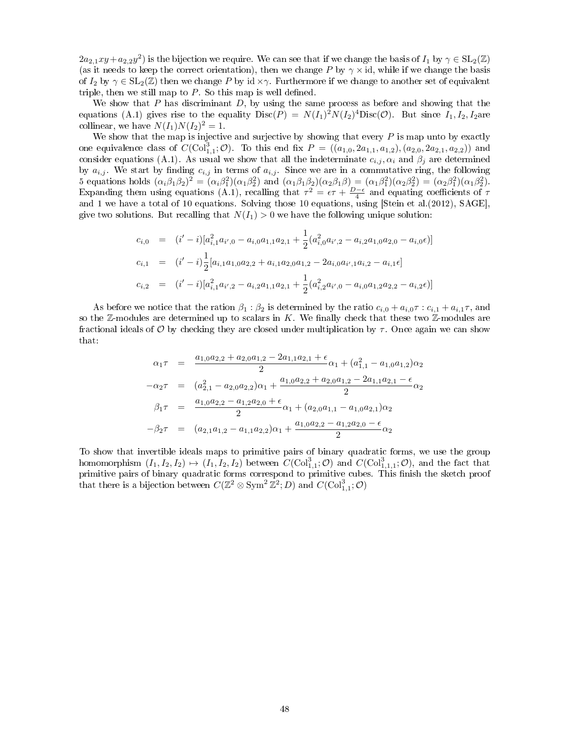$2a_{2,1}xy + a_{2,2}y^2$) is the bijection we require. We can see that if we change the basis of $I_1$ by $\gamma \in \mathrm{SL}_2(\mathbb{Z})$ (as it needs to keep the correct orientation), then we change $P$ by $\gamma \times \mathrm{id}$, while if we change the basis of $I_2$ by $\gamma \in \mathrm{SL}_2(\mathbb{Z})$ then we change $P$ by $\mathrm{id} \times \gamma$. Furthermore if we change to another set of equivalent triple, then we still map to $P$. So this map is well defined.

We show that $P$ has discriminant $D$, by using the same process as before and showing that the equations (A.1) gives rise to the equality $\mathrm{Disc}(P) = N(I_1)^2 N(I_2)^4 \mathrm{Disc}(\mathcal{O})$. But since $I_1, I_2, I_2$are collinear, we have $N(I_1)N(I_2)^2 = 1$.

We show that the map is injective and surjective by showing that every $P$ is map unto by exactly one equivalence class of $C(\mathrm{Col}^3_{1,1}; \mathcal{O})$. To this end fix $P = ((a_{1,0}, 2a_{1,1}, a_{1,2}), (a_{2,0}, 2a_{2,1}, a_{2,2}))$ and consider equations (A.1). As usual we show that all the indeterminate $c_{i,j}, \alpha_i$ and $\beta_j$ are determined by $a_{i,j}$. We start by finding $c_{i,j}$ in terms of $a_{i,j}$. Since we are in a commutative ring, the following 5 equations holds $(\alpha_i\beta_1\beta_2)^2 = (\alpha_i\beta_1^2)(\alpha_1\beta_2^2)$ and $(\alpha_1\beta_1\beta_2)(\alpha_2\beta_1\beta) = (\alpha_1\beta_1^2)(\alpha_2\beta_2^2) = (\alpha_2\beta_1^2)(\alpha_1\beta_2^2)$. Expanding them using equations (A.1), recalling that $\tau^2 = \epsilon\tau + \frac{D-\epsilon}{4}$ and equating coefficients of $\tau$ and 1 we have a total of 10 equations. Solving those 10 equations, using [Stein et al.(2012), SAGE], give two solutions. But recalling that $N(I_1) > 0$ we have the following unique solution:

$$
\begin{aligned}
c_{i,0} &= (i' - i)[a_{i,1}^2 a_{i',0} - a_{i,0}a_{1,1}a_{2,1} + \frac{1}{2}(a_{i,0}^2 a_{i',2} - a_{i,2}a_{1,0}a_{2,0} - a_{i,0}\epsilon)] \\
c_{i,1} &= (i' - i)\frac{1}{2}[a_{i,1}a_{1,0}a_{2,2} + a_{i,1}a_{2,0}a_{1,2} - 2a_{i,0}a_{i',1}a_{i,2} - a_{i,1}\epsilon] \\
c_{i,2} &= (i' - i)[a_{i,1}^2 a_{i',2} - a_{i,2}a_{1,1}a_{2,1} + \frac{1}{2}(a_{i,2}^2 a_{i',0} - a_{i,0}a_{1,2}a_{2,2} - a_{i,2}\epsilon)]
\end{aligned}
$$

As before we notice that the ration $\beta_1 : \beta_2$ is determined by the ratio $c_{i,0} + a_{i,0}\tau : c_{i,1} + a_{i,1}\tau$, and so the $\mathbb{Z}$-modules are determined up to scalars in $K$. We finally check that these two $\mathbb{Z}$-modules are fractional ideals of $\mathcal{O}$ by checking they are closed under multiplication by $\tau$. Once again we can show that:

$$
\begin{aligned}
\alpha_1\tau &= \frac{a_{1,0}a_{2,2} + a_{2,0}a_{1,2} - 2a_{1,1}a_{2,1} + \epsilon}{2}\alpha_1 + (a_{1,1}^2 - a_{1,0}a_{1,2})\alpha_2 \\
-\alpha_2\tau &= (a_{2,1}^2 - a_{2,0}a_{2,2})\alpha_1 + \frac{a_{1,0}a_{2,2} + a_{2,0}a_{1,2} - 2a_{1,1}a_{2,1} - \epsilon}{2}\alpha_2 \\
\beta_1\tau &= \frac{a_{1,0}a_{2,2} - a_{1,2}a_{2,0} + \epsilon}{2}\alpha_1 + (a_{2,0}a_{1,1} - a_{1,0}a_{2,1})\alpha_2 \\
-\beta_2\tau &= (a_{2,1}a_{1,2} - a_{1,1}a_{2,2})\alpha_1 + \frac{a_{1,0}a_{2,2} - a_{1,2}a_{2,0} - \epsilon}{2}\alpha_2
\end{aligned}
$$

To show that invertible ideals maps to primitive pairs of binary quadratic forms, we use the group homomorphism $(I_1, I_2, I_2) \mapsto (I_1, I_2, I_2)$ between $C(\mathrm{Col}^3_{1,1}; \mathcal{O})$ and $C(\mathrm{Col}^3_{1,1,1}; \mathcal{O})$, and the fact that primitive pairs of binary quadratic forms correspond to primitive cubes. This finish the sketch proof that there is a bijection between $C(\mathbb{Z}^2 \otimes \mathrm{Sym}^2 \mathbb{Z}^2; D)$ and $C(\mathrm{Col}^3_{1,1}; \mathcal{O})$